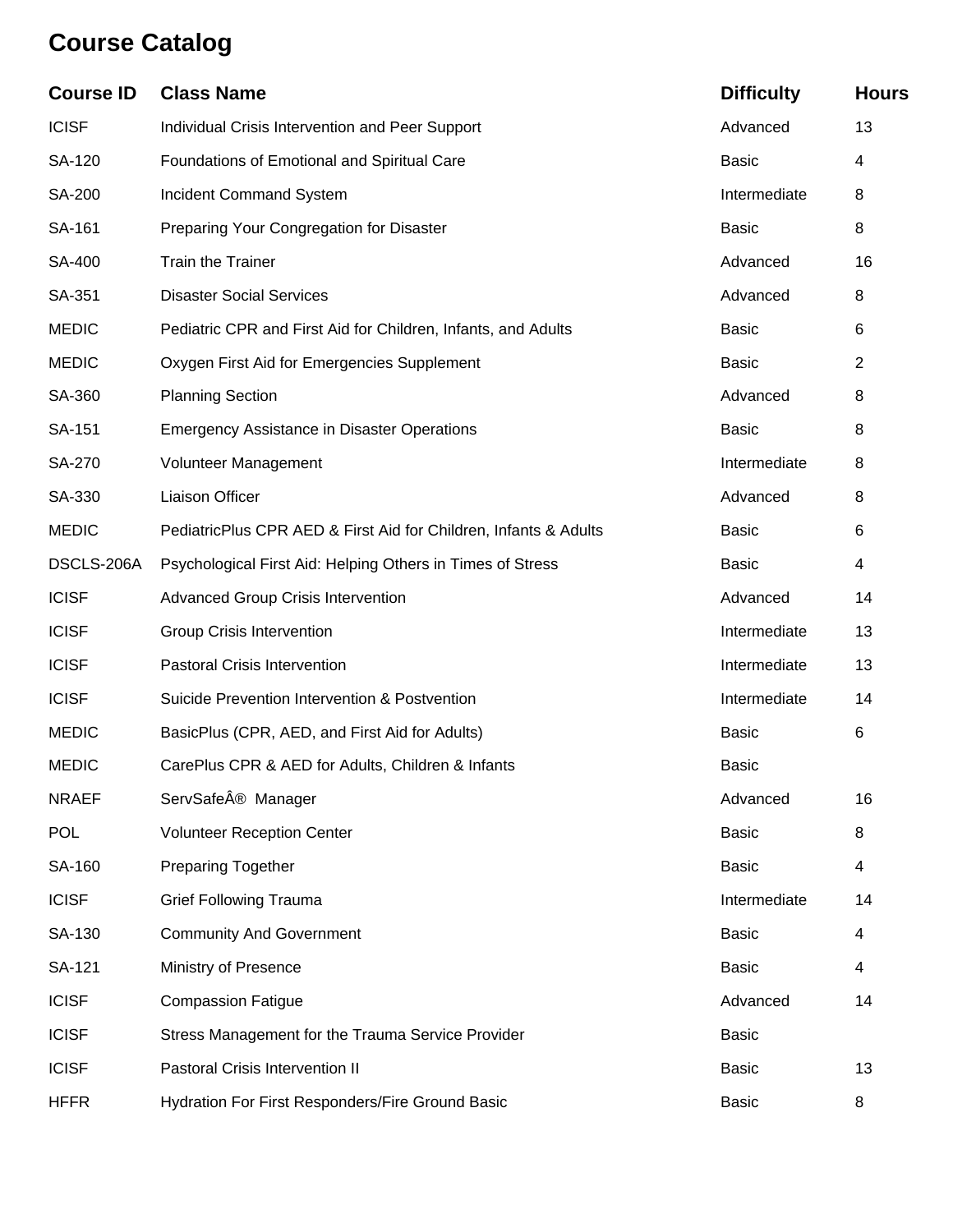# Course Catalog

| Course ID | Class Name | Difficulty | Hours |
|---|---|---|---|
| ICISF | Individual Crisis Intervention and Peer Support | Advanced | 13 |
| SA-120 | Foundations of Emotional and Spiritual Care | Basic | 4 |
| SA-200 | Incident Command System | Intermediate | 8 |
| SA-161 | Preparing Your Congregation for Disaster | Basic | 8 |
| SA-400 | Train the Trainer | Advanced | 16 |
| SA-351 | Disaster Social Services | Advanced | 8 |
| MEDIC | Pediatric CPR and First Aid for Children, Infants, and Adults | Basic | 6 |
| MEDIC | Oxygen First Aid for Emergencies Supplement | Basic | 2 |
| SA-360 | Planning Section | Advanced | 8 |
| SA-151 | Emergency Assistance in Disaster Operations | Basic | 8 |
| SA-270 | Volunteer Management | Intermediate | 8 |
| SA-330 | Liaison Officer | Advanced | 8 |
| MEDIC | PediatricPlus CPR AED & First Aid for Children, Infants & Adults | Basic | 6 |
| DSCLS-206A | Psychological First Aid: Helping Others in Times of Stress | Basic | 4 |
| ICISF | Advanced Group Crisis Intervention | Advanced | 14 |
| ICISF | Group Crisis Intervention | Intermediate | 13 |
| ICISF | Pastoral Crisis Intervention | Intermediate | 13 |
| ICISF | Suicide Prevention Intervention & Postvention | Intermediate | 14 |
| MEDIC | BasicPlus (CPR, AED, and First Aid for Adults) | Basic | 6 |
| MEDIC | CarePlus CPR & AED for Adults, Children & Infants | Basic | |
| NRAEF | ServSafeÂ® Manager | Advanced | 16 |
| POL | Volunteer Reception Center | Basic | 8 |
| SA-160 | Preparing Together | Basic | 4 |
| ICISF | Grief Following Trauma | Intermediate | 14 |
| SA-130 | Community And Government | Basic | 4 |
| SA-121 | Ministry of Presence | Basic | 4 |
| ICISF | Compassion Fatigue | Advanced | 14 |
| ICISF | Stress Management for the Trauma Service Provider | Basic | |
| ICISF | Pastoral Crisis Intervention II | Basic | 13 |
| HFFR | Hydration For First Responders/Fire Ground Basic | Basic | 8 |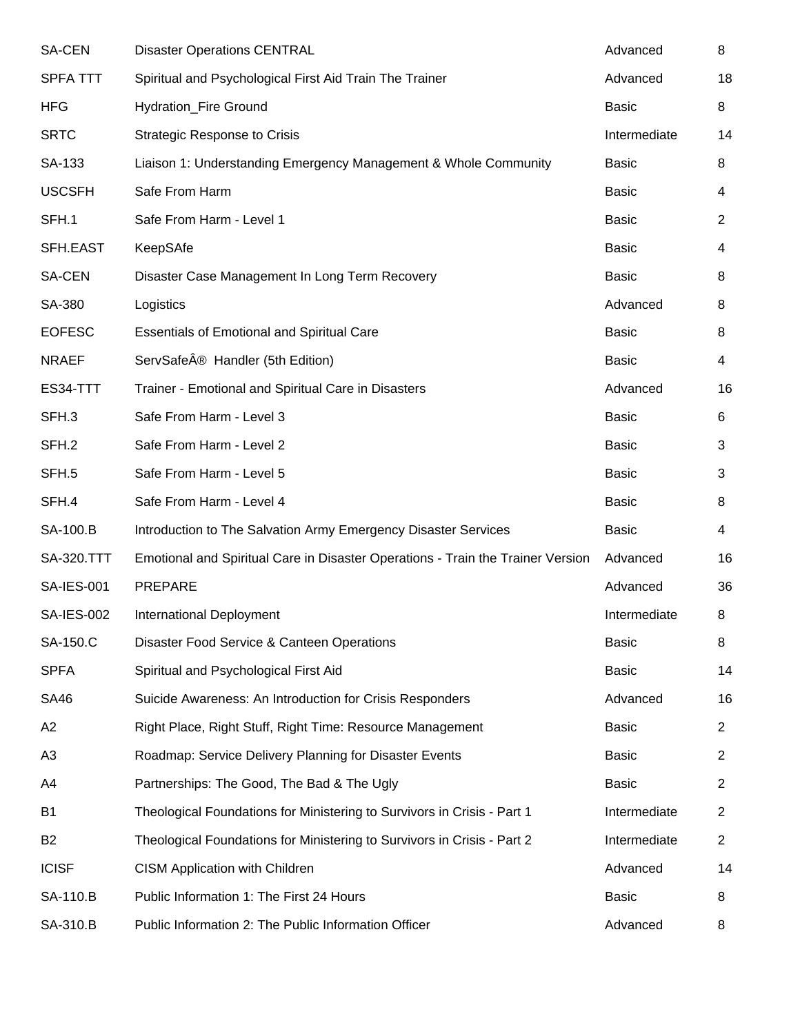| | | | |
|---|---|---|---|
| SA-CEN | Disaster Operations CENTRAL | Advanced | 8 |
| SPFA TTT | Spiritual and Psychological First Aid Train The Trainer | Advanced | 18 |
| HFG | Hydration_Fire Ground | Basic | 8 |
| SRTC | Strategic Response to Crisis | Intermediate | 14 |
| SA-133 | Liaison 1: Understanding Emergency Management & Whole Community | Basic | 8 |
| USCSFH | Safe From Harm | Basic | 4 |
| SFH.1 | Safe From Harm - Level 1 | Basic | 2 |
| SFH.EAST | KeepSAfe | Basic | 4 |
| SA-CEN | Disaster Case Management In Long Term Recovery | Basic | 8 |
| SA-380 | Logistics | Advanced | 8 |
| EOFESC | Essentials of Emotional and Spiritual Care | Basic | 8 |
| NRAEF | ServSafeÂ®  Handler (5th Edition) | Basic | 4 |
| ES34-TTT | Trainer - Emotional and Spiritual Care in Disasters | Advanced | 16 |
| SFH.3 | Safe From Harm - Level 3 | Basic | 6 |
| SFH.2 | Safe From Harm - Level 2 | Basic | 3 |
| SFH.5 | Safe From Harm - Level 5 | Basic | 3 |
| SFH.4 | Safe From Harm - Level 4 | Basic | 8 |
| SA-100.B | Introduction to The Salvation Army Emergency Disaster Services | Basic | 4 |
| SA-320.TTT | Emotional and Spiritual Care in Disaster Operations - Train the Trainer Version | Advanced | 16 |
| SA-IES-001 | PREPARE | Advanced | 36 |
| SA-IES-002 | International Deployment | Intermediate | 8 |
| SA-150.C | Disaster Food Service & Canteen Operations | Basic | 8 |
| SPFA | Spiritual and Psychological First Aid | Basic | 14 |
| SA46 | Suicide Awareness: An Introduction for Crisis Responders | Advanced | 16 |
| A2 | Right Place, Right Stuff, Right Time: Resource Management | Basic | 2 |
| A3 | Roadmap: Service Delivery Planning for Disaster Events | Basic | 2 |
| A4 | Partnerships: The Good, The Bad & The Ugly | Basic | 2 |
| B1 | Theological Foundations for Ministering to Survivors in Crisis - Part 1 | Intermediate | 2 |
| B2 | Theological Foundations for Ministering to Survivors in Crisis - Part 2 | Intermediate | 2 |
| ICISF | CISM Application with Children | Advanced | 14 |
| SA-110.B | Public Information 1: The First 24 Hours | Basic | 8 |
| SA-310.B | Public Information 2: The Public Information Officer | Advanced | 8 |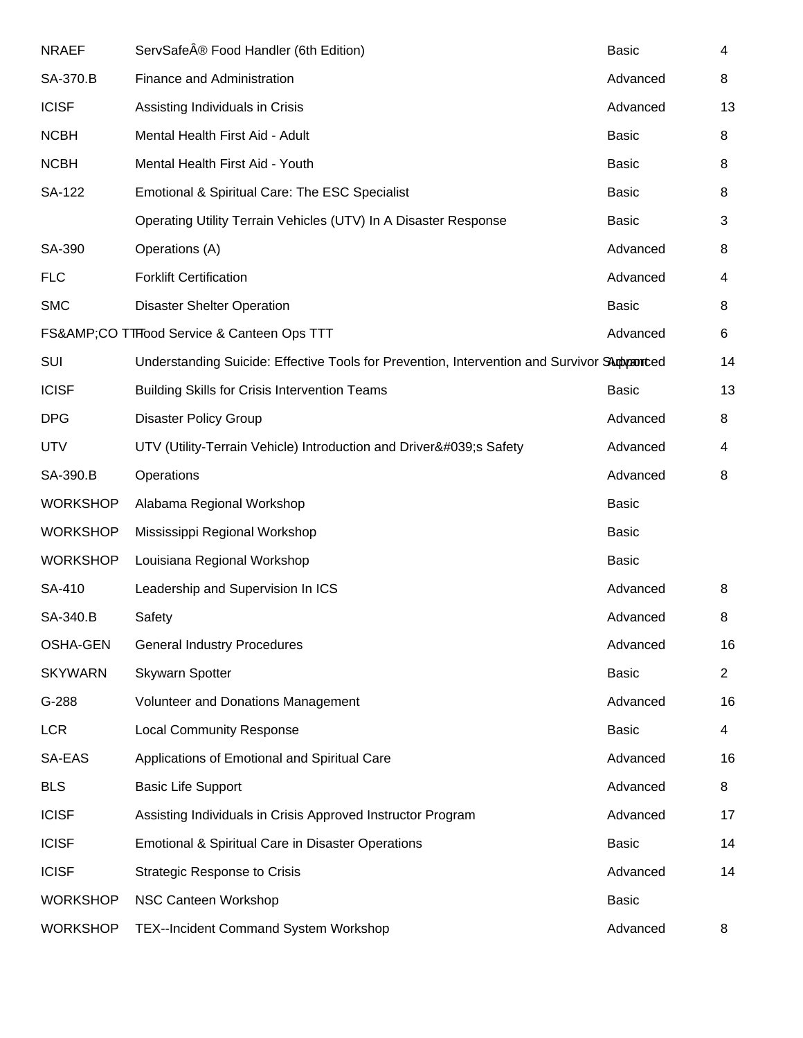| | | | |
|---|---|---|---|
| NRAEF | ServSafeÂ® Food Handler (6th Edition) | Basic | 4 |
| SA-370.B | Finance and Administration | Advanced | 8 |
| ICISF | Assisting Individuals in Crisis | Advanced | 13 |
| NCBH | Mental Health First Aid - Adult | Basic | 8 |
| NCBH | Mental Health First Aid - Youth | Basic | 8 |
| SA-122 | Emotional & Spiritual Care: The ESC Specialist | Basic | 8 |
| | Operating Utility Terrain Vehicles (UTV) In A Disaster Response | Basic | 3 |
| SA-390 | Operations (A) | Advanced | 8 |
| FLC | Forklift Certification | Advanced | 4 |
| SMC | Disaster Shelter Operation | Basic | 8 |
| FS&AMP;CO TTT | Food Service & Canteen Ops TTT | Advanced | 6 |
| SUI | Understanding Suicide: Effective Tools for Prevention, Intervention and Survivor Support | Advanced | 14 |
| ICISF | Building Skills for Crisis Intervention Teams | Basic | 13 |
| DPG | Disaster Policy Group | Advanced | 8 |
| UTV | UTV (Utility-Terrain Vehicle) Introduction and Driver&#039;s Safety | Advanced | 4 |
| SA-390.B | Operations | Advanced | 8 |
| WORKSHOP | Alabama Regional Workshop | Basic | |
| WORKSHOP | Mississippi Regional Workshop | Basic | |
| WORKSHOP | Louisiana Regional Workshop | Basic | |
| SA-410 | Leadership and Supervision In ICS | Advanced | 8 |
| SA-340.B | Safety | Advanced | 8 |
| OSHA-GEN | General Industry Procedures | Advanced | 16 |
| SKYWARN | Skywarn Spotter | Basic | 2 |
| G-288 | Volunteer and Donations Management | Advanced | 16 |
| LCR | Local Community Response | Basic | 4 |
| SA-EAS | Applications of Emotional and Spiritual Care | Advanced | 16 |
| BLS | Basic Life Support | Advanced | 8 |
| ICISF | Assisting Individuals in Crisis Approved Instructor Program | Advanced | 17 |
| ICISF | Emotional & Spiritual Care in Disaster Operations | Basic | 14 |
| ICISF | Strategic Response to Crisis | Advanced | 14 |
| WORKSHOP | NSC Canteen Workshop | Basic | |
| WORKSHOP | TEX--Incident Command System Workshop | Advanced | 8 |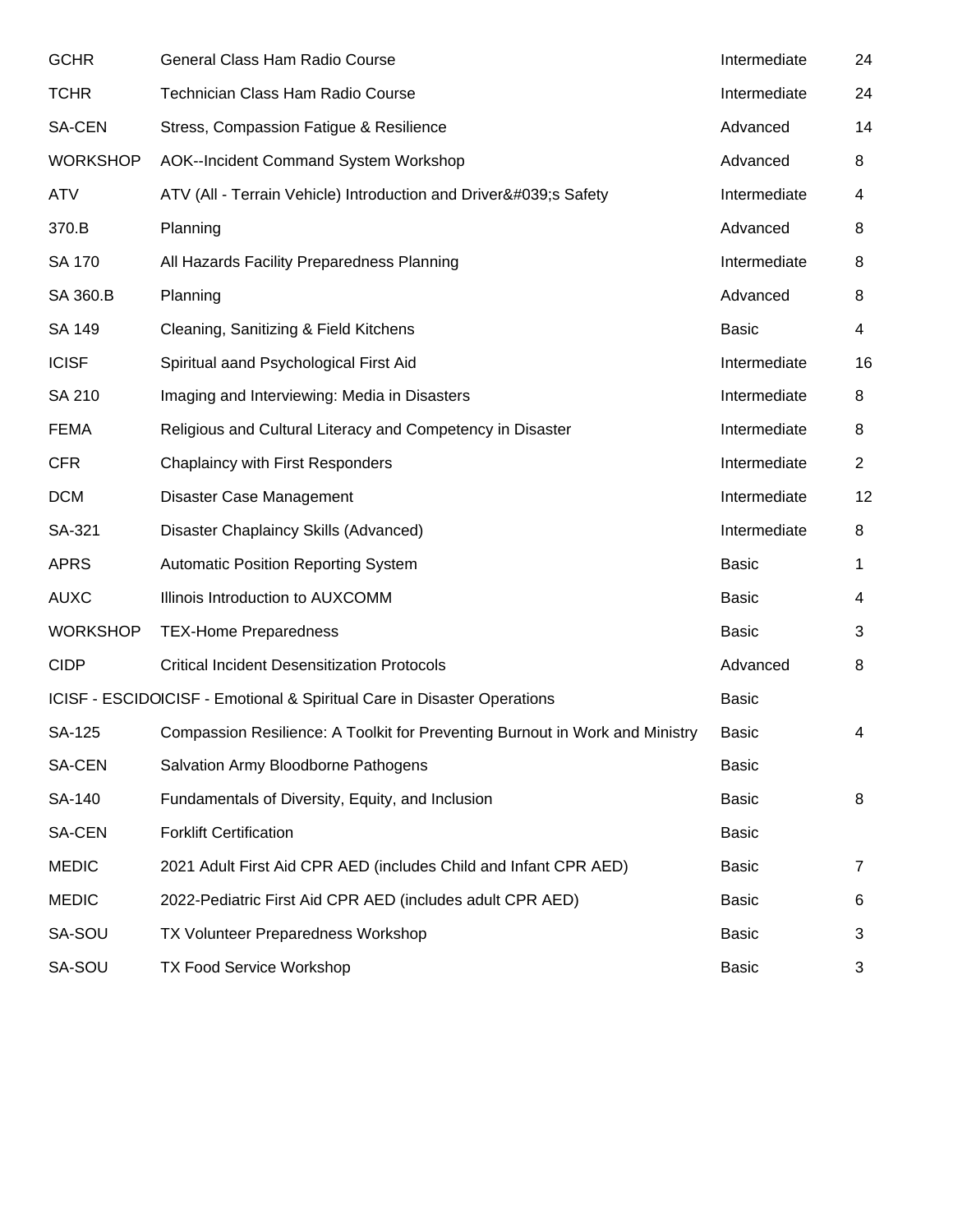| | | | |
|---|---|---|---|
| GCHR | General Class Ham Radio Course | Intermediate | 24 |
| TCHR | Technician Class Ham Radio Course | Intermediate | 24 |
| SA-CEN | Stress, Compassion Fatigue & Resilience | Advanced | 14 |
| WORKSHOP | AOK--Incident Command System Workshop | Advanced | 8 |
| ATV | ATV (All - Terrain Vehicle) Introduction and Driver&#039;s Safety | Intermediate | 4 |
| 370.B | Planning | Advanced | 8 |
| SA 170 | All Hazards Facility Preparedness Planning | Intermediate | 8 |
| SA 360.B | Planning | Advanced | 8 |
| SA 149 | Cleaning, Sanitizing & Field Kitchens | Basic | 4 |
| ICISF | Spiritual aand Psychological First Aid | Intermediate | 16 |
| SA 210 | Imaging and Interviewing: Media in Disasters | Intermediate | 8 |
| FEMA | Religious and Cultural Literacy and Competency in Disaster | Intermediate | 8 |
| CFR | Chaplaincy with First Responders | Intermediate | 2 |
| DCM | Disaster Case Management | Intermediate | 12 |
| SA-321 | Disaster Chaplaincy Skills (Advanced) | Intermediate | 8 |
| APRS | Automatic Position Reporting System | Basic | 1 |
| AUXC | Illinois Introduction to AUXCOMM | Basic | 4 |
| WORKSHOP | TEX-Home Preparedness | Basic | 3 |
| CIDP | Critical Incident Desensitization Protocols | Advanced | 8 |
| ICISF - ESCIDO | ICISF - Emotional & Spiritual Care in Disaster Operations | Basic | |
| SA-125 | Compassion Resilience: A Toolkit for Preventing Burnout in Work and Ministry | Basic | 4 |
| SA-CEN | Salvation Army Bloodborne Pathogens | Basic | |
| SA-140 | Fundamentals of Diversity, Equity, and Inclusion | Basic | 8 |
| SA-CEN | Forklift Certification | Basic | |
| MEDIC | 2021 Adult First Aid CPR AED (includes Child and Infant CPR AED) | Basic | 7 |
| MEDIC | 2022-Pediatric First Aid CPR AED (includes adult CPR AED) | Basic | 6 |
| SA-SOU | TX Volunteer Preparedness Workshop | Basic | 3 |
| SA-SOU | TX Food Service Workshop | Basic | 3 |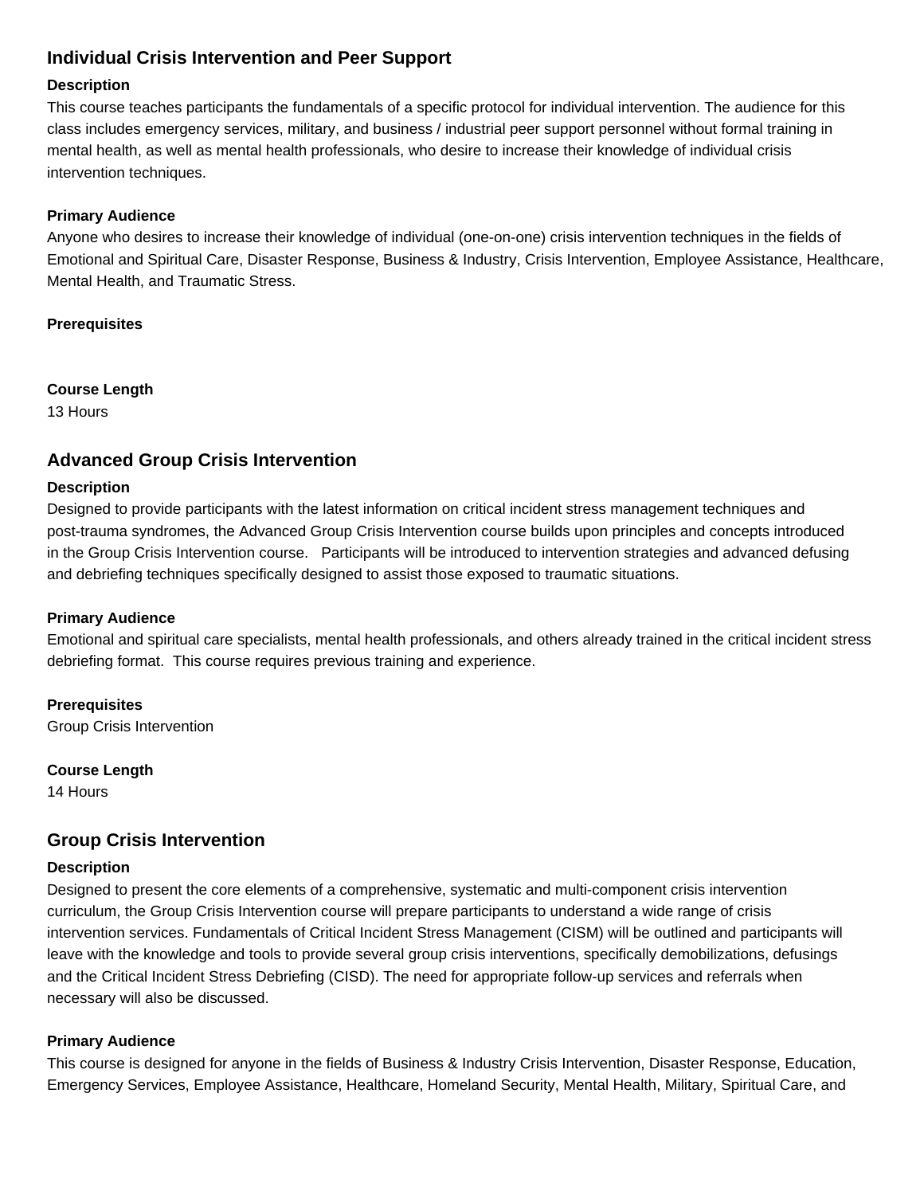## Individual Crisis Intervention and Peer Support

**Description**

This course teaches participants the fundamentals of a specific protocol for individual intervention. The audience for this class includes emergency services, military, and business / industrial peer support personnel without formal training in mental health, as well as mental health professionals, who desire to increase their knowledge of individual crisis intervention techniques.

**Primary Audience**

Anyone who desires to increase their knowledge of individual (one-on-one) crisis intervention techniques in the fields of Emotional and Spiritual Care, Disaster Response, Business & Industry, Crisis Intervention, Employee Assistance, Healthcare, Mental Health, and Traumatic Stress.

**Prerequisites**

**Course Length**

13 Hours

## Advanced Group Crisis Intervention

**Description**

Designed to provide participants with the latest information on critical incident stress management techniques and post-trauma syndromes, the Advanced Group Crisis Intervention course builds upon principles and concepts introduced in the Group Crisis Intervention course. Participants will be introduced to intervention strategies and advanced defusing and debriefing techniques specifically designed to assist those exposed to traumatic situations.

**Primary Audience**

Emotional and spiritual care specialists, mental health professionals, and others already trained in the critical incident stress debriefing format. This course requires previous training and experience.

**Prerequisites**

Group Crisis Intervention

**Course Length**

14 Hours

## Group Crisis Intervention

**Description**

Designed to present the core elements of a comprehensive, systematic and multi-component crisis intervention curriculum, the Group Crisis Intervention course will prepare participants to understand a wide range of crisis intervention services. Fundamentals of Critical Incident Stress Management (CISM) will be outlined and participants will leave with the knowledge and tools to provide several group crisis interventions, specifically demobilizations, defusings and the Critical Incident Stress Debriefing (CISD). The need for appropriate follow-up services and referrals when necessary will also be discussed.

**Primary Audience**

This course is designed for anyone in the fields of Business & Industry Crisis Intervention, Disaster Response, Education, Emergency Services, Employee Assistance, Healthcare, Homeland Security, Mental Health, Military, Spiritual Care, and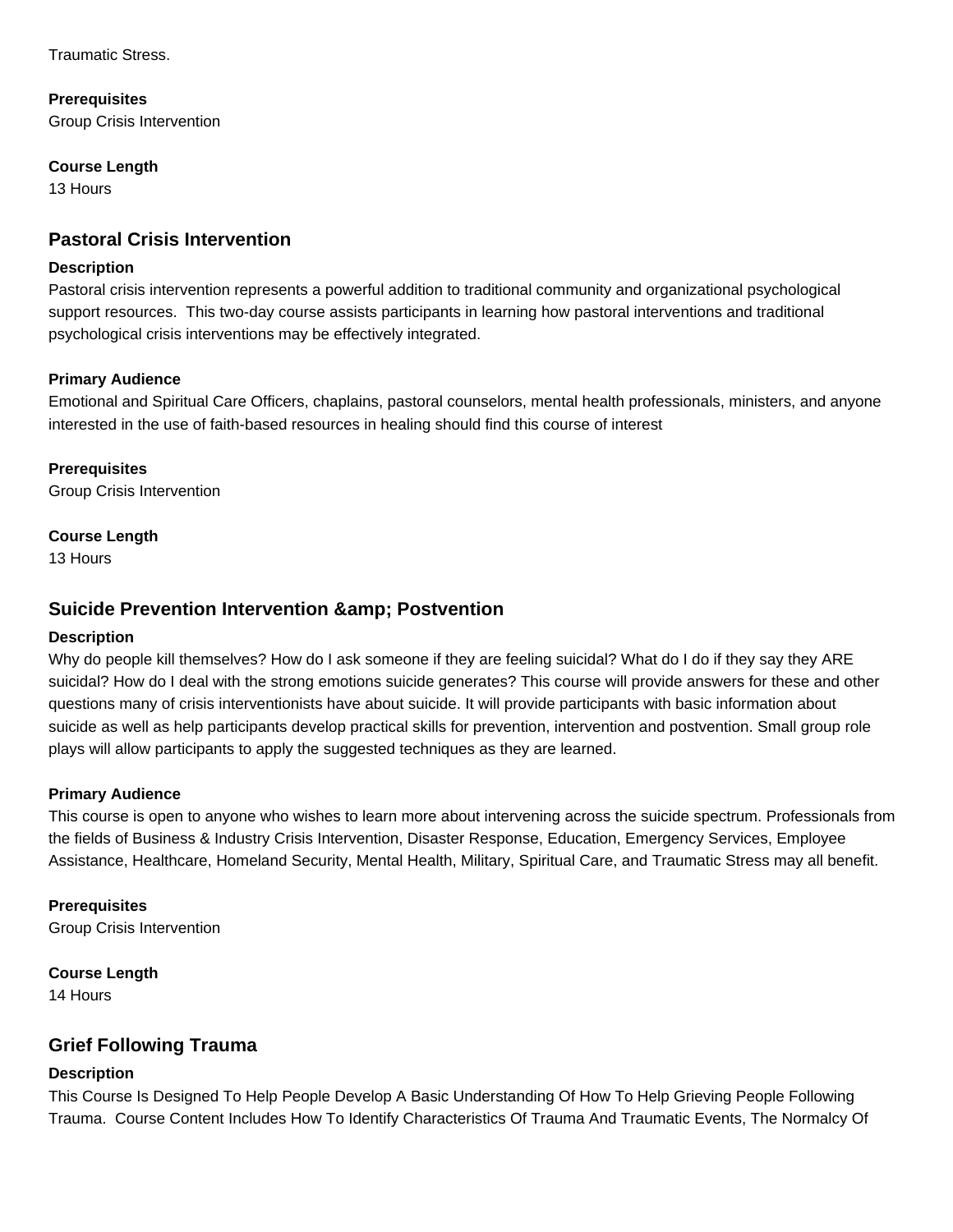Traumatic Stress.

**Prerequisites**
Group Crisis Intervention

**Course Length**
13 Hours

## Pastoral Crisis Intervention

**Description**
Pastoral crisis intervention represents a powerful addition to traditional community and organizational psychological support resources.  This two-day course assists participants in learning how pastoral interventions and traditional psychological crisis interventions may be effectively integrated.

**Primary Audience**
Emotional and Spiritual Care Officers, chaplains, pastoral counselors, mental health professionals, ministers, and anyone interested in the use of faith-based resources in healing should find this course of interest

**Prerequisites**
Group Crisis Intervention

**Course Length**
13 Hours

## Suicide Prevention Intervention &amp; Postvention

**Description**
Why do people kill themselves? How do I ask someone if they are feeling suicidal? What do I do if they say they ARE suicidal? How do I deal with the strong emotions suicide generates? This course will provide answers for these and other questions many of crisis interventionists have about suicide. It will provide participants with basic information about suicide as well as help participants develop practical skills for prevention, intervention and postvention. Small group role plays will allow participants to apply the suggested techniques as they are learned.

**Primary Audience**
This course is open to anyone who wishes to learn more about intervening across the suicide spectrum. Professionals from the fields of Business & Industry Crisis Intervention, Disaster Response, Education, Emergency Services, Employee Assistance, Healthcare, Homeland Security, Mental Health, Military, Spiritual Care, and Traumatic Stress may all benefit.

**Prerequisites**
Group Crisis Intervention

**Course Length**
14 Hours

## Grief Following Trauma

**Description**
This Course Is Designed To Help People Develop A Basic Understanding Of How To Help Grieving People Following Trauma.  Course Content Includes How To Identify Characteristics Of Trauma And Traumatic Events, The Normalcy Of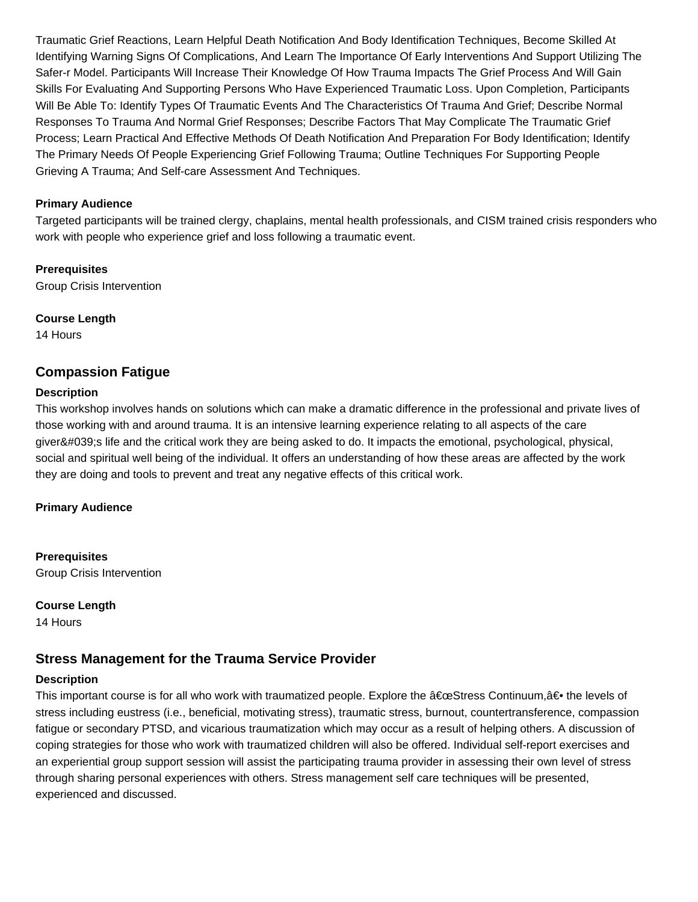Traumatic Grief Reactions, Learn Helpful Death Notification And Body Identification Techniques, Become Skilled At Identifying Warning Signs Of Complications, And Learn The Importance Of Early Interventions And Support Utilizing The Safer-r Model. Participants Will Increase Their Knowledge Of How Trauma Impacts The Grief Process And Will Gain Skills For Evaluating And Supporting Persons Who Have Experienced Traumatic Loss. Upon Completion, Participants Will Be Able To: Identify Types Of Traumatic Events And The Characteristics Of Trauma And Grief; Describe Normal Responses To Trauma And Normal Grief Responses; Describe Factors That May Complicate The Traumatic Grief Process; Learn Practical And Effective Methods Of Death Notification And Preparation For Body Identification; Identify The Primary Needs Of People Experiencing Grief Following Trauma; Outline Techniques For Supporting People Grieving A Trauma; And Self-care Assessment And Techniques.

**Primary Audience**

Targeted participants will be trained clergy, chaplains, mental health professionals, and CISM trained crisis responders who work with people who experience grief and loss following a traumatic event.

**Prerequisites**

Group Crisis Intervention

**Course Length**

14 Hours

## Compassion Fatigue

**Description**

This workshop involves hands on solutions which can make a dramatic difference in the professional and private lives of those working with and around trauma. It is an intensive learning experience relating to all aspects of the care giver&#039;s life and the critical work they are being asked to do. It impacts the emotional, psychological, physical, social and spiritual well being of the individual. It offers an understanding of how these areas are affected by the work they are doing and tools to prevent and treat any negative effects of this critical work.

**Primary Audience**

**Prerequisites**

Group Crisis Intervention

**Course Length**

14 Hours

## Stress Management for the Trauma Service Provider

**Description**

This important course is for all who work with traumatized people. Explore the â€œStress Continuum,â€• the levels of stress including eustress (i.e., beneficial, motivating stress), traumatic stress, burnout, countertransference, compassion fatigue or secondary PTSD, and vicarious traumatization which may occur as a result of helping others. A discussion of coping strategies for those who work with traumatized children will also be offered. Individual self-report exercises and an experiential group support session will assist the participating trauma provider in assessing their own level of stress through sharing personal experiences with others. Stress management self care techniques will be presented, experienced and discussed.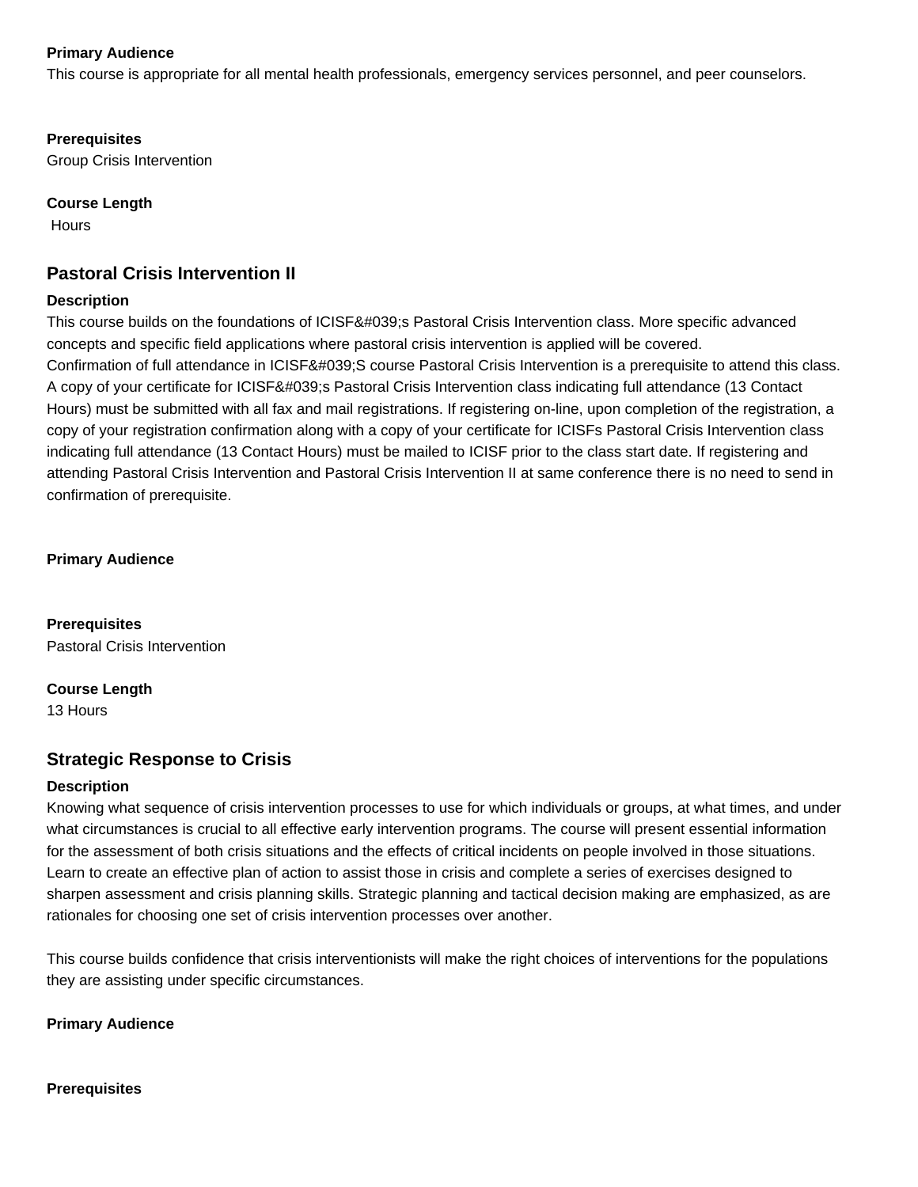**Primary Audience**

This course is appropriate for all mental health professionals, emergency services personnel, and peer counselors.

**Prerequisites**

Group Crisis Intervention

**Course Length**

Hours

## Pastoral Crisis Intervention II

**Description**

This course builds on the foundations of ICISF&#039;s Pastoral Crisis Intervention class. More specific advanced concepts and specific field applications where pastoral crisis intervention is applied will be covered.
Confirmation of full attendance in ICISF&#039;S course Pastoral Crisis Intervention is a prerequisite to attend this class. A copy of your certificate for ICISF&#039;s Pastoral Crisis Intervention class indicating full attendance (13 Contact Hours) must be submitted with all fax and mail registrations. If registering on-line, upon completion of the registration, a copy of your registration confirmation along with a copy of your certificate for ICISFs Pastoral Crisis Intervention class indicating full attendance (13 Contact Hours) must be mailed to ICISF prior to the class start date. If registering and attending Pastoral Crisis Intervention and Pastoral Crisis Intervention II at same conference there is no need to send in confirmation of prerequisite.

**Primary Audience**

**Prerequisites**

Pastoral Crisis Intervention

**Course Length**

13 Hours

## Strategic Response to Crisis

**Description**

Knowing what sequence of crisis intervention processes to use for which individuals or groups, at what times, and under what circumstances is crucial to all effective early intervention programs. The course will present essential information for the assessment of both crisis situations and the effects of critical incidents on people involved in those situations. Learn to create an effective plan of action to assist those in crisis and complete a series of exercises designed to sharpen assessment and crisis planning skills. Strategic planning and tactical decision making are emphasized, as are rationales for choosing one set of crisis intervention processes over another.

This course builds confidence that crisis interventionists will make the right choices of interventions for the populations they are assisting under specific circumstances.

**Primary Audience**

**Prerequisites**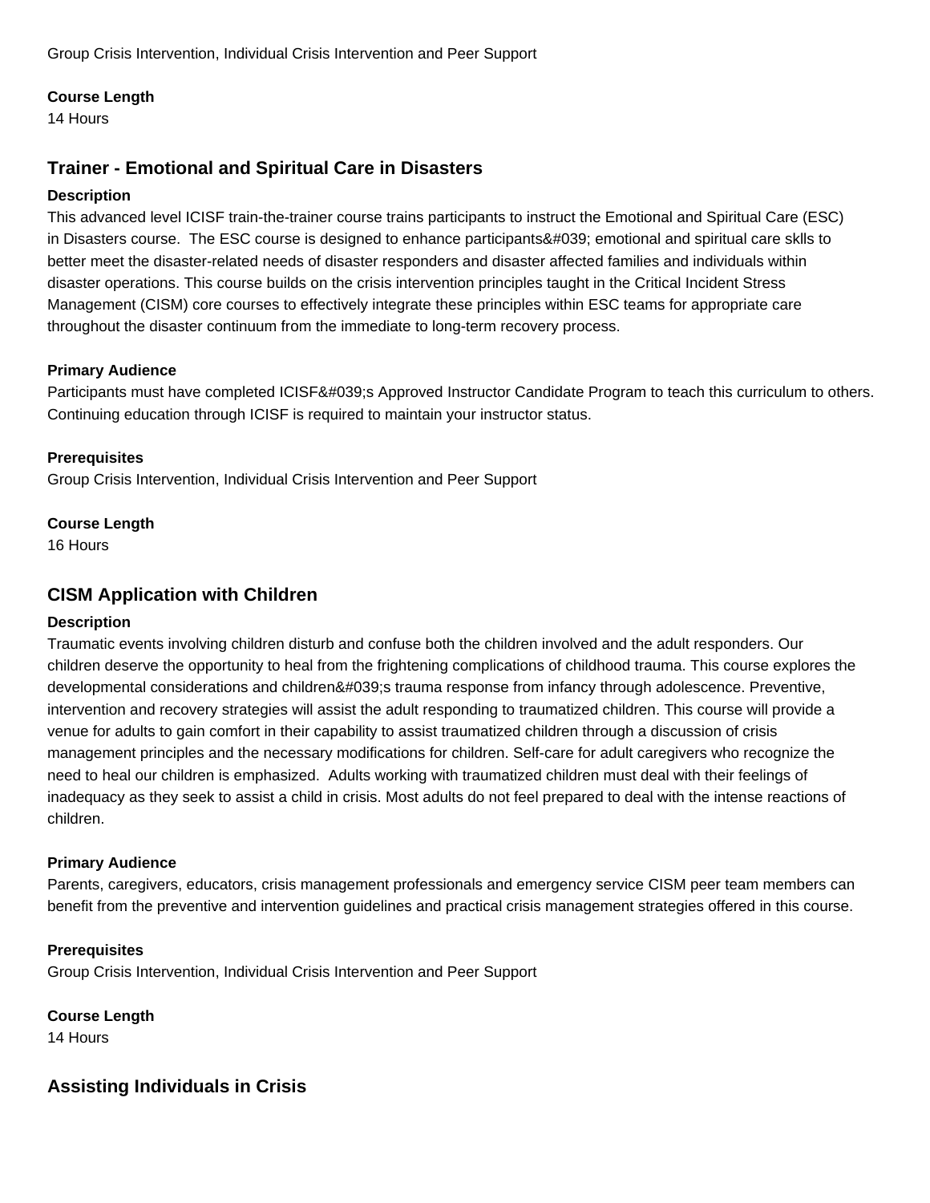Group Crisis Intervention, Individual Crisis Intervention and Peer Support

**Course Length**
14 Hours

## Trainer - Emotional and Spiritual Care in Disasters

**Description**
This advanced level ICISF train-the-trainer course trains participants to instruct the Emotional and Spiritual Care (ESC) in Disasters course.  The ESC course is designed to enhance participants&#039; emotional and spiritual care sklls to better meet the disaster-related needs of disaster responders and disaster affected families and individuals within disaster operations. This course builds on the crisis intervention principles taught in the Critical Incident Stress Management (CISM) core courses to effectively integrate these principles within ESC teams for appropriate care throughout the disaster continuum from the immediate to long-term recovery process.

**Primary Audience**
Participants must have completed ICISF&#039;s Approved Instructor Candidate Program to teach this curriculum to others. Continuing education through ICISF is required to maintain your instructor status.

**Prerequisites**
Group Crisis Intervention, Individual Crisis Intervention and Peer Support

**Course Length**
16 Hours

## CISM Application with Children

**Description**
Traumatic events involving children disturb and confuse both the children involved and the adult responders. Our children deserve the opportunity to heal from the frightening complications of childhood trauma. This course explores the developmental considerations and children&#039;s trauma response from infancy through adolescence. Preventive, intervention and recovery strategies will assist the adult responding to traumatized children. This course will provide a venue for adults to gain comfort in their capability to assist traumatized children through a discussion of crisis management principles and the necessary modifications for children. Self-care for adult caregivers who recognize the need to heal our children is emphasized.  Adults working with traumatized children must deal with their feelings of inadequacy as they seek to assist a child in crisis. Most adults do not feel prepared to deal with the intense reactions of children.

**Primary Audience**
Parents, caregivers, educators, crisis management professionals and emergency service CISM peer team members can benefit from the preventive and intervention guidelines and practical crisis management strategies offered in this course.

**Prerequisites**
Group Crisis Intervention, Individual Crisis Intervention and Peer Support

**Course Length**
14 Hours

## Assisting Individuals in Crisis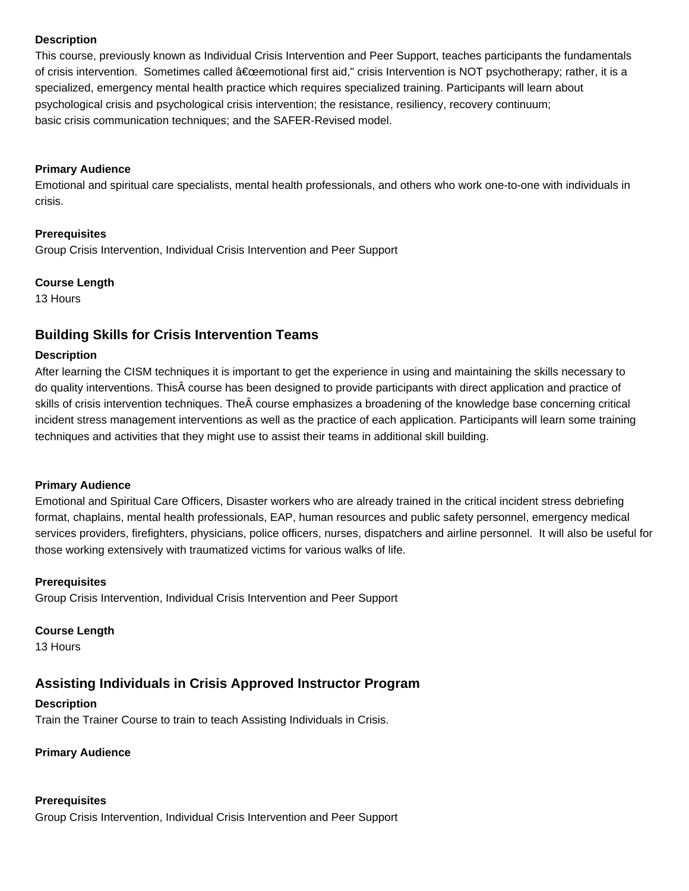**Description**

This course, previously known as Individual Crisis Intervention and Peer Support, teaches participants the fundamentals of crisis intervention.  Sometimes called â€œemotional first aid," crisis Intervention is NOT psychotherapy; rather, it is a specialized, emergency mental health practice which requires specialized training. Participants will learn about psychological crisis and psychological crisis intervention; the resistance, resiliency, recovery continuum; basic crisis communication techniques; and the SAFER-Revised model.

**Primary Audience**

Emotional and spiritual care specialists, mental health professionals, and others who work one-to-one with individuals in crisis.

**Prerequisites**

Group Crisis Intervention, Individual Crisis Intervention and Peer Support

**Course Length**

13 Hours

## Building Skills for Crisis Intervention Teams

**Description**

After learning the CISM techniques it is important to get the experience in using and maintaining the skills necessary to do quality interventions. ThisÂ course has been designed to provide participants with direct application and practice of skills of crisis intervention techniques. TheÂ course emphasizes a broadening of the knowledge base concerning critical incident stress management interventions as well as the practice of each application. Participants will learn some training techniques and activities that they might use to assist their teams in additional skill building.

**Primary Audience**

Emotional and Spiritual Care Officers, Disaster workers who are already trained in the critical incident stress debriefing format, chaplains, mental health professionals, EAP, human resources and public safety personnel, emergency medical services providers, firefighters, physicians, police officers, nurses, dispatchers and airline personnel.  It will also be useful for those working extensively with traumatized victims for various walks of life.

**Prerequisites**

Group Crisis Intervention, Individual Crisis Intervention and Peer Support

**Course Length**

13 Hours

## Assisting Individuals in Crisis Approved Instructor Program

**Description**

Train the Trainer Course to train to teach Assisting Individuals in Crisis.

**Primary Audience**

**Prerequisites**

Group Crisis Intervention, Individual Crisis Intervention and Peer Support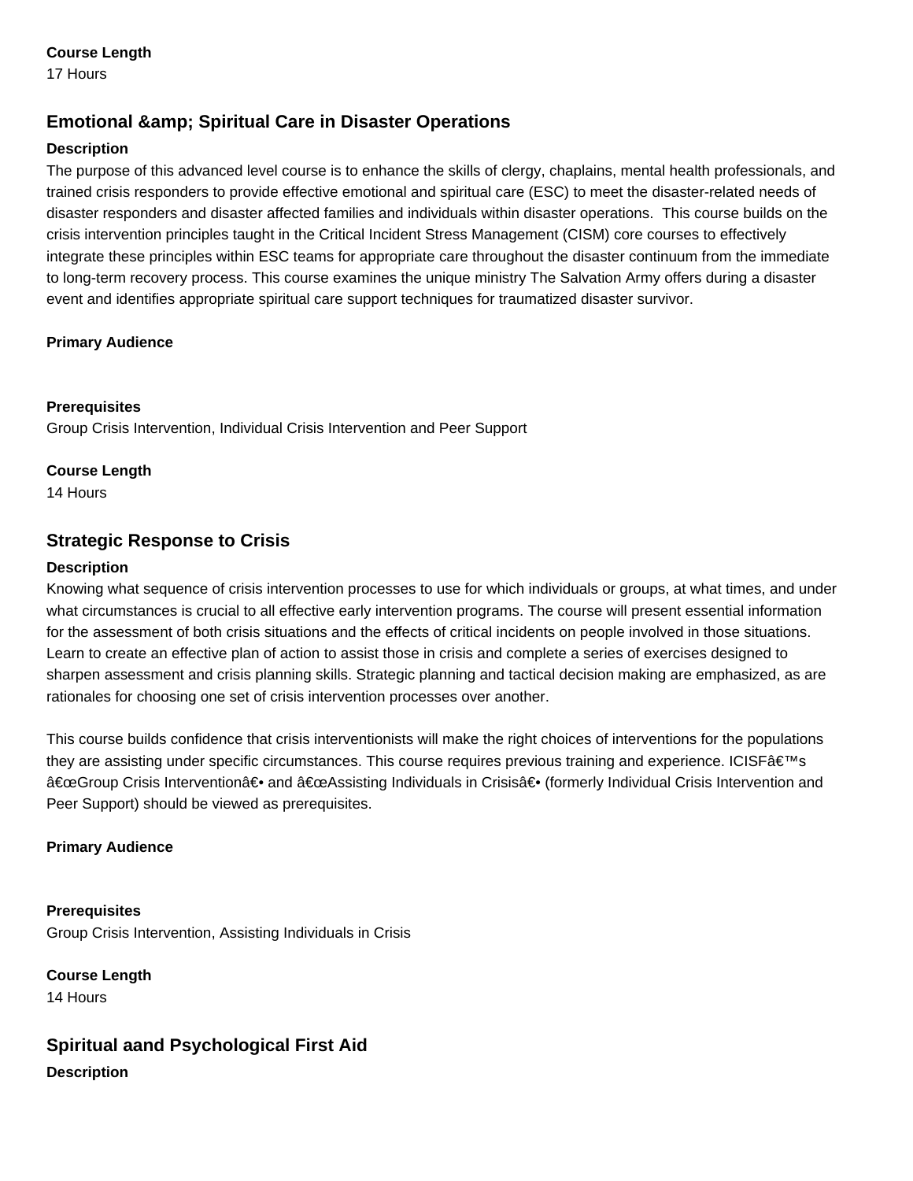**Course Length**
17 Hours

## Emotional &amp; Spiritual Care in Disaster Operations

**Description**
The purpose of this advanced level course is to enhance the skills of clergy, chaplains, mental health professionals, and trained crisis responders to provide effective emotional and spiritual care (ESC) to meet the disaster-related needs of disaster responders and disaster affected families and individuals within disaster operations.  This course builds on the crisis intervention principles taught in the Critical Incident Stress Management (CISM) core courses to effectively integrate these principles within ESC teams for appropriate care throughout the disaster continuum from the immediate to long-term recovery process. This course examines the unique ministry The Salvation Army offers during a disaster event and identifies appropriate spiritual care support techniques for traumatized disaster survivor.

**Primary Audience**

**Prerequisites**
Group Crisis Intervention, Individual Crisis Intervention and Peer Support

**Course Length**
14 Hours

## Strategic Response to Crisis

**Description**
Knowing what sequence of crisis intervention processes to use for which individuals or groups, at what times, and under what circumstances is crucial to all effective early intervention programs. The course will present essential information for the assessment of both crisis situations and the effects of critical incidents on people involved in those situations. Learn to create an effective plan of action to assist those in crisis and complete a series of exercises designed to sharpen assessment and crisis planning skills. Strategic planning and tactical decision making are emphasized, as are rationales for choosing one set of crisis intervention processes over another.

This course builds confidence that crisis interventionists will make the right choices of interventions for the populations they are assisting under specific circumstances. This course requires previous training and experience. ICISFâ€™s â€œGroup Crisis Interventionâ€• and â€œAssisting Individuals in Crisisâ€• (formerly Individual Crisis Intervention and Peer Support) should be viewed as prerequisites.

**Primary Audience**

**Prerequisites**
Group Crisis Intervention, Assisting Individuals in Crisis

**Course Length**
14 Hours

## Spiritual aand Psychological First Aid

**Description**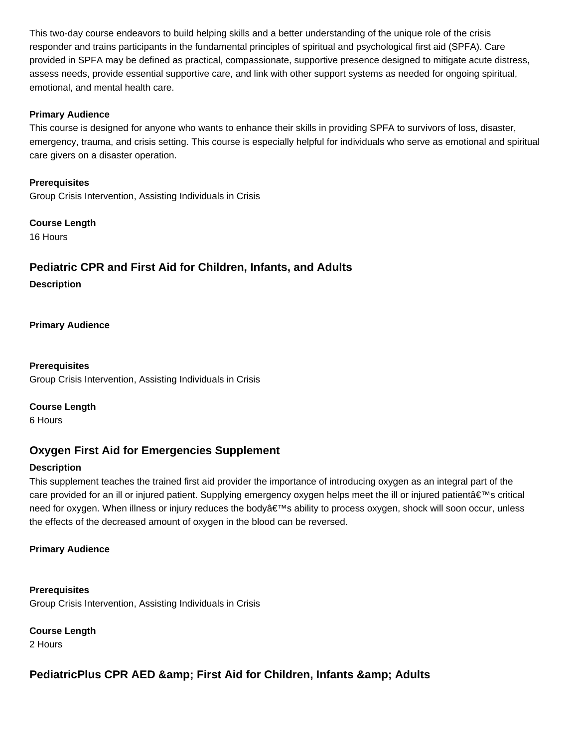This two-day course endeavors to build helping skills and a better understanding of the unique role of the crisis responder and trains participants in the fundamental principles of spiritual and psychological first aid (SPFA). Care provided in SPFA may be defined as practical, compassionate, supportive presence designed to mitigate acute distress, assess needs, provide essential supportive care, and link with other support systems as needed for ongoing spiritual, emotional, and mental health care.

**Primary Audience**
This course is designed for anyone who wants to enhance their skills in providing SPFA to survivors of loss, disaster, emergency, trauma, and crisis setting. This course is especially helpful for individuals who serve as emotional and spiritual care givers on a disaster operation.

**Prerequisites**
Group Crisis Intervention, Assisting Individuals in Crisis

**Course Length**
16 Hours

## Pediatric CPR and First Aid for Children, Infants, and Adults

**Description**

**Primary Audience**

**Prerequisites**
Group Crisis Intervention, Assisting Individuals in Crisis

**Course Length**
6 Hours

## Oxygen First Aid for Emergencies Supplement

**Description**
This supplement teaches the trained first aid provider the importance of introducing oxygen as an integral part of the care provided for an ill or injured patient. Supplying emergency oxygen helps meet the ill or injured patientâ€™s critical need for oxygen. When illness or injury reduces the bodyâ€™s ability to process oxygen, shock will soon occur, unless the effects of the decreased amount of oxygen in the blood can be reversed.

**Primary Audience**

**Prerequisites**
Group Crisis Intervention, Assisting Individuals in Crisis

**Course Length**
2 Hours

## PediatricPlus CPR AED &amp; First Aid for Children, Infants &amp; Adults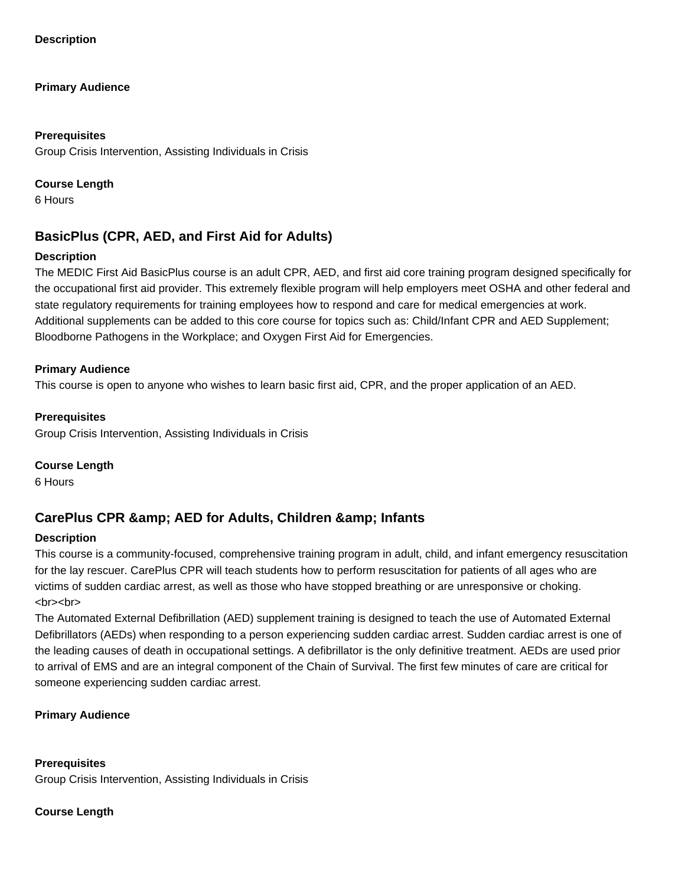**Description**

**Primary Audience**

**Prerequisites**
Group Crisis Intervention, Assisting Individuals in Crisis

**Course Length**
6 Hours

## BasicPlus (CPR, AED, and First Aid for Adults)

**Description**
The MEDIC First Aid BasicPlus course is an adult CPR, AED, and first aid core training program designed specifically for the occupational first aid provider. This extremely flexible program will help employers meet OSHA and other federal and state regulatory requirements for training employees how to respond and care for medical emergencies at work. Additional supplements can be added to this core course for topics such as: Child/Infant CPR and AED Supplement; Bloodborne Pathogens in the Workplace; and Oxygen First Aid for Emergencies.

**Primary Audience**
This course is open to anyone who wishes to learn basic first aid, CPR, and the proper application of an AED.

**Prerequisites**
Group Crisis Intervention, Assisting Individuals in Crisis

**Course Length**
6 Hours

## CarePlus CPR &amp; AED for Adults, Children &amp; Infants

**Description**
This course is a community-focused, comprehensive training program in adult, child, and infant emergency resuscitation for the lay rescuer. CarePlus CPR will teach students how to perform resuscitation for patients of all ages who are victims of sudden cardiac arrest, as well as those who have stopped breathing or are unresponsive or choking.
<br><br>
The Automated External Defibrillation (AED) supplement training is designed to teach the use of Automated External Defibrillators (AEDs) when responding to a person experiencing sudden cardiac arrest. Sudden cardiac arrest is one of the leading causes of death in occupational settings. A defibrillator is the only definitive treatment. AEDs are used prior to arrival of EMS and are an integral component of the Chain of Survival. The first few minutes of care are critical for someone experiencing sudden cardiac arrest.

**Primary Audience**

**Prerequisites**
Group Crisis Intervention, Assisting Individuals in Crisis

**Course Length**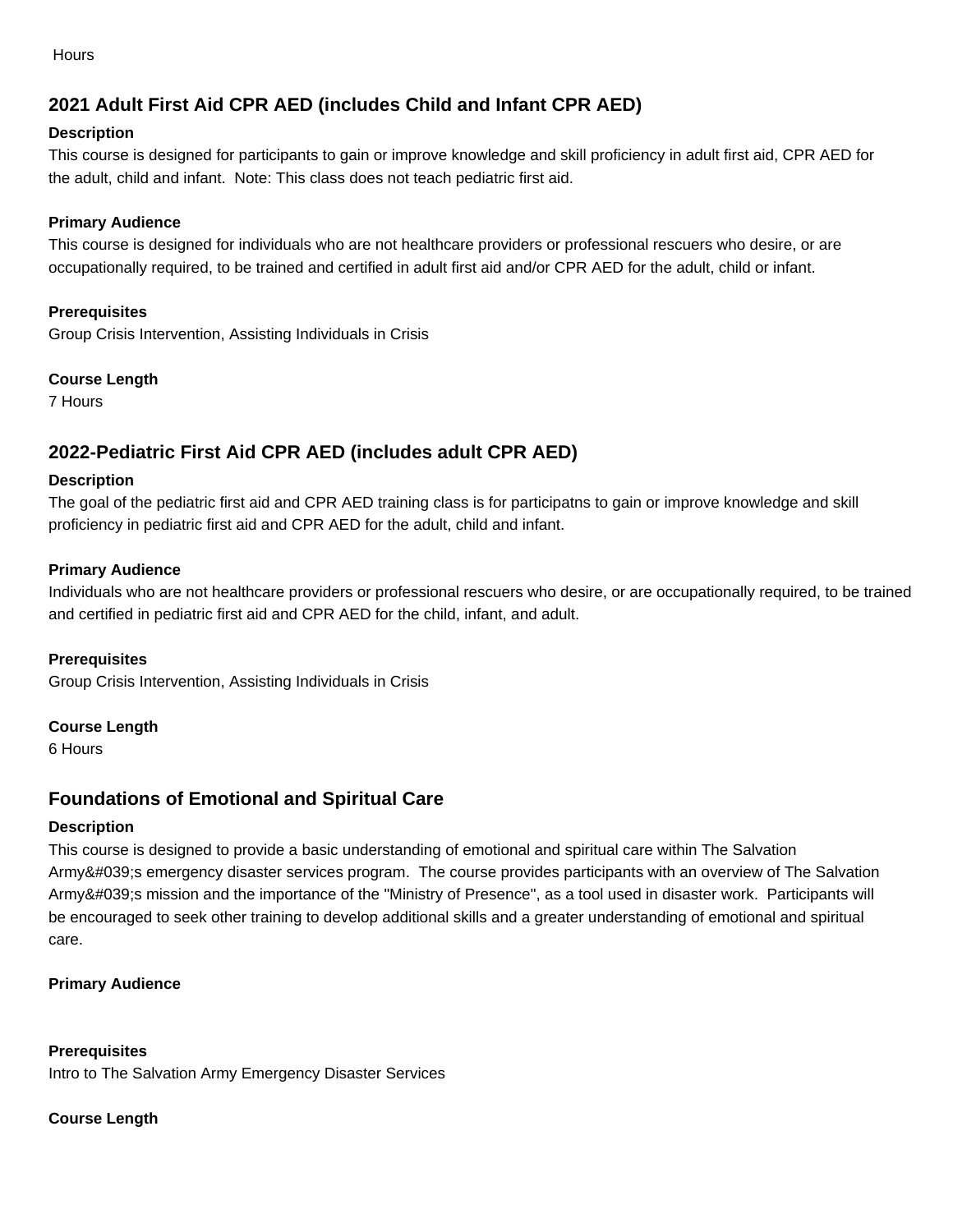Hours

## 2021 Adult First Aid CPR AED (includes Child and Infant CPR AED)

**Description**

This course is designed for participants to gain or improve knowledge and skill proficiency in adult first aid, CPR AED for the adult, child and infant.  Note: This class does not teach pediatric first aid.

**Primary Audience**

This course is designed for individuals who are not healthcare providers or professional rescuers who desire, or are occupationally required, to be trained and certified in adult first aid and/or CPR AED for the adult, child or infant.

**Prerequisites**

Group Crisis Intervention, Assisting Individuals in Crisis

**Course Length**

7 Hours

## 2022-Pediatric First Aid CPR AED (includes adult CPR AED)

**Description**

The goal of the pediatric first aid and CPR AED training class is for participatns to gain or improve knowledge and skill proficiency in pediatric first aid and CPR AED for the adult, child and infant.

**Primary Audience**

Individuals who are not healthcare providers or professional rescuers who desire, or are occupationally required, to be trained and certified in pediatric first aid and CPR AED for the child, infant, and adult.

**Prerequisites**

Group Crisis Intervention, Assisting Individuals in Crisis

**Course Length**

6 Hours

## Foundations of Emotional and Spiritual Care

**Description**

This course is designed to provide a basic understanding of emotional and spiritual care within The Salvation Army&#039;s emergency disaster services program.  The course provides participants with an overview of The Salvation Army&#039;s mission and the importance of the "Ministry of Presence", as a tool used in disaster work.  Participants will be encouraged to seek other training to develop additional skills and a greater understanding of emotional and spiritual care.

**Primary Audience**

**Prerequisites**

Intro to The Salvation Army Emergency Disaster Services

**Course Length**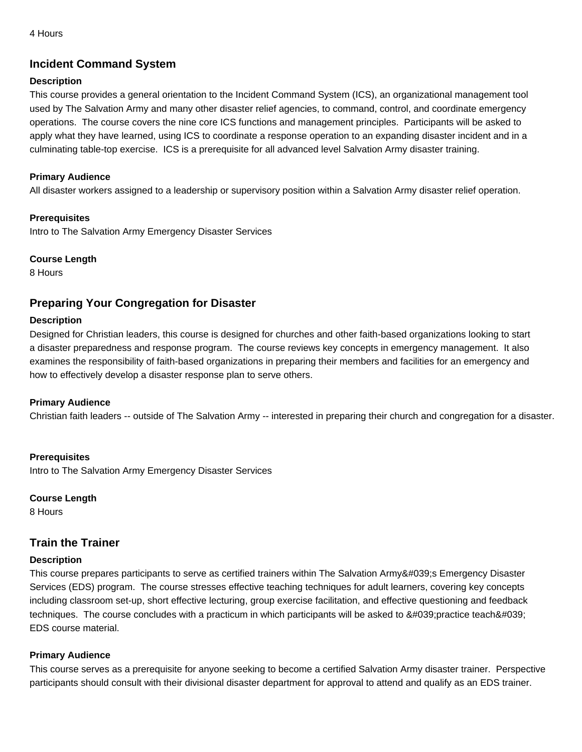4 Hours

## Incident Command System

**Description**

This course provides a general orientation to the Incident Command System (ICS), an organizational management tool used by The Salvation Army and many other disaster relief agencies, to command, control, and coordinate emergency operations. The course covers the nine core ICS functions and management principles. Participants will be asked to apply what they have learned, using ICS to coordinate a response operation to an expanding disaster incident and in a culminating table-top exercise. ICS is a prerequisite for all advanced level Salvation Army disaster training.

**Primary Audience**

All disaster workers assigned to a leadership or supervisory position within a Salvation Army disaster relief operation.

**Prerequisites**

Intro to The Salvation Army Emergency Disaster Services

**Course Length**

8 Hours

## Preparing Your Congregation for Disaster

**Description**

Designed for Christian leaders, this course is designed for churches and other faith-based organizations looking to start a disaster preparedness and response program. The course reviews key concepts in emergency management. It also examines the responsibility of faith-based organizations in preparing their members and facilities for an emergency and how to effectively develop a disaster response plan to serve others.

**Primary Audience**

Christian faith leaders -- outside of The Salvation Army -- interested in preparing their church and congregation for a disaster.

**Prerequisites**

Intro to The Salvation Army Emergency Disaster Services

**Course Length**

8 Hours

## Train the Trainer

**Description**

This course prepares participants to serve as certified trainers within The Salvation Army&#039;s Emergency Disaster Services (EDS) program. The course stresses effective teaching techniques for adult learners, covering key concepts including classroom set-up, short effective lecturing, group exercise facilitation, and effective questioning and feedback techniques. The course concludes with a practicum in which participants will be asked to &#039;practice teach&#039; EDS course material.

**Primary Audience**

This course serves as a prerequisite for anyone seeking to become a certified Salvation Army disaster trainer. Perspective participants should consult with their divisional disaster department for approval to attend and qualify as an EDS trainer.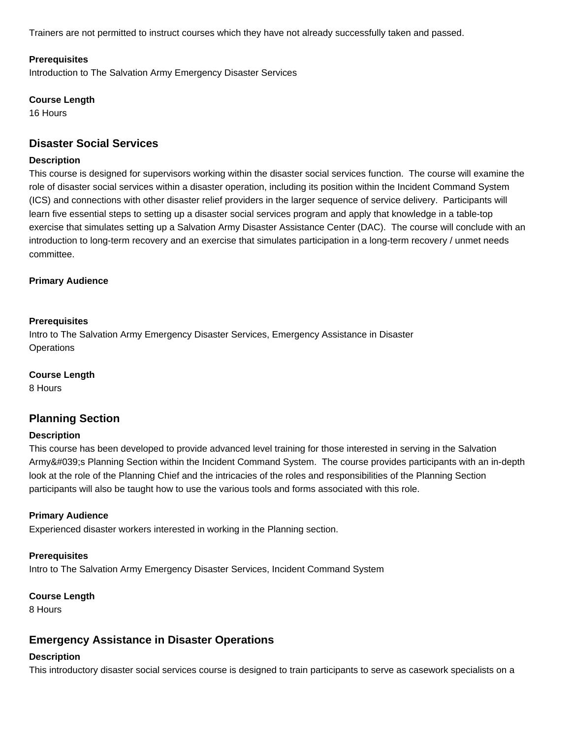Trainers are not permitted to instruct courses which they have not already successfully taken and passed.

**Prerequisites**
Introduction to The Salvation Army Emergency Disaster Services

**Course Length**
16 Hours

## Disaster Social Services

**Description**
This course is designed for supervisors working within the disaster social services function. The course will examine the role of disaster social services within a disaster operation, including its position within the Incident Command System (ICS) and connections with other disaster relief providers in the larger sequence of service delivery. Participants will learn five essential steps to setting up a disaster social services program and apply that knowledge in a table-top exercise that simulates setting up a Salvation Army Disaster Assistance Center (DAC). The course will conclude with an introduction to long-term recovery and an exercise that simulates participation in a long-term recovery / unmet needs committee.

**Primary Audience**

**Prerequisites**
Intro to The Salvation Army Emergency Disaster Services, Emergency Assistance in Disaster Operations

**Course Length**
8 Hours

## Planning Section

**Description**
This course has been developed to provide advanced level training for those interested in serving in the Salvation Army&#039;s Planning Section within the Incident Command System. The course provides participants with an in-depth look at the role of the Planning Chief and the intricacies of the roles and responsibilities of the Planning Section participants will also be taught how to use the various tools and forms associated with this role.

**Primary Audience**
Experienced disaster workers interested in working in the Planning section.

**Prerequisites**
Intro to The Salvation Army Emergency Disaster Services, Incident Command System

**Course Length**
8 Hours

## Emergency Assistance in Disaster Operations

**Description**
This introductory disaster social services course is designed to train participants to serve as casework specialists on a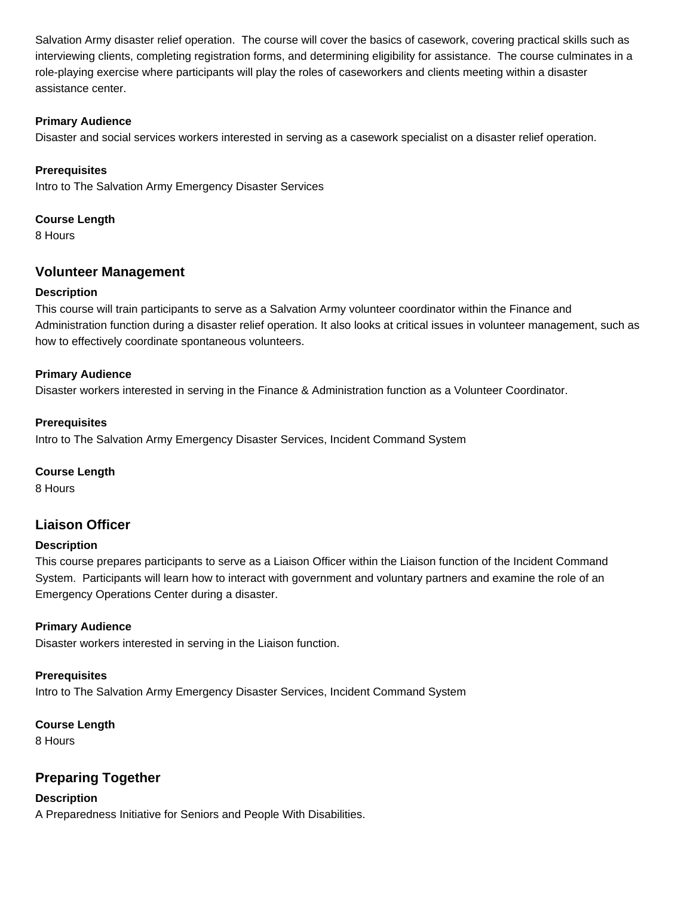Salvation Army disaster relief operation. The course will cover the basics of casework, covering practical skills such as interviewing clients, completing registration forms, and determining eligibility for assistance. The course culminates in a role-playing exercise where participants will play the roles of caseworkers and clients meeting within a disaster assistance center.

#### Primary Audience

Disaster and social services workers interested in serving as a casework specialist on a disaster relief operation.

#### Prerequisites

Intro to The Salvation Army Emergency Disaster Services

#### Course Length

8 Hours

### Volunteer Management

#### Description

This course will train participants to serve as a Salvation Army volunteer coordinator within the Finance and Administration function during a disaster relief operation. It also looks at critical issues in volunteer management, such as how to effectively coordinate spontaneous volunteers.

#### Primary Audience

Disaster workers interested in serving in the Finance & Administration function as a Volunteer Coordinator.

#### Prerequisites

Intro to The Salvation Army Emergency Disaster Services, Incident Command System

#### Course Length

8 Hours

### Liaison Officer

#### Description

This course prepares participants to serve as a Liaison Officer within the Liaison function of the Incident Command System. Participants will learn how to interact with government and voluntary partners and examine the role of an Emergency Operations Center during a disaster.

#### Primary Audience

Disaster workers interested in serving in the Liaison function.

#### Prerequisites

Intro to The Salvation Army Emergency Disaster Services, Incident Command System

#### Course Length

8 Hours

### Preparing Together

#### Description

A Preparedness Initiative for Seniors and People With Disabilities.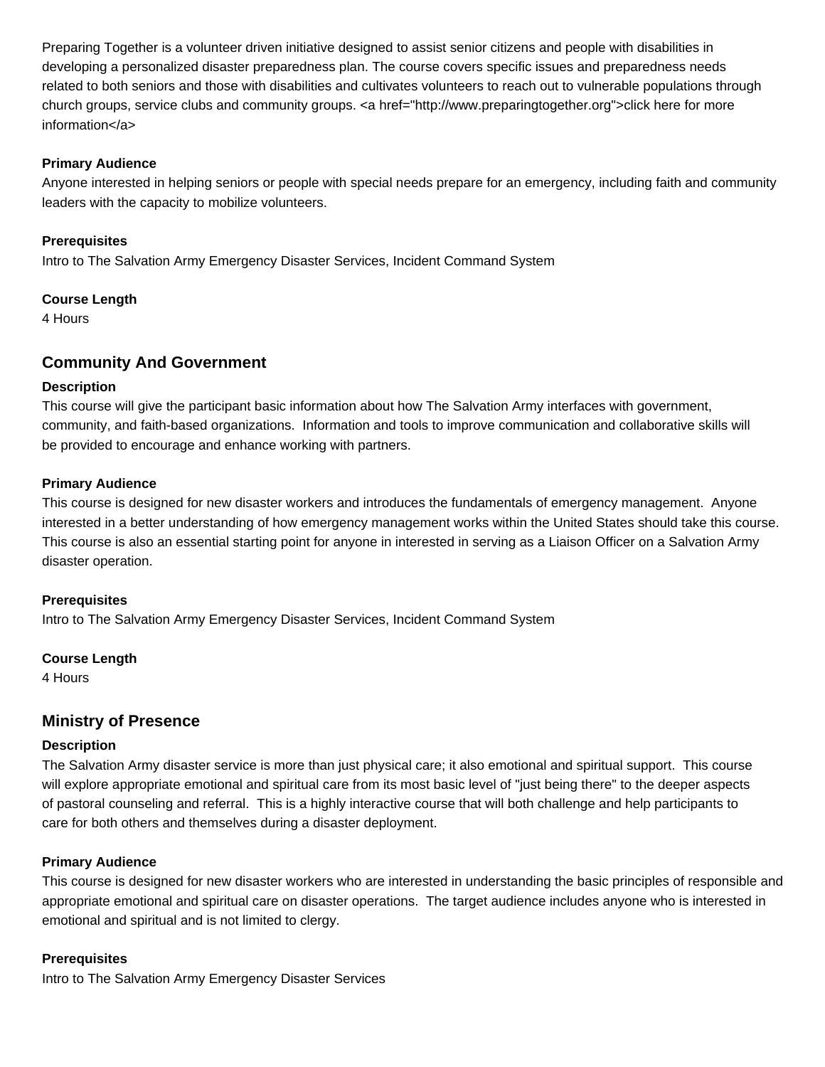Preparing Together is a volunteer driven initiative designed to assist senior citizens and people with disabilities in developing a personalized disaster preparedness plan. The course covers specific issues and preparedness needs related to both seniors and those with disabilities and cultivates volunteers to reach out to vulnerable populations through church groups, service clubs and community groups. <a href="http://www.preparingtogether.org">click here for more information</a>

**Primary Audience**
Anyone interested in helping seniors or people with special needs prepare for an emergency, including faith and community leaders with the capacity to mobilize volunteers.

**Prerequisites**
Intro to The Salvation Army Emergency Disaster Services, Incident Command System

**Course Length**
4 Hours

## Community And Government

**Description**
This course will give the participant basic information about how The Salvation Army interfaces with government, community, and faith-based organizations. Information and tools to improve communication and collaborative skills will be provided to encourage and enhance working with partners.

**Primary Audience**
This course is designed for new disaster workers and introduces the fundamentals of emergency management. Anyone interested in a better understanding of how emergency management works within the United States should take this course. This course is also an essential starting point for anyone in interested in serving as a Liaison Officer on a Salvation Army disaster operation.

**Prerequisites**
Intro to The Salvation Army Emergency Disaster Services, Incident Command System

**Course Length**
4 Hours

## Ministry of Presence

**Description**
The Salvation Army disaster service is more than just physical care; it also emotional and spiritual support. This course will explore appropriate emotional and spiritual care from its most basic level of "just being there" to the deeper aspects of pastoral counseling and referral. This is a highly interactive course that will both challenge and help participants to care for both others and themselves during a disaster deployment.

**Primary Audience**
This course is designed for new disaster workers who are interested in understanding the basic principles of responsible and appropriate emotional and spiritual care on disaster operations. The target audience includes anyone who is interested in emotional and spiritual and is not limited to clergy.

**Prerequisites**
Intro to The Salvation Army Emergency Disaster Services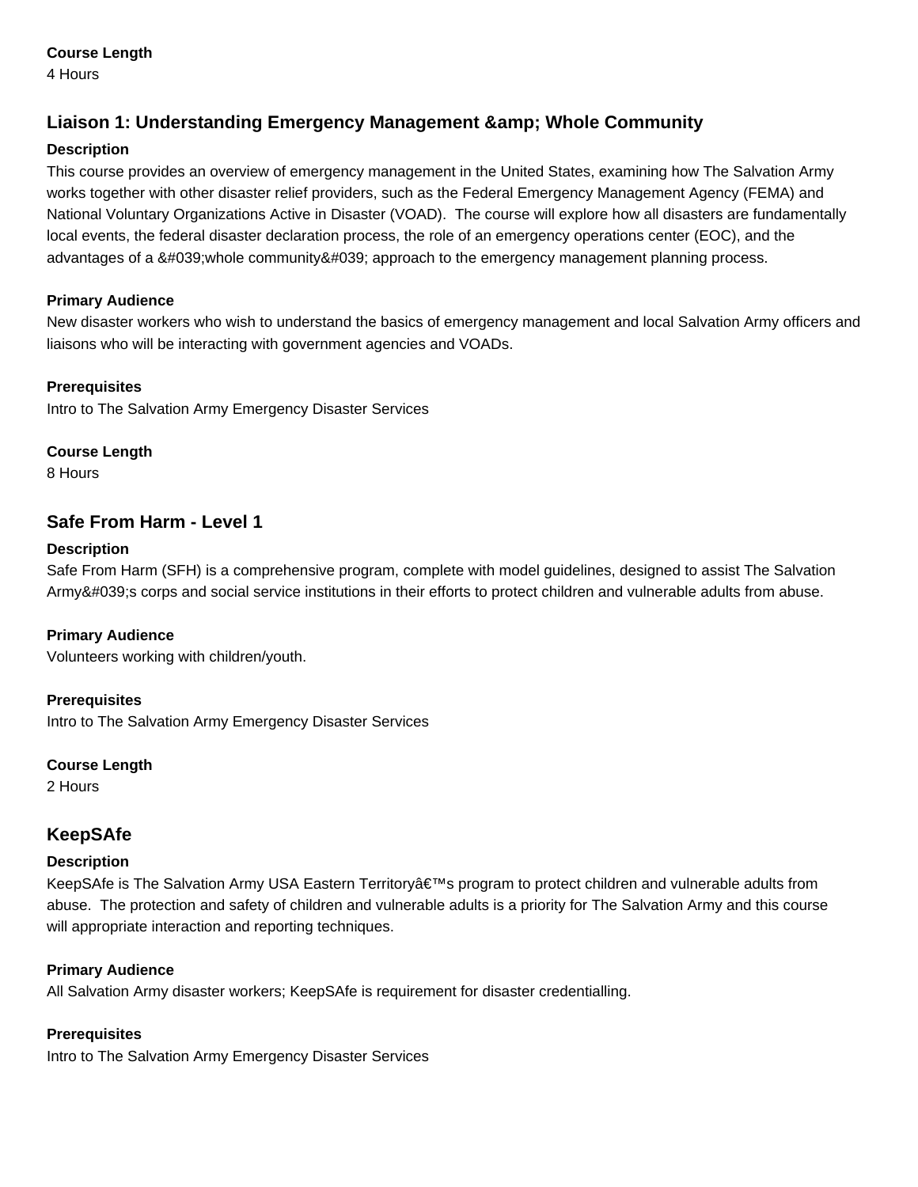**Course Length**
4 Hours

## Liaison 1: Understanding Emergency Management &amp; Whole Community

**Description**
This course provides an overview of emergency management in the United States, examining how The Salvation Army works together with other disaster relief providers, such as the Federal Emergency Management Agency (FEMA) and National Voluntary Organizations Active in Disaster (VOAD). The course will explore how all disasters are fundamentally local events, the federal disaster declaration process, the role of an emergency operations center (EOC), and the advantages of a &#039;whole community&#039; approach to the emergency management planning process.

**Primary Audience**
New disaster workers who wish to understand the basics of emergency management and local Salvation Army officers and liaisons who will be interacting with government agencies and VOADs.

**Prerequisites**
Intro to The Salvation Army Emergency Disaster Services

**Course Length**
8 Hours

## Safe From Harm - Level 1

**Description**
Safe From Harm (SFH) is a comprehensive program, complete with model guidelines, designed to assist The Salvation Army&#039;s corps and social service institutions in their efforts to protect children and vulnerable adults from abuse.

**Primary Audience**
Volunteers working with children/youth.

**Prerequisites**
Intro to The Salvation Army Emergency Disaster Services

**Course Length**
2 Hours

## KeepSAfe

**Description**
KeepSAfe is The Salvation Army USA Eastern Territoryâ€™s program to protect children and vulnerable adults from abuse. The protection and safety of children and vulnerable adults is a priority for The Salvation Army and this course will appropriate interaction and reporting techniques.

**Primary Audience**
All Salvation Army disaster workers; KeepSAfe is requirement for disaster credentialling.

**Prerequisites**
Intro to The Salvation Army Emergency Disaster Services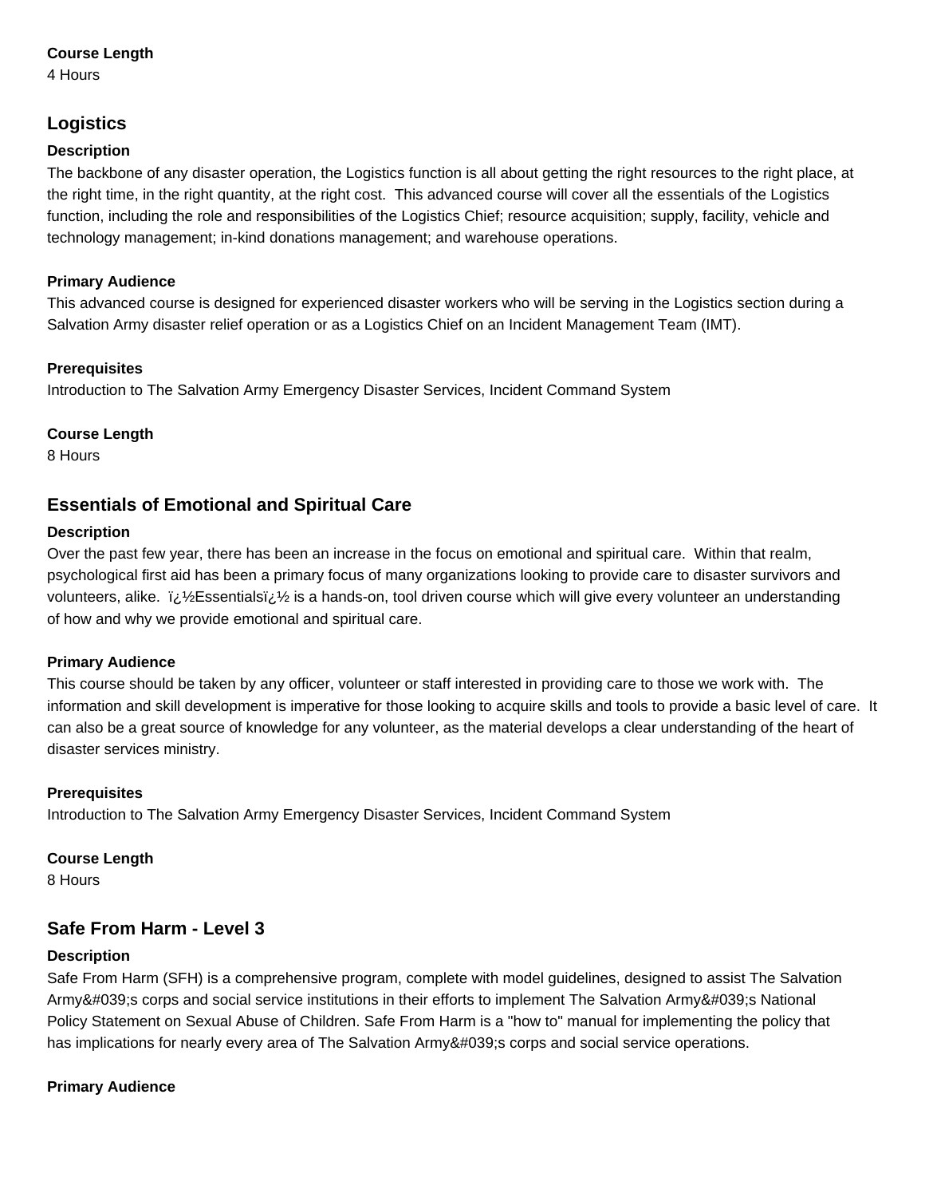**Course Length**
4 Hours

## Logistics

**Description**
The backbone of any disaster operation, the Logistics function is all about getting the right resources to the right place, at the right time, in the right quantity, at the right cost. This advanced course will cover all the essentials of the Logistics function, including the role and responsibilities of the Logistics Chief; resource acquisition; supply, facility, vehicle and technology management; in-kind donations management; and warehouse operations.

**Primary Audience**
This advanced course is designed for experienced disaster workers who will be serving in the Logistics section during a Salvation Army disaster relief operation or as a Logistics Chief on an Incident Management Team (IMT).

**Prerequisites**
Introduction to The Salvation Army Emergency Disaster Services, Incident Command System

**Course Length**
8 Hours

## Essentials of Emotional and Spiritual Care

**Description**
Over the past few year, there has been an increase in the focus on emotional and spiritual care. Within that realm, psychological first aid has been a primary focus of many organizations looking to provide care to disaster survivors and volunteers, alike. ï¿½Essentialsï¿½ is a hands-on, tool driven course which will give every volunteer an understanding of how and why we provide emotional and spiritual care.

**Primary Audience**
This course should be taken by any officer, volunteer or staff interested in providing care to those we work with. The information and skill development is imperative for those looking to acquire skills and tools to provide a basic level of care. It can also be a great source of knowledge for any volunteer, as the material develops a clear understanding of the heart of disaster services ministry.

**Prerequisites**
Introduction to The Salvation Army Emergency Disaster Services, Incident Command System

**Course Length**
8 Hours

## Safe From Harm - Level 3

**Description**
Safe From Harm (SFH) is a comprehensive program, complete with model guidelines, designed to assist The Salvation Army&#039;s corps and social service institutions in their efforts to implement The Salvation Army&#039;s National Policy Statement on Sexual Abuse of Children. Safe From Harm is a "how to" manual for implementing the policy that has implications for nearly every area of The Salvation Army&#039;s corps and social service operations.

**Primary Audience**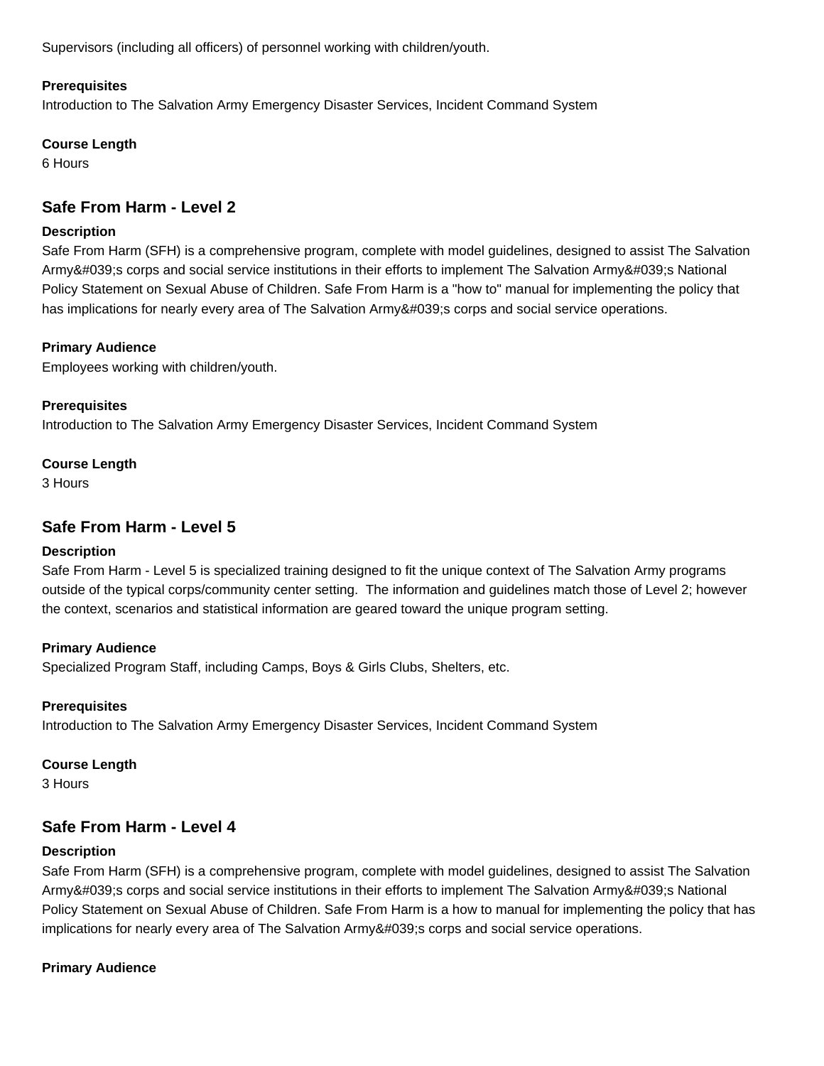Supervisors (including all officers) of personnel working with children/youth.

**Prerequisites**
Introduction to The Salvation Army Emergency Disaster Services, Incident Command System

**Course Length**
6 Hours

### Safe From Harm - Level 2

**Description**
Safe From Harm (SFH) is a comprehensive program, complete with model guidelines, designed to assist The Salvation Army&#039;s corps and social service institutions in their efforts to implement The Salvation Army&#039;s National Policy Statement on Sexual Abuse of Children. Safe From Harm is a "how to" manual for implementing the policy that has implications for nearly every area of The Salvation Army&#039;s corps and social service operations.

**Primary Audience**
Employees working with children/youth.

**Prerequisites**
Introduction to The Salvation Army Emergency Disaster Services, Incident Command System

**Course Length**
3 Hours

### Safe From Harm - Level 5

**Description**
Safe From Harm - Level 5 is specialized training designed to fit the unique context of The Salvation Army programs outside of the typical corps/community center setting. The information and guidelines match those of Level 2; however the context, scenarios and statistical information are geared toward the unique program setting.

**Primary Audience**
Specialized Program Staff, including Camps, Boys & Girls Clubs, Shelters, etc.

**Prerequisites**
Introduction to The Salvation Army Emergency Disaster Services, Incident Command System

**Course Length**
3 Hours

### Safe From Harm - Level 4

**Description**
Safe From Harm (SFH) is a comprehensive program, complete with model guidelines, designed to assist The Salvation Army&#039;s corps and social service institutions in their efforts to implement The Salvation Army&#039;s National Policy Statement on Sexual Abuse of Children. Safe From Harm is a how to manual for implementing the policy that has implications for nearly every area of The Salvation Army&#039;s corps and social service operations.

**Primary Audience**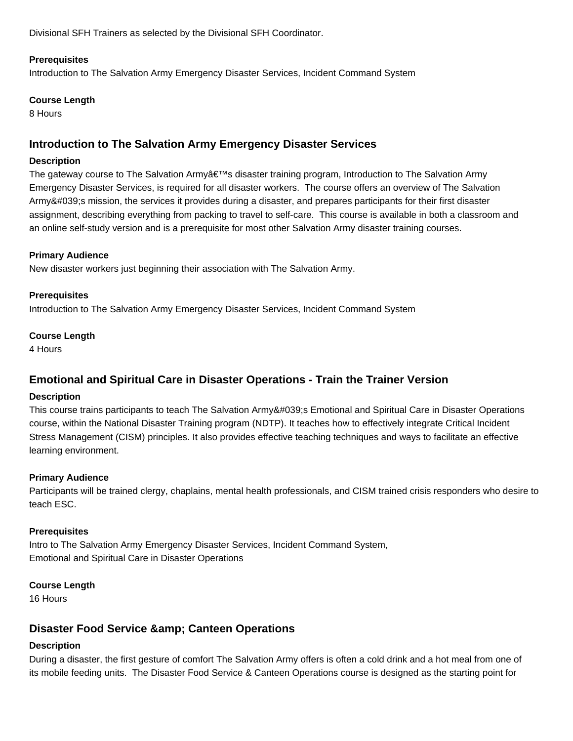Divisional SFH Trainers as selected by the Divisional SFH Coordinator.

**Prerequisites**
Introduction to The Salvation Army Emergency Disaster Services, Incident Command System

**Course Length**
8 Hours

## Introduction to The Salvation Army Emergency Disaster Services

**Description**
The gateway course to The Salvation Armyâ€™s disaster training program, Introduction to The Salvation Army Emergency Disaster Services, is required for all disaster workers. The course offers an overview of The Salvation Army&#039;s mission, the services it provides during a disaster, and prepares participants for their first disaster assignment, describing everything from packing to travel to self-care. This course is available in both a classroom and an online self-study version and is a prerequisite for most other Salvation Army disaster training courses.

**Primary Audience**
New disaster workers just beginning their association with The Salvation Army.

**Prerequisites**
Introduction to The Salvation Army Emergency Disaster Services, Incident Command System

**Course Length**
4 Hours

## Emotional and Spiritual Care in Disaster Operations - Train the Trainer Version

**Description**
This course trains participants to teach The Salvation Army&#039;s Emotional and Spiritual Care in Disaster Operations course, within the National Disaster Training program (NDTP). It teaches how to effectively integrate Critical Incident Stress Management (CISM) principles. It also provides effective teaching techniques and ways to facilitate an effective learning environment.

**Primary Audience**
Participants will be trained clergy, chaplains, mental health professionals, and CISM trained crisis responders who desire to teach ESC.

**Prerequisites**
Intro to The Salvation Army Emergency Disaster Services, Incident Command System,
Emotional and Spiritual Care in Disaster Operations

**Course Length**
16 Hours

## Disaster Food Service &amp; Canteen Operations

**Description**
During a disaster, the first gesture of comfort The Salvation Army offers is often a cold drink and a hot meal from one of its mobile feeding units. The Disaster Food Service & Canteen Operations course is designed as the starting point for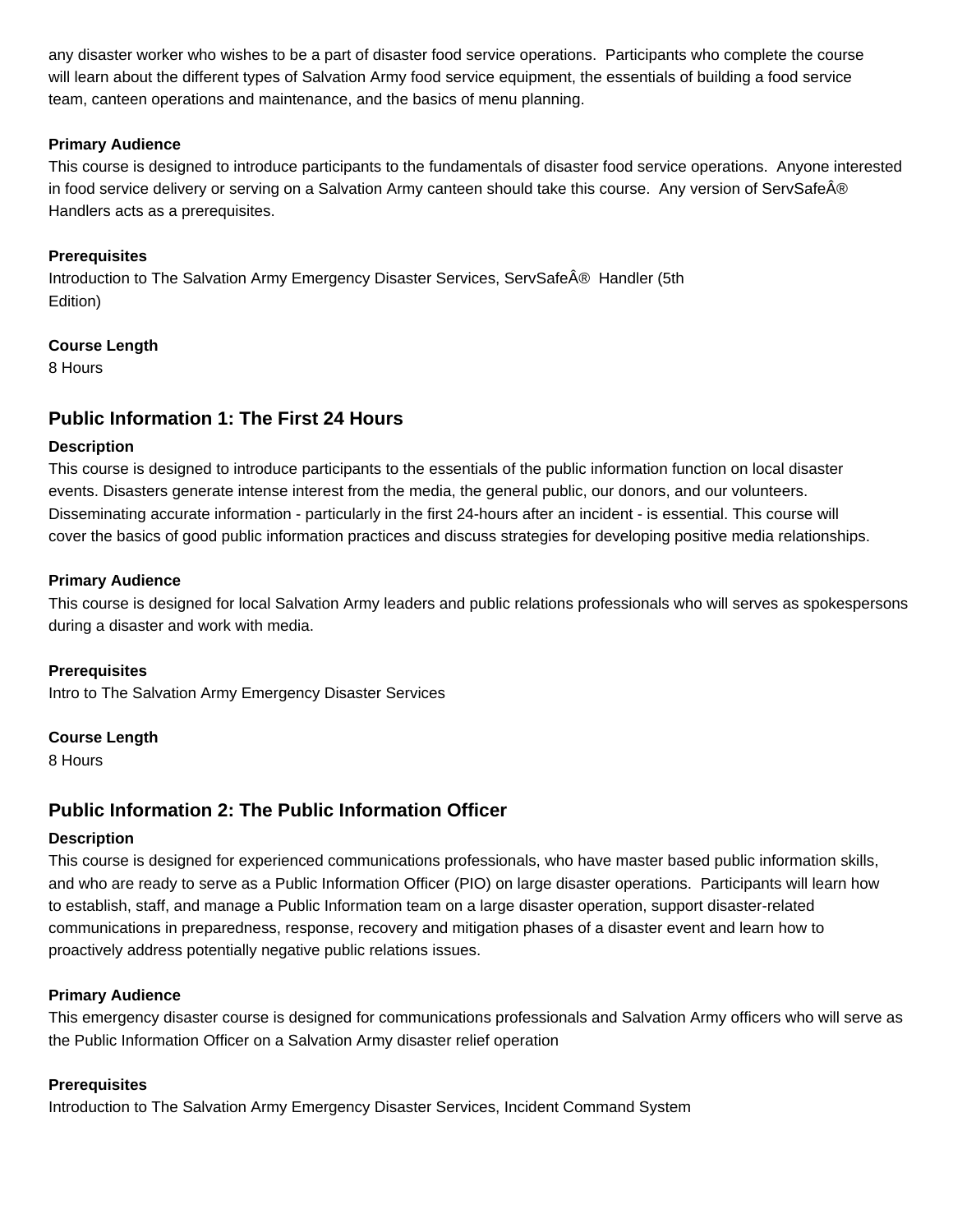any disaster worker who wishes to be a part of disaster food service operations. Participants who complete the course will learn about the different types of Salvation Army food service equipment, the essentials of building a food service team, canteen operations and maintenance, and the basics of menu planning.

#### Primary Audience

This course is designed to introduce participants to the fundamentals of disaster food service operations. Anyone interested in food service delivery or serving on a Salvation Army canteen should take this course. Any version of ServSafeÂ® Handlers acts as a prerequisites.

#### Prerequisites

Introduction to The Salvation Army Emergency Disaster Services, ServSafeÂ® Handler (5th Edition)

#### Course Length

8 Hours

### Public Information 1: The First 24 Hours

#### Description

This course is designed to introduce participants to the essentials of the public information function on local disaster events. Disasters generate intense interest from the media, the general public, our donors, and our volunteers. Disseminating accurate information - particularly in the first 24-hours after an incident - is essential. This course will cover the basics of good public information practices and discuss strategies for developing positive media relationships.

#### Primary Audience

This course is designed for local Salvation Army leaders and public relations professionals who will serves as spokespersons during a disaster and work with media.

#### Prerequisites

Intro to The Salvation Army Emergency Disaster Services

#### Course Length

8 Hours

### Public Information 2: The Public Information Officer

#### Description

This course is designed for experienced communications professionals, who have master based public information skills, and who are ready to serve as a Public Information Officer (PIO) on large disaster operations. Participants will learn how to establish, staff, and manage a Public Information team on a large disaster operation, support disaster-related communications in preparedness, response, recovery and mitigation phases of a disaster event and learn how to proactively address potentially negative public relations issues.

#### Primary Audience

This emergency disaster course is designed for communications professionals and Salvation Army officers who will serve as the Public Information Officer on a Salvation Army disaster relief operation

#### Prerequisites

Introduction to The Salvation Army Emergency Disaster Services, Incident Command System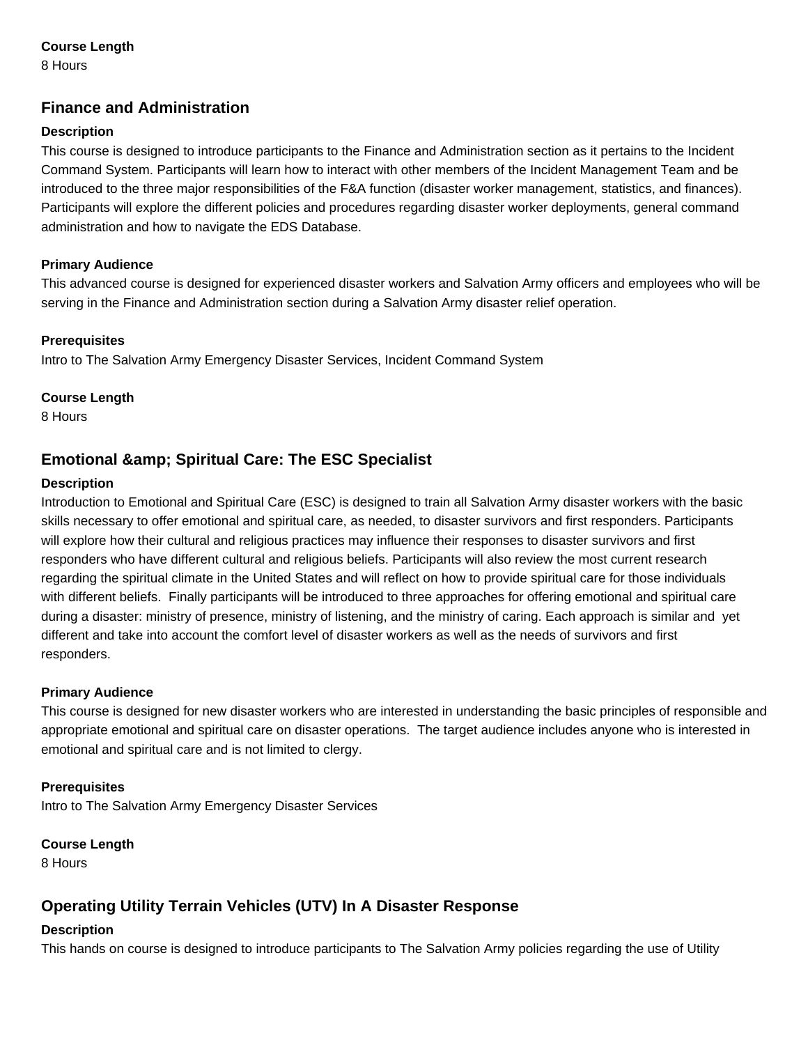**Course Length**

8 Hours

## Finance and Administration

**Description**

This course is designed to introduce participants to the Finance and Administration section as it pertains to the Incident Command System. Participants will learn how to interact with other members of the Incident Management Team and be introduced to the three major responsibilities of the F&A function (disaster worker management, statistics, and finances). Participants will explore the different policies and procedures regarding disaster worker deployments, general command administration and how to navigate the EDS Database.

**Primary Audience**

This advanced course is designed for experienced disaster workers and Salvation Army officers and employees who will be serving in the Finance and Administration section during a Salvation Army disaster relief operation.

**Prerequisites**

Intro to The Salvation Army Emergency Disaster Services, Incident Command System

**Course Length**

8 Hours

## Emotional &amp; Spiritual Care: The ESC Specialist

**Description**

Introduction to Emotional and Spiritual Care (ESC) is designed to train all Salvation Army disaster workers with the basic skills necessary to offer emotional and spiritual care, as needed, to disaster survivors and first responders. Participants will explore how their cultural and religious practices may influence their responses to disaster survivors and first responders who have different cultural and religious beliefs. Participants will also review the most current research regarding the spiritual climate in the United States and will reflect on how to provide spiritual care for those individuals with different beliefs. Finally participants will be introduced to three approaches for offering emotional and spiritual care during a disaster: ministry of presence, ministry of listening, and the ministry of caring. Each approach is similar and yet different and take into account the comfort level of disaster workers as well as the needs of survivors and first responders.

**Primary Audience**

This course is designed for new disaster workers who are interested in understanding the basic principles of responsible and appropriate emotional and spiritual care on disaster operations. The target audience includes anyone who is interested in emotional and spiritual care and is not limited to clergy.

**Prerequisites**

Intro to The Salvation Army Emergency Disaster Services

**Course Length**

8 Hours

## Operating Utility Terrain Vehicles (UTV) In A Disaster Response

**Description**

This hands on course is designed to introduce participants to The Salvation Army policies regarding the use of Utility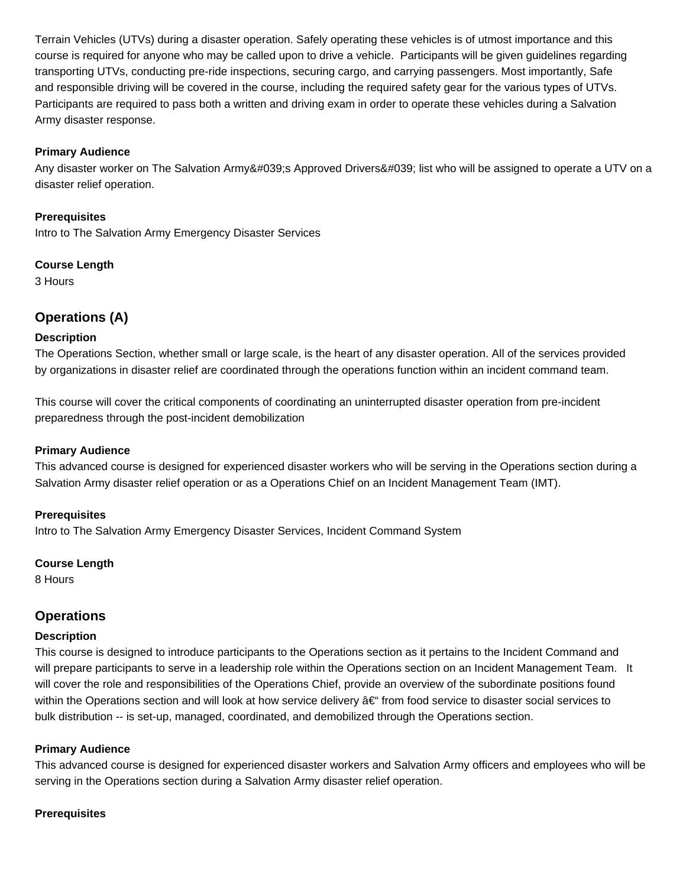Terrain Vehicles (UTVs) during a disaster operation. Safely operating these vehicles is of utmost importance and this course is required for anyone who may be called upon to drive a vehicle.  Participants will be given guidelines regarding transporting UTVs, conducting pre-ride inspections, securing cargo, and carrying passengers. Most importantly, Safe and responsible driving will be covered in the course, including the required safety gear for the various types of UTVs. Participants are required to pass both a written and driving exam in order to operate these vehicles during a Salvation Army disaster response.

**Primary Audience**

Any disaster worker on The Salvation Army&#039;s Approved Drivers&#039; list who will be assigned to operate a UTV on a disaster relief operation.

**Prerequisites**

Intro to The Salvation Army Emergency Disaster Services

**Course Length**

3 Hours

## Operations (A)

**Description**

The Operations Section, whether small or large scale, is the heart of any disaster operation. All of the services provided by organizations in disaster relief are coordinated through the operations function within an incident command team.

This course will cover the critical components of coordinating an uninterrupted disaster operation from pre-incident preparedness through the post-incident demobilization

**Primary Audience**

This advanced course is designed for experienced disaster workers who will be serving in the Operations section during a Salvation Army disaster relief operation or as a Operations Chief on an Incident Management Team (IMT).

**Prerequisites**

Intro to The Salvation Army Emergency Disaster Services, Incident Command System

**Course Length**

8 Hours

## Operations

**Description**

This course is designed to introduce participants to the Operations section as it pertains to the Incident Command and will prepare participants to serve in a leadership role within the Operations section on an Incident Management Team.   It will cover the role and responsibilities of the Operations Chief, provide an overview of the subordinate positions found within the Operations section and will look at how service delivery â€“ from food service to disaster social services to bulk distribution -- is set-up, managed, coordinated, and demobilized through the Operations section.

**Primary Audience**

This advanced course is designed for experienced disaster workers and Salvation Army officers and employees who will be serving in the Operations section during a Salvation Army disaster relief operation.

**Prerequisites**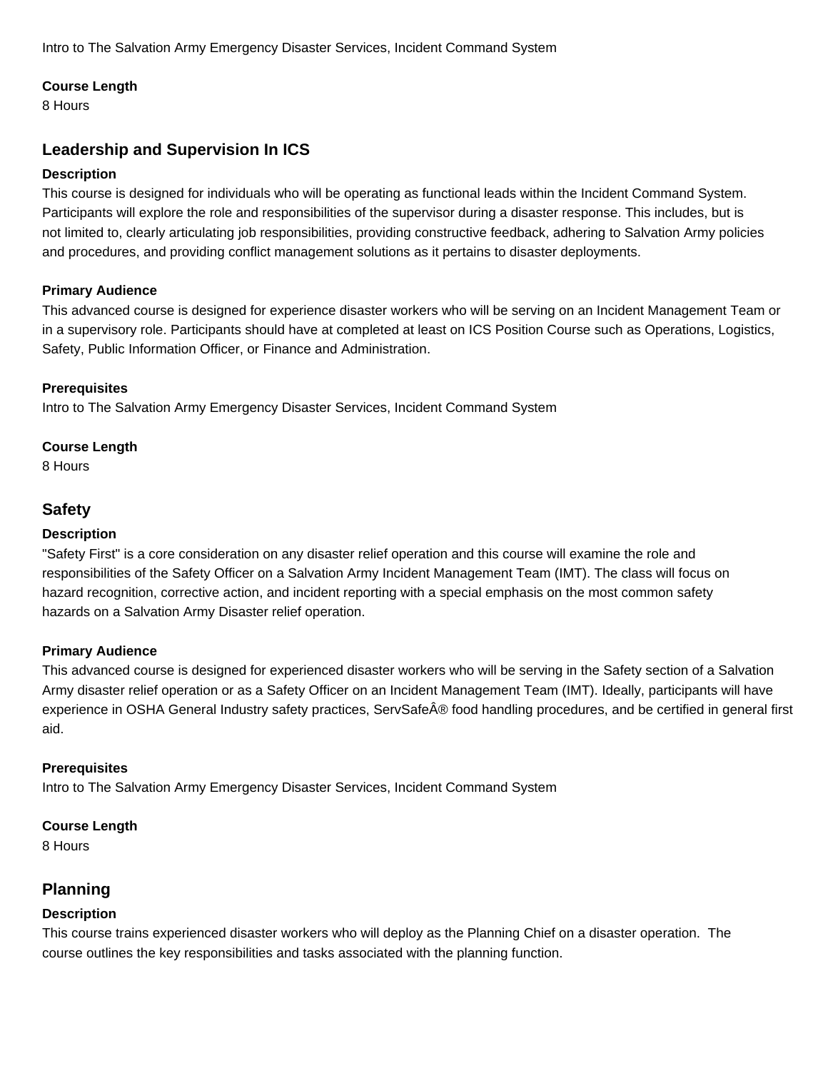Intro to The Salvation Army Emergency Disaster Services, Incident Command System

**Course Length**
8 Hours

## Leadership and Supervision In ICS

**Description**
This course is designed for individuals who will be operating as functional leads within the Incident Command System. Participants will explore the role and responsibilities of the supervisor during a disaster response. This includes, but is not limited to, clearly articulating job responsibilities, providing constructive feedback, adhering to Salvation Army policies and procedures, and providing conflict management solutions as it pertains to disaster deployments.

**Primary Audience**
This advanced course is designed for experience disaster workers who will be serving on an Incident Management Team or in a supervisory role. Participants should have at completed at least on ICS Position Course such as Operations, Logistics, Safety, Public Information Officer, or Finance and Administration.

**Prerequisites**
Intro to The Salvation Army Emergency Disaster Services, Incident Command System

**Course Length**
8 Hours

## Safety

**Description**
"Safety First" is a core consideration on any disaster relief operation and this course will examine the role and responsibilities of the Safety Officer on a Salvation Army Incident Management Team (IMT). The class will focus on hazard recognition, corrective action, and incident reporting with a special emphasis on the most common safety hazards on a Salvation Army Disaster relief operation.

**Primary Audience**
This advanced course is designed for experienced disaster workers who will be serving in the Safety section of a Salvation Army disaster relief operation or as a Safety Officer on an Incident Management Team (IMT). Ideally, participants will have experience in OSHA General Industry safety practices, ServSafeÂ® food handling procedures, and be certified in general first aid.

**Prerequisites**
Intro to The Salvation Army Emergency Disaster Services, Incident Command System

**Course Length**
8 Hours

## Planning

**Description**
This course trains experienced disaster workers who will deploy as the Planning Chief on a disaster operation. The course outlines the key responsibilities and tasks associated with the planning function.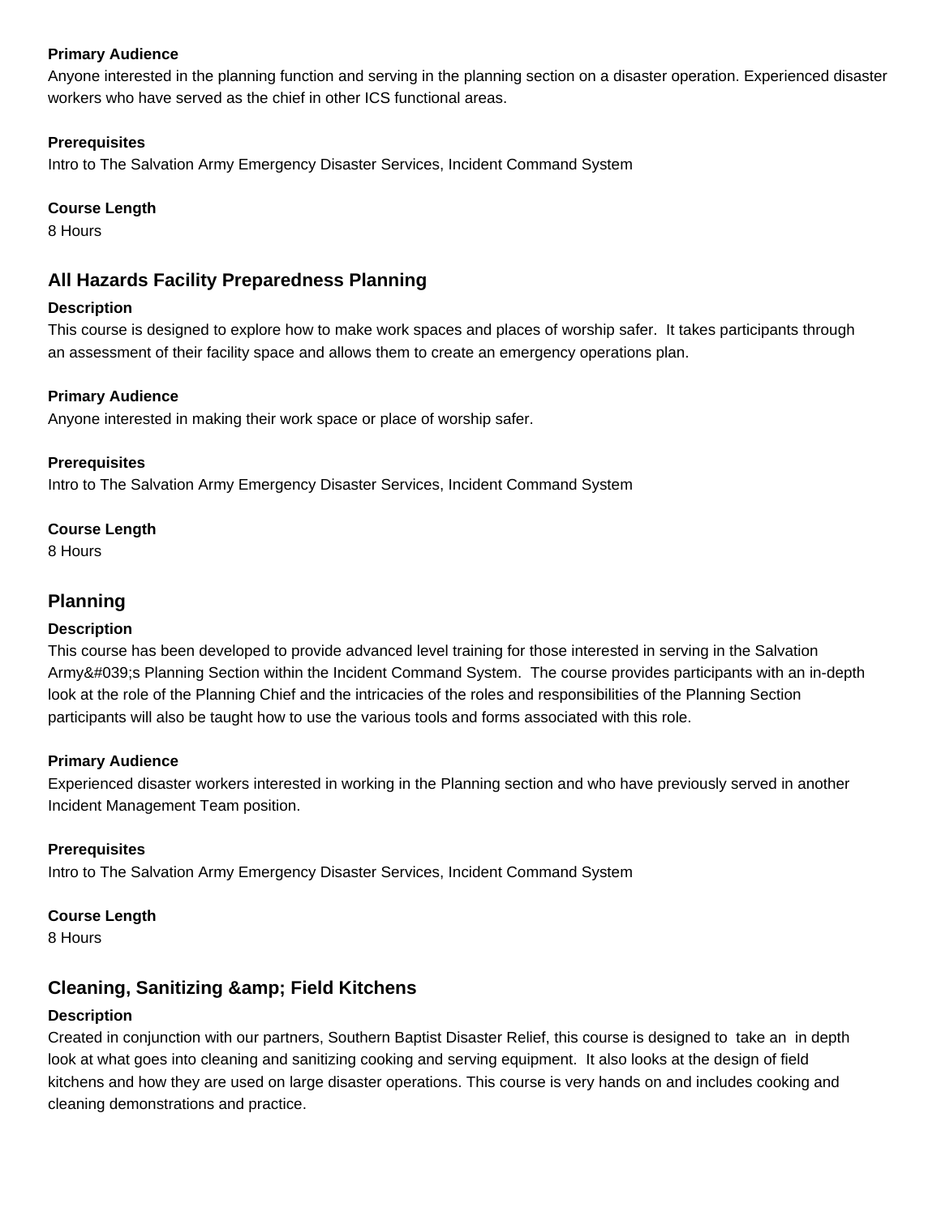**Primary Audience**
Anyone interested in the planning function and serving in the planning section on a disaster operation. Experienced disaster workers who have served as the chief in other ICS functional areas.

**Prerequisites**
Intro to The Salvation Army Emergency Disaster Services, Incident Command System

**Course Length**
8 Hours

## All Hazards Facility Preparedness Planning

**Description**
This course is designed to explore how to make work spaces and places of worship safer. It takes participants through an assessment of their facility space and allows them to create an emergency operations plan.

**Primary Audience**
Anyone interested in making their work space or place of worship safer.

**Prerequisites**
Intro to The Salvation Army Emergency Disaster Services, Incident Command System

**Course Length**
8 Hours

## Planning

**Description**
This course has been developed to provide advanced level training for those interested in serving in the Salvation Army&#039;s Planning Section within the Incident Command System. The course provides participants with an in-depth look at the role of the Planning Chief and the intricacies of the roles and responsibilities of the Planning Section participants will also be taught how to use the various tools and forms associated with this role.

**Primary Audience**
Experienced disaster workers interested in working in the Planning section and who have previously served in another Incident Management Team position.

**Prerequisites**
Intro to The Salvation Army Emergency Disaster Services, Incident Command System

**Course Length**
8 Hours

## Cleaning, Sanitizing &amp; Field Kitchens

**Description**
Created in conjunction with our partners, Southern Baptist Disaster Relief, this course is designed to take an in depth look at what goes into cleaning and sanitizing cooking and serving equipment. It also looks at the design of field kitchens and how they are used on large disaster operations. This course is very hands on and includes cooking and cleaning demonstrations and practice.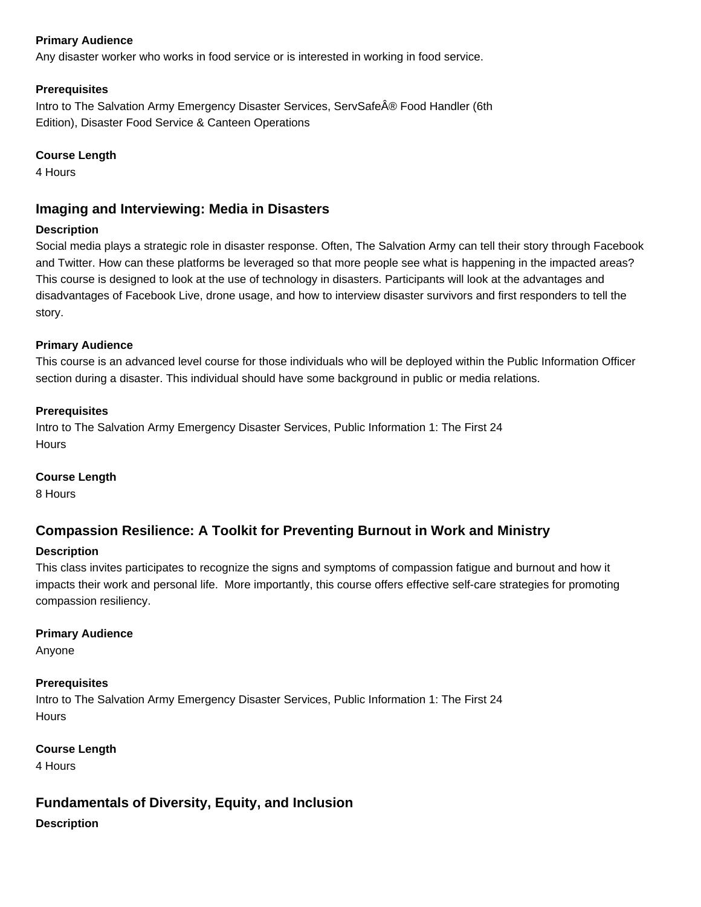#### Primary Audience

Any disaster worker who works in food service or is interested in working in food service.

#### Prerequisites

Intro to The Salvation Army Emergency Disaster Services, ServSafeÂ® Food Handler (6th Edition), Disaster Food Service & Canteen Operations

#### Course Length

4 Hours

### Imaging and Interviewing: Media in Disasters

#### Description

Social media plays a strategic role in disaster response. Often, The Salvation Army can tell their story through Facebook and Twitter. How can these platforms be leveraged so that more people see what is happening in the impacted areas? This course is designed to look at the use of technology in disasters. Participants will look at the advantages and disadvantages of Facebook Live, drone usage, and how to interview disaster survivors and first responders to tell the story.

#### Primary Audience

This course is an advanced level course for those individuals who will be deployed within the Public Information Officer section during a disaster. This individual should have some background in public or media relations.

#### Prerequisites

Intro to The Salvation Army Emergency Disaster Services, Public Information 1: The First 24 Hours

#### Course Length

8 Hours

### Compassion Resilience: A Toolkit for Preventing Burnout in Work and Ministry

#### Description

This class invites participates to recognize the signs and symptoms of compassion fatigue and burnout and how it impacts their work and personal life. More importantly, this course offers effective self-care strategies for promoting compassion resiliency.

#### Primary Audience

Anyone

#### Prerequisites

Intro to The Salvation Army Emergency Disaster Services, Public Information 1: The First 24 Hours

#### Course Length

4 Hours

### Fundamentals of Diversity, Equity, and Inclusion

#### Description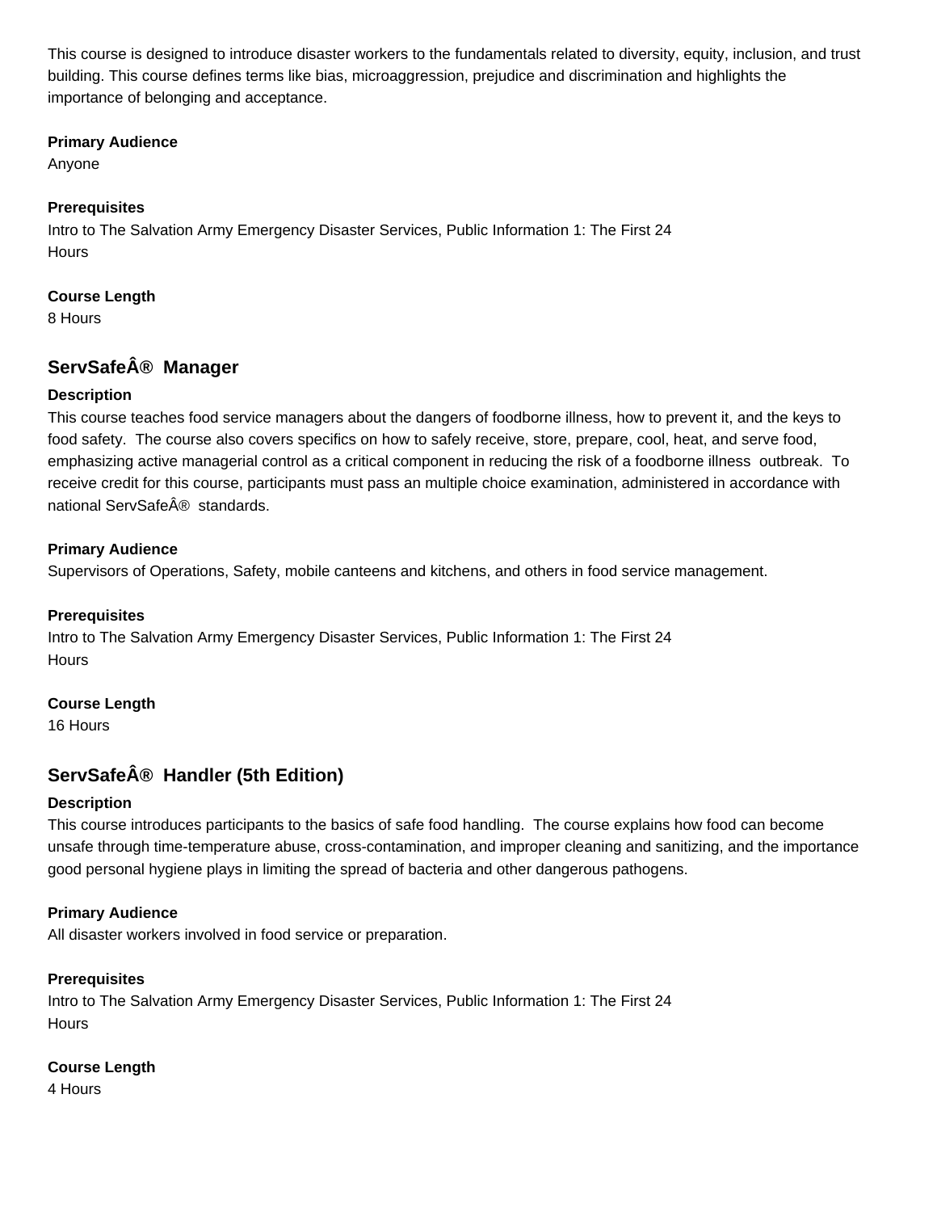This course is designed to introduce disaster workers to the fundamentals related to diversity, equity, inclusion, and trust building. This course defines terms like bias, microaggression, prejudice and discrimination and highlights the importance of belonging and acceptance.

**Primary Audience**
Anyone

**Prerequisites**
Intro to The Salvation Army Emergency Disaster Services, Public Information 1: The First 24 Hours

**Course Length**
8 Hours

## ServSafeÂ® Manager

**Description**
This course teaches food service managers about the dangers of foodborne illness, how to prevent it, and the keys to food safety. The course also covers specifics on how to safely receive, store, prepare, cool, heat, and serve food, emphasizing active managerial control as a critical component in reducing the risk of a foodborne illness outbreak. To receive credit for this course, participants must pass an multiple choice examination, administered in accordance with national ServSafeÂ® standards.

**Primary Audience**
Supervisors of Operations, Safety, mobile canteens and kitchens, and others in food service management.

**Prerequisites**
Intro to The Salvation Army Emergency Disaster Services, Public Information 1: The First 24 Hours

**Course Length**
16 Hours

## ServSafeÂ® Handler (5th Edition)

**Description**
This course introduces participants to the basics of safe food handling. The course explains how food can become unsafe through time-temperature abuse, cross-contamination, and improper cleaning and sanitizing, and the importance good personal hygiene plays in limiting the spread of bacteria and other dangerous pathogens.

**Primary Audience**
All disaster workers involved in food service or preparation.

**Prerequisites**
Intro to The Salvation Army Emergency Disaster Services, Public Information 1: The First 24 Hours

**Course Length**
4 Hours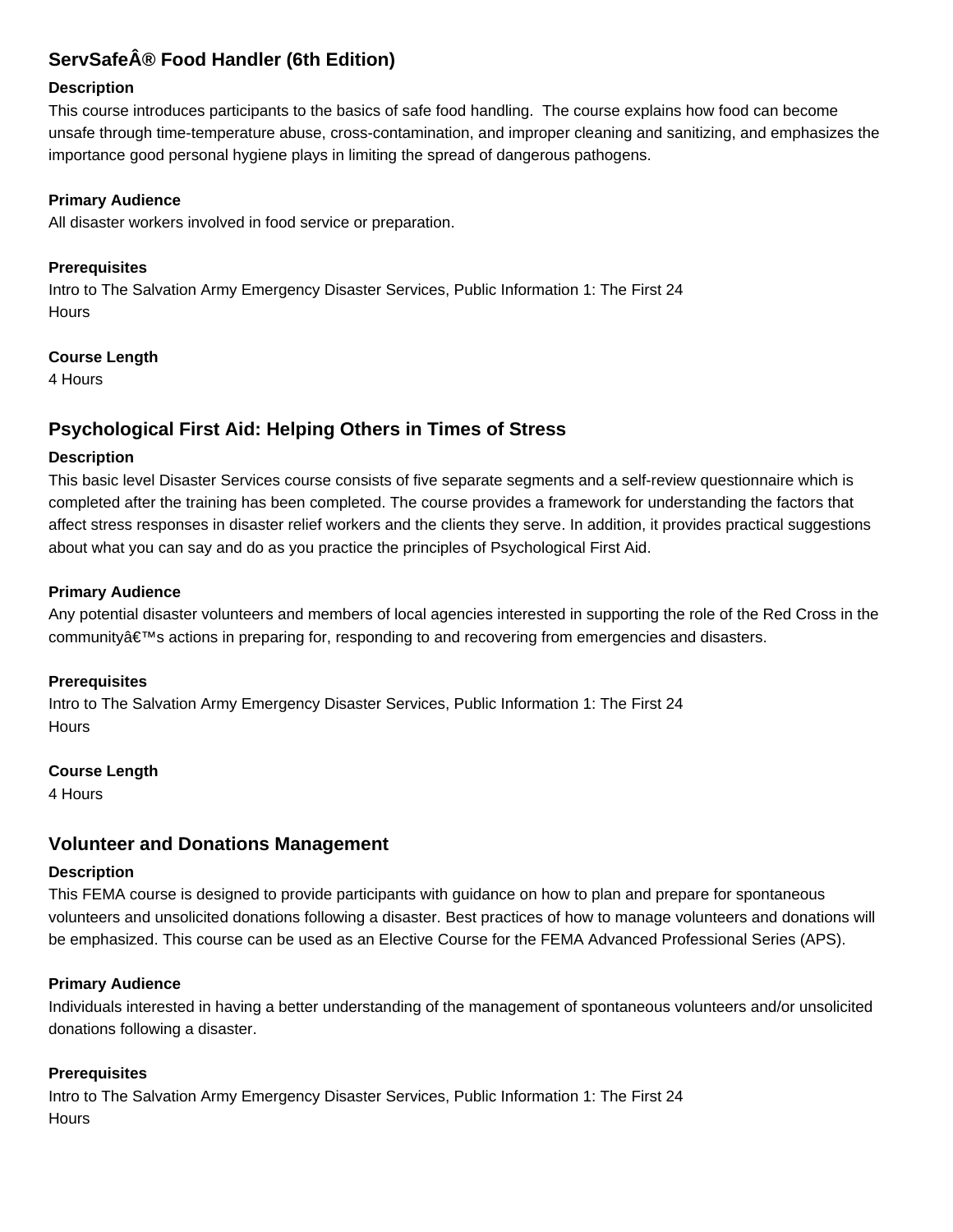## ServSafeÂ® Food Handler (6th Edition)

### Description

This course introduces participants to the basics of safe food handling. The course explains how food can become unsafe through time-temperature abuse, cross-contamination, and improper cleaning and sanitizing, and emphasizes the importance good personal hygiene plays in limiting the spread of dangerous pathogens.

### Primary Audience

All disaster workers involved in food service or preparation.

### Prerequisites

Intro to The Salvation Army Emergency Disaster Services, Public Information 1: The First 24 Hours

### Course Length

4 Hours

## Psychological First Aid: Helping Others in Times of Stress

### Description

This basic level Disaster Services course consists of five separate segments and a self-review questionnaire which is completed after the training has been completed. The course provides a framework for understanding the factors that affect stress responses in disaster relief workers and the clients they serve. In addition, it provides practical suggestions about what you can say and do as you practice the principles of Psychological First Aid.

### Primary Audience

Any potential disaster volunteers and members of local agencies interested in supporting the role of the Red Cross in the communityâ€™s actions in preparing for, responding to and recovering from emergencies and disasters.

### Prerequisites

Intro to The Salvation Army Emergency Disaster Services, Public Information 1: The First 24 Hours

### Course Length

4 Hours

## Volunteer and Donations Management

### Description

This FEMA course is designed to provide participants with guidance on how to plan and prepare for spontaneous volunteers and unsolicited donations following a disaster. Best practices of how to manage volunteers and donations will be emphasized. This course can be used as an Elective Course for the FEMA Advanced Professional Series (APS).

### Primary Audience

Individuals interested in having a better understanding of the management of spontaneous volunteers and/or unsolicited donations following a disaster.

### Prerequisites

Intro to The Salvation Army Emergency Disaster Services, Public Information 1: The First 24 Hours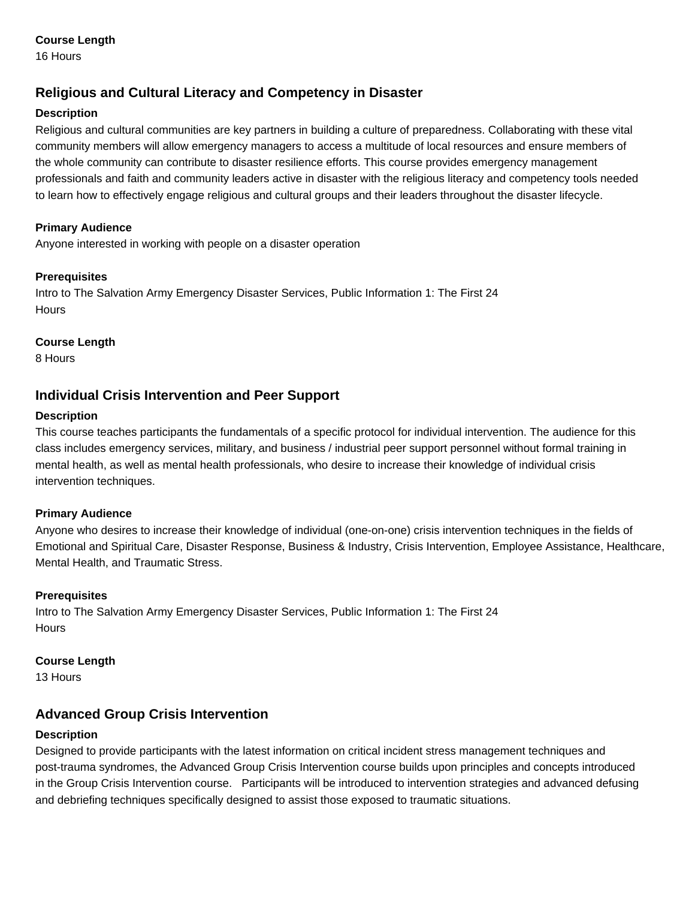**Course Length**
16 Hours

## Religious and Cultural Literacy and Competency in Disaster

**Description**
Religious and cultural communities are key partners in building a culture of preparedness. Collaborating with these vital community members will allow emergency managers to access a multitude of local resources and ensure members of the whole community can contribute to disaster resilience efforts. This course provides emergency management professionals and faith and community leaders active in disaster with the religious literacy and competency tools needed to learn how to effectively engage religious and cultural groups and their leaders throughout the disaster lifecycle.

**Primary Audience**
Anyone interested in working with people on a disaster operation

**Prerequisites**
Intro to The Salvation Army Emergency Disaster Services, Public Information 1: The First 24 Hours

**Course Length**
8 Hours

## Individual Crisis Intervention and Peer Support

**Description**
This course teaches participants the fundamentals of a specific protocol for individual intervention. The audience for this class includes emergency services, military, and business / industrial peer support personnel without formal training in mental health, as well as mental health professionals, who desire to increase their knowledge of individual crisis intervention techniques.

**Primary Audience**
Anyone who desires to increase their knowledge of individual (one-on-one) crisis intervention techniques in the fields of Emotional and Spiritual Care, Disaster Response, Business & Industry, Crisis Intervention, Employee Assistance, Healthcare, Mental Health, and Traumatic Stress.

**Prerequisites**
Intro to The Salvation Army Emergency Disaster Services, Public Information 1: The First 24 Hours

**Course Length**
13 Hours

## Advanced Group Crisis Intervention

**Description**
Designed to provide participants with the latest information on critical incident stress management techniques and post-trauma syndromes, the Advanced Group Crisis Intervention course builds upon principles and concepts introduced in the Group Crisis Intervention course. Participants will be introduced to intervention strategies and advanced defusing and debriefing techniques specifically designed to assist those exposed to traumatic situations.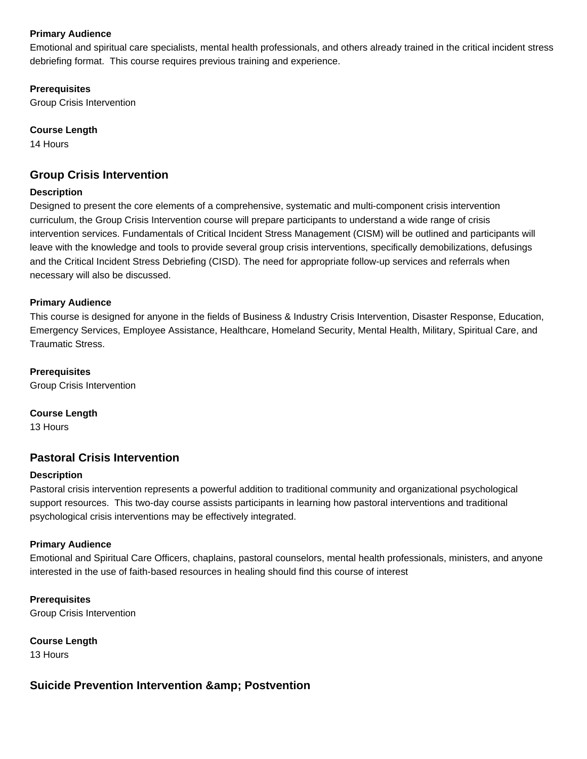**Primary Audience**

Emotional and spiritual care specialists, mental health professionals, and others already trained in the critical incident stress debriefing format.  This course requires previous training and experience.

**Prerequisites**

Group Crisis Intervention

**Course Length**

14 Hours

## Group Crisis Intervention

**Description**

Designed to present the core elements of a comprehensive, systematic and multi-component crisis intervention curriculum, the Group Crisis Intervention course will prepare participants to understand a wide range of crisis intervention services. Fundamentals of Critical Incident Stress Management (CISM) will be outlined and participants will leave with the knowledge and tools to provide several group crisis interventions, specifically demobilizations, defusings and the Critical Incident Stress Debriefing (CISD). The need for appropriate follow-up services and referrals when necessary will also be discussed.

**Primary Audience**

This course is designed for anyone in the fields of Business & Industry Crisis Intervention, Disaster Response, Education, Emergency Services, Employee Assistance, Healthcare, Homeland Security, Mental Health, Military, Spiritual Care, and Traumatic Stress.

**Prerequisites**

Group Crisis Intervention

**Course Length**

13 Hours

## Pastoral Crisis Intervention

**Description**

Pastoral crisis intervention represents a powerful addition to traditional community and organizational psychological support resources.  This two-day course assists participants in learning how pastoral interventions and traditional psychological crisis interventions may be effectively integrated.

**Primary Audience**

Emotional and Spiritual Care Officers, chaplains, pastoral counselors, mental health professionals, ministers, and anyone interested in the use of faith-based resources in healing should find this course of interest

**Prerequisites**

Group Crisis Intervention

**Course Length**

13 Hours

## Suicide Prevention Intervention &amp; Postvention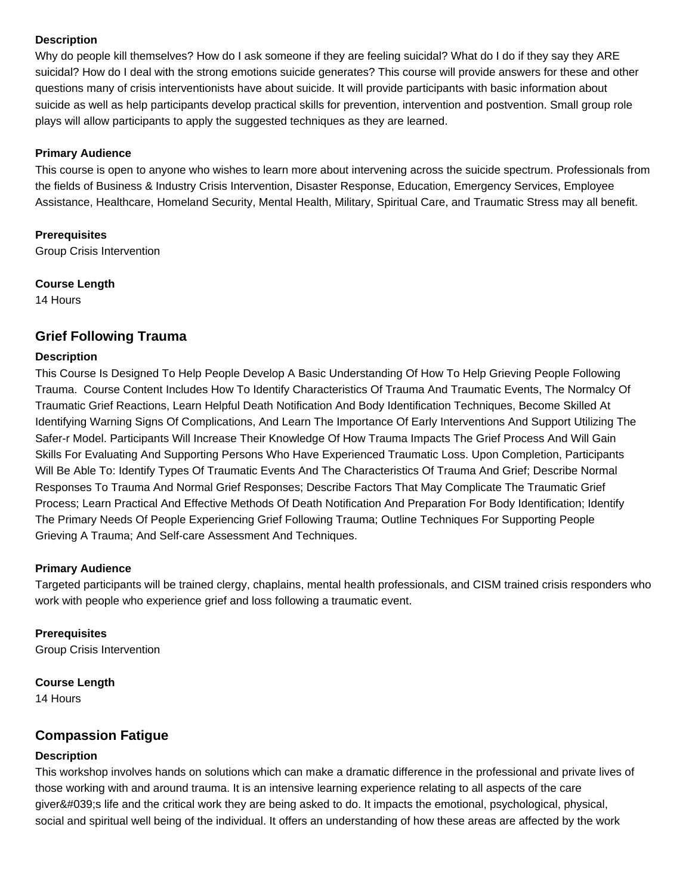#### Description

Why do people kill themselves? How do I ask someone if they are feeling suicidal? What do I do if they say they ARE suicidal? How do I deal with the strong emotions suicide generates? This course will provide answers for these and other questions many of crisis interventionists have about suicide. It will provide participants with basic information about suicide as well as help participants develop practical skills for prevention, intervention and postvention. Small group role plays will allow participants to apply the suggested techniques as they are learned.

#### Primary Audience

This course is open to anyone who wishes to learn more about intervening across the suicide spectrum. Professionals from the fields of Business & Industry Crisis Intervention, Disaster Response, Education, Emergency Services, Employee Assistance, Healthcare, Homeland Security, Mental Health, Military, Spiritual Care, and Traumatic Stress may all benefit.

#### Prerequisites

Group Crisis Intervention

#### Course Length

14 Hours

### Grief Following Trauma

#### Description

This Course Is Designed To Help People Develop A Basic Understanding Of How To Help Grieving People Following Trauma.  Course Content Includes How To Identify Characteristics Of Trauma And Traumatic Events, The Normalcy Of Traumatic Grief Reactions, Learn Helpful Death Notification And Body Identification Techniques, Become Skilled At Identifying Warning Signs Of Complications, And Learn The Importance Of Early Interventions And Support Utilizing The Safer-r Model. Participants Will Increase Their Knowledge Of How Trauma Impacts The Grief Process And Will Gain Skills For Evaluating And Supporting Persons Who Have Experienced Traumatic Loss. Upon Completion, Participants Will Be Able To: Identify Types Of Traumatic Events And The Characteristics Of Trauma And Grief; Describe Normal Responses To Trauma And Normal Grief Responses; Describe Factors That May Complicate The Traumatic Grief Process; Learn Practical And Effective Methods Of Death Notification And Preparation For Body Identification; Identify The Primary Needs Of People Experiencing Grief Following Trauma; Outline Techniques For Supporting People Grieving A Trauma; And Self-care Assessment And Techniques.

#### Primary Audience

Targeted participants will be trained clergy, chaplains, mental health professionals, and CISM trained crisis responders who work with people who experience grief and loss following a traumatic event.

#### Prerequisites

Group Crisis Intervention

#### Course Length

14 Hours

### Compassion Fatigue

#### Description

This workshop involves hands on solutions which can make a dramatic difference in the professional and private lives of those working with and around trauma. It is an intensive learning experience relating to all aspects of the care giver&#039;s life and the critical work they are being asked to do. It impacts the emotional, psychological, physical, social and spiritual well being of the individual. It offers an understanding of how these areas are affected by the work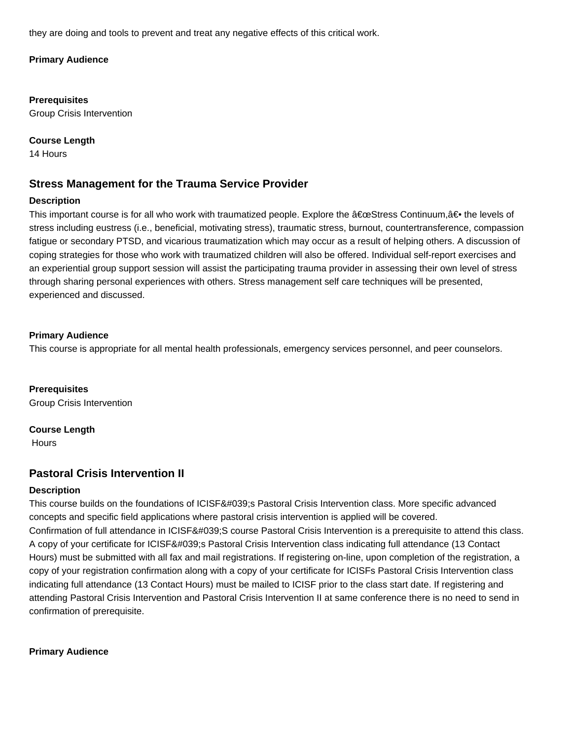they are doing and tools to prevent and treat any negative effects of this critical work.

**Primary Audience**

**Prerequisites**
Group Crisis Intervention

**Course Length**
14 Hours

### Stress Management for the Trauma Service Provider

**Description**
This important course is for all who work with traumatized people. Explore the â€œStress Continuum,â€• the levels of stress including eustress (i.e., beneficial, motivating stress), traumatic stress, burnout, countertransference, compassion fatigue or secondary PTSD, and vicarious traumatization which may occur as a result of helping others. A discussion of coping strategies for those who work with traumatized children will also be offered. Individual self-report exercises and an experiential group support session will assist the participating trauma provider in assessing their own level of stress through sharing personal experiences with others. Stress management self care techniques will be presented, experienced and discussed.

**Primary Audience**
This course is appropriate for all mental health professionals, emergency services personnel, and peer counselors.

**Prerequisites**
Group Crisis Intervention

**Course Length**
Hours

### Pastoral Crisis Intervention II

**Description**
This course builds on the foundations of ICISF&#039;s Pastoral Crisis Intervention class. More specific advanced concepts and specific field applications where pastoral crisis intervention is applied will be covered.
Confirmation of full attendance in ICISF&#039;S course Pastoral Crisis Intervention is a prerequisite to attend this class. A copy of your certificate for ICISF&#039;s Pastoral Crisis Intervention class indicating full attendance (13 Contact Hours) must be submitted with all fax and mail registrations. If registering on-line, upon completion of the registration, a copy of your registration confirmation along with a copy of your certificate for ICISFs Pastoral Crisis Intervention class indicating full attendance (13 Contact Hours) must be mailed to ICISF prior to the class start date. If registering and attending Pastoral Crisis Intervention and Pastoral Crisis Intervention II at same conference there is no need to send in confirmation of prerequisite.

**Primary Audience**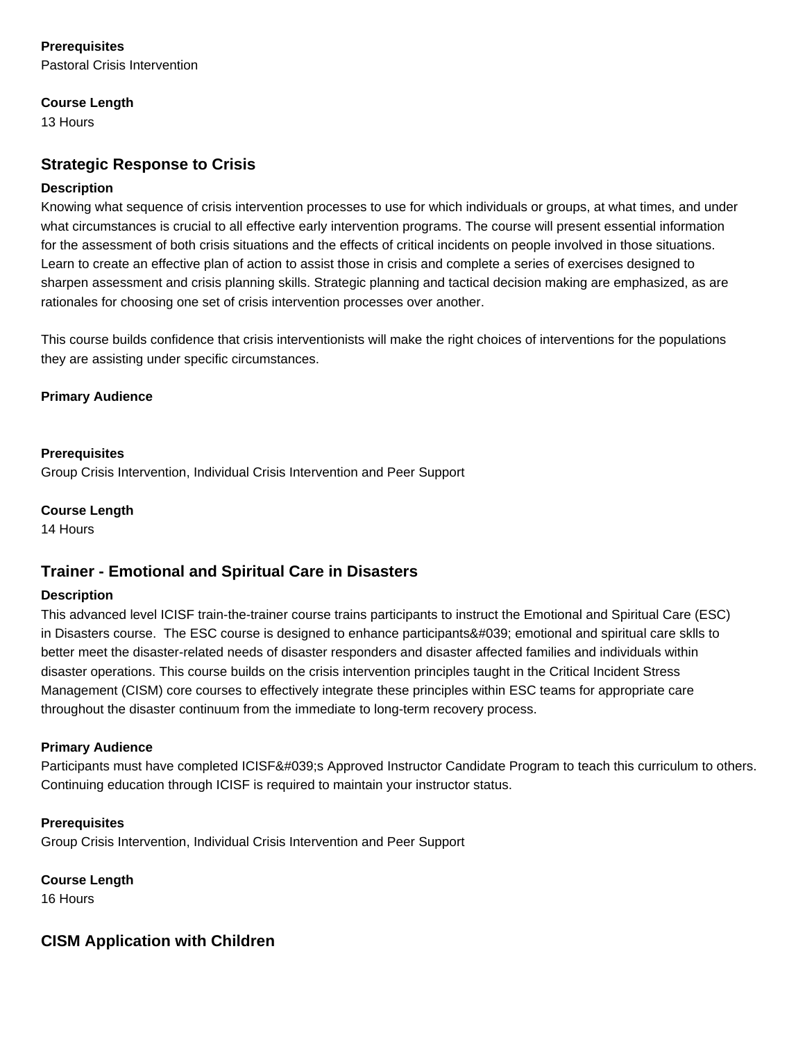**Prerequisites**
Pastoral Crisis Intervention

**Course Length**
13 Hours

### Strategic Response to Crisis

**Description**
Knowing what sequence of crisis intervention processes to use for which individuals or groups, at what times, and under what circumstances is crucial to all effective early intervention programs. The course will present essential information for the assessment of both crisis situations and the effects of critical incidents on people involved in those situations. Learn to create an effective plan of action to assist those in crisis and complete a series of exercises designed to sharpen assessment and crisis planning skills. Strategic planning and tactical decision making are emphasized, as are rationales for choosing one set of crisis intervention processes over another.

This course builds confidence that crisis interventionists will make the right choices of interventions for the populations they are assisting under specific circumstances.

**Primary Audience**

**Prerequisites**
Group Crisis Intervention, Individual Crisis Intervention and Peer Support

**Course Length**
14 Hours

### Trainer - Emotional and Spiritual Care in Disasters

**Description**
This advanced level ICISF train-the-trainer course trains participants to instruct the Emotional and Spiritual Care (ESC) in Disasters course.  The ESC course is designed to enhance participants&#039; emotional and spiritual care sklls to better meet the disaster-related needs of disaster responders and disaster affected families and individuals within disaster operations. This course builds on the crisis intervention principles taught in the Critical Incident Stress Management (CISM) core courses to effectively integrate these principles within ESC teams for appropriate care throughout the disaster continuum from the immediate to long-term recovery process.

**Primary Audience**
Participants must have completed ICISF&#039;s Approved Instructor Candidate Program to teach this curriculum to others. Continuing education through ICISF is required to maintain your instructor status.

**Prerequisites**
Group Crisis Intervention, Individual Crisis Intervention and Peer Support

**Course Length**
16 Hours

### CISM Application with Children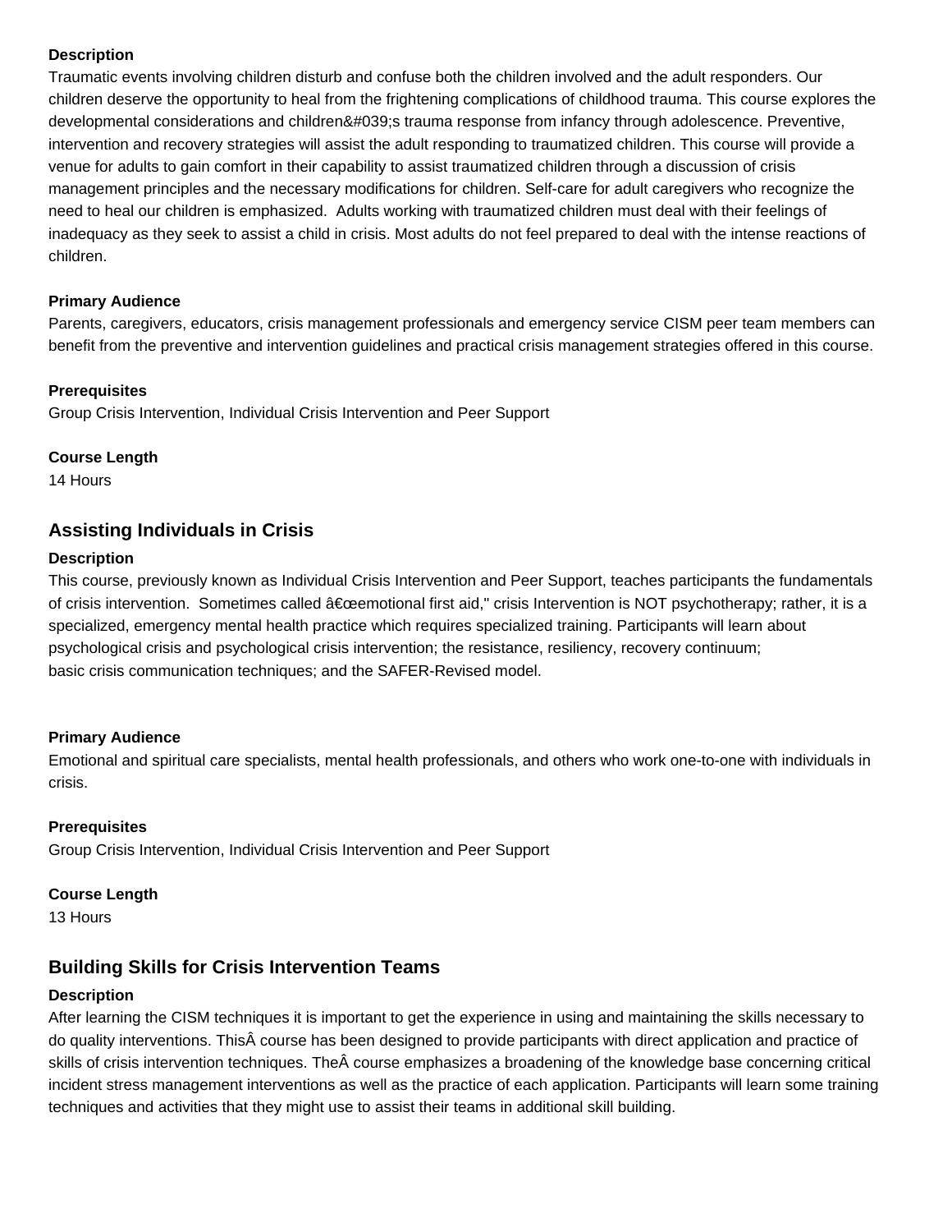**Description**

Traumatic events involving children disturb and confuse both the children involved and the adult responders. Our children deserve the opportunity to heal from the frightening complications of childhood trauma. This course explores the developmental considerations and children&#039;s trauma response from infancy through adolescence. Preventive, intervention and recovery strategies will assist the adult responding to traumatized children. This course will provide a venue for adults to gain comfort in their capability to assist traumatized children through a discussion of crisis management principles and the necessary modifications for children. Self-care for adult caregivers who recognize the need to heal our children is emphasized. Adults working with traumatized children must deal with their feelings of inadequacy as they seek to assist a child in crisis. Most adults do not feel prepared to deal with the intense reactions of children.

**Primary Audience**

Parents, caregivers, educators, crisis management professionals and emergency service CISM peer team members can benefit from the preventive and intervention guidelines and practical crisis management strategies offered in this course.

**Prerequisites**

Group Crisis Intervention, Individual Crisis Intervention and Peer Support

**Course Length**

14 Hours

## Assisting Individuals in Crisis

**Description**

This course, previously known as Individual Crisis Intervention and Peer Support, teaches participants the fundamentals of crisis intervention. Sometimes called â€œemotional first aid," crisis Intervention is NOT psychotherapy; rather, it is a specialized, emergency mental health practice which requires specialized training. Participants will learn about psychological crisis and psychological crisis intervention; the resistance, resiliency, recovery continuum; basic crisis communication techniques; and the SAFER-Revised model.

**Primary Audience**

Emotional and spiritual care specialists, mental health professionals, and others who work one-to-one with individuals in crisis.

**Prerequisites**

Group Crisis Intervention, Individual Crisis Intervention and Peer Support

**Course Length**

13 Hours

## Building Skills for Crisis Intervention Teams

**Description**

After learning the CISM techniques it is important to get the experience in using and maintaining the skills necessary to do quality interventions. ThisÂ course has been designed to provide participants with direct application and practice of skills of crisis intervention techniques. TheÂ course emphasizes a broadening of the knowledge base concerning critical incident stress management interventions as well as the practice of each application. Participants will learn some training techniques and activities that they might use to assist their teams in additional skill building.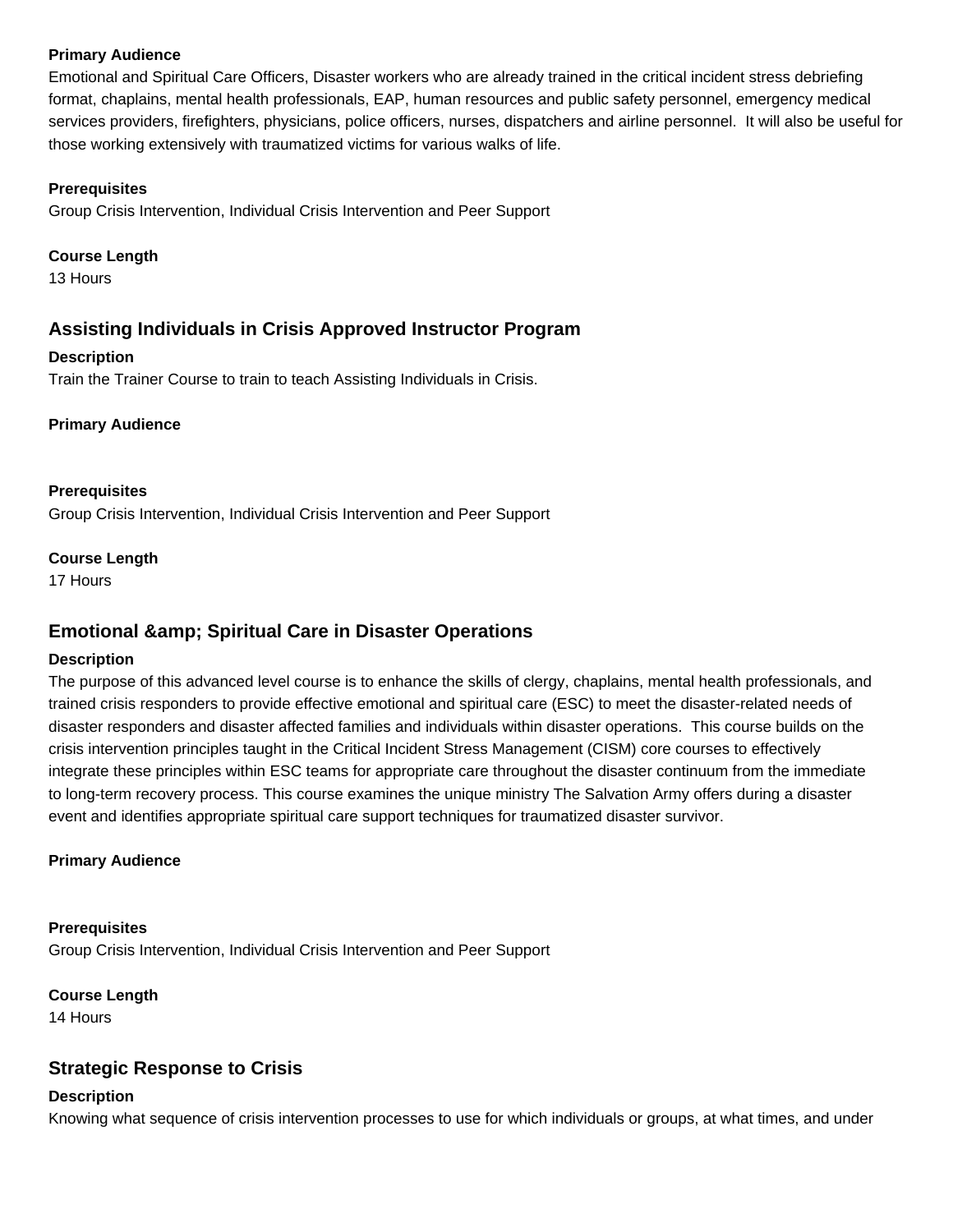**Primary Audience**

Emotional and Spiritual Care Officers, Disaster workers who are already trained in the critical incident stress debriefing format, chaplains, mental health professionals, EAP, human resources and public safety personnel, emergency medical services providers, firefighters, physicians, police officers, nurses, dispatchers and airline personnel. It will also be useful for those working extensively with traumatized victims for various walks of life.

**Prerequisites**

Group Crisis Intervention, Individual Crisis Intervention and Peer Support

**Course Length**

13 Hours

## Assisting Individuals in Crisis Approved Instructor Program

**Description**

Train the Trainer Course to train to teach Assisting Individuals in Crisis.

**Primary Audience**

**Prerequisites**

Group Crisis Intervention, Individual Crisis Intervention and Peer Support

**Course Length**

17 Hours

## Emotional &amp; Spiritual Care in Disaster Operations

**Description**

The purpose of this advanced level course is to enhance the skills of clergy, chaplains, mental health professionals, and trained crisis responders to provide effective emotional and spiritual care (ESC) to meet the disaster-related needs of disaster responders and disaster affected families and individuals within disaster operations. This course builds on the crisis intervention principles taught in the Critical Incident Stress Management (CISM) core courses to effectively integrate these principles within ESC teams for appropriate care throughout the disaster continuum from the immediate to long-term recovery process. This course examines the unique ministry The Salvation Army offers during a disaster event and identifies appropriate spiritual care support techniques for traumatized disaster survivor.

**Primary Audience**

**Prerequisites**

Group Crisis Intervention, Individual Crisis Intervention and Peer Support

**Course Length**

14 Hours

## Strategic Response to Crisis

**Description**

Knowing what sequence of crisis intervention processes to use for which individuals or groups, at what times, and under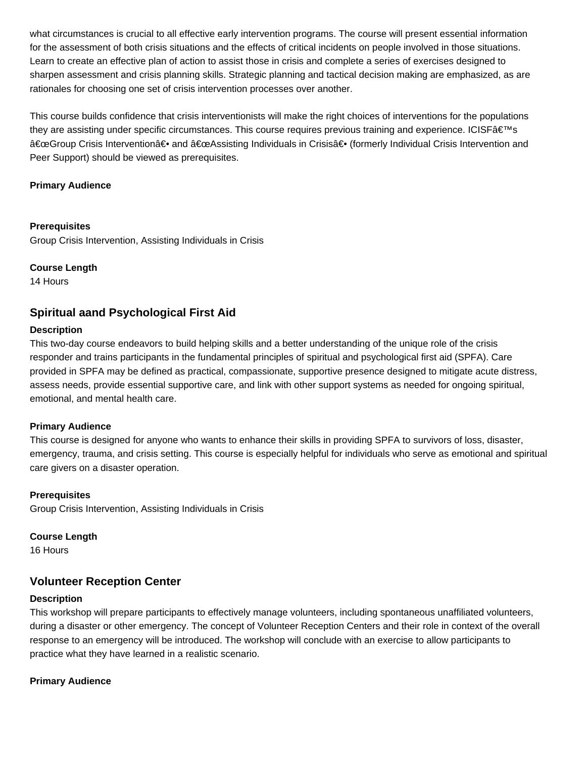what circumstances is crucial to all effective early intervention programs. The course will present essential information for the assessment of both crisis situations and the effects of critical incidents on people involved in those situations. Learn to create an effective plan of action to assist those in crisis and complete a series of exercises designed to sharpen assessment and crisis planning skills. Strategic planning and tactical decision making are emphasized, as are rationales for choosing one set of crisis intervention processes over another.

This course builds confidence that crisis interventionists will make the right choices of interventions for the populations they are assisting under specific circumstances. This course requires previous training and experience. ICISFâ€™s â€œGroup Crisis Interventionâ€• and â€œAssisting Individuals in Crisisâ€• (formerly Individual Crisis Intervention and Peer Support) should be viewed as prerequisites.

**Primary Audience**

**Prerequisites**
Group Crisis Intervention, Assisting Individuals in Crisis

**Course Length**
14 Hours

## Spiritual aand Psychological First Aid

**Description**
This two-day course endeavors to build helping skills and a better understanding of the unique role of the crisis responder and trains participants in the fundamental principles of spiritual and psychological first aid (SPFA). Care provided in SPFA may be defined as practical, compassionate, supportive presence designed to mitigate acute distress, assess needs, provide essential supportive care, and link with other support systems as needed for ongoing spiritual, emotional, and mental health care.

**Primary Audience**
This course is designed for anyone who wants to enhance their skills in providing SPFA to survivors of loss, disaster, emergency, trauma, and crisis setting. This course is especially helpful for individuals who serve as emotional and spiritual care givers on a disaster operation.

**Prerequisites**
Group Crisis Intervention, Assisting Individuals in Crisis

**Course Length**
16 Hours

## Volunteer Reception Center

**Description**
This workshop will prepare participants to effectively manage volunteers, including spontaneous unaffiliated volunteers, during a disaster or other emergency. The concept of Volunteer Reception Centers and their role in context of the overall response to an emergency will be introduced. The workshop will conclude with an exercise to allow participants to practice what they have learned in a realistic scenario.

**Primary Audience**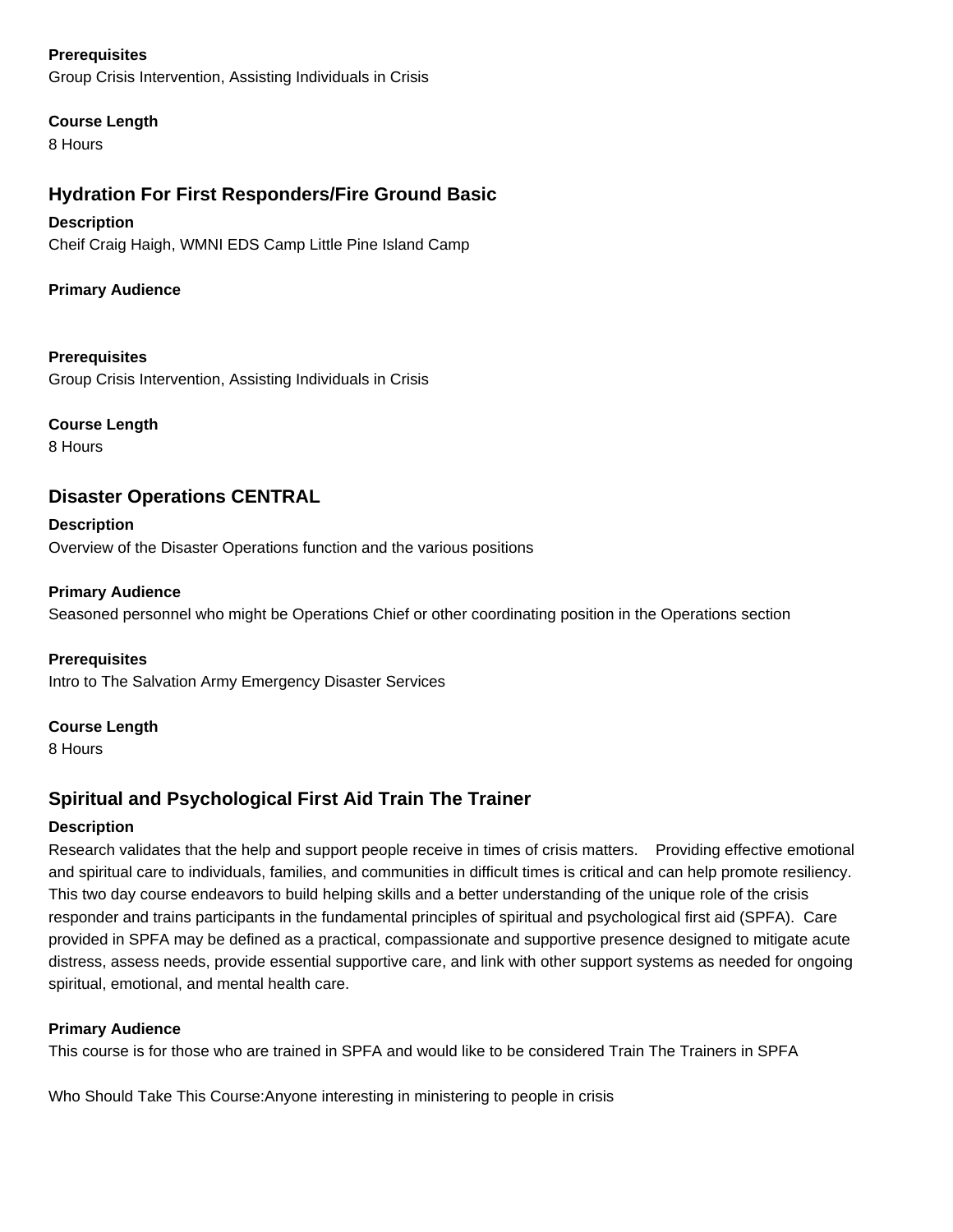**Prerequisites**
Group Crisis Intervention, Assisting Individuals in Crisis

**Course Length**
8 Hours

## Hydration For First Responders/Fire Ground Basic

**Description**
Cheif Craig Haigh, WMNI EDS Camp Little Pine Island Camp

**Primary Audience**

**Prerequisites**
Group Crisis Intervention, Assisting Individuals in Crisis

**Course Length**
8 Hours

## Disaster Operations CENTRAL

**Description**
Overview of the Disaster Operations function and the various positions

**Primary Audience**
Seasoned personnel who might be Operations Chief or other coordinating position in the Operations section

**Prerequisites**
Intro to The Salvation Army Emergency Disaster Services

**Course Length**
8 Hours

## Spiritual and Psychological First Aid Train The Trainer

**Description**
Research validates that the help and support people receive in times of crisis matters. Providing effective emotional and spiritual care to individuals, families, and communities in difficult times is critical and can help promote resiliency. This two day course endeavors to build helping skills and a better understanding of the unique role of the crisis responder and trains participants in the fundamental principles of spiritual and psychological first aid (SPFA). Care provided in SPFA may be defined as a practical, compassionate and supportive presence designed to mitigate acute distress, assess needs, provide essential supportive care, and link with other support systems as needed for ongoing spiritual, emotional, and mental health care.

**Primary Audience**
This course is for those who are trained in SPFA and would like to be considered Train The Trainers in SPFA

Who Should Take This Course:Anyone interesting in ministering to people in crisis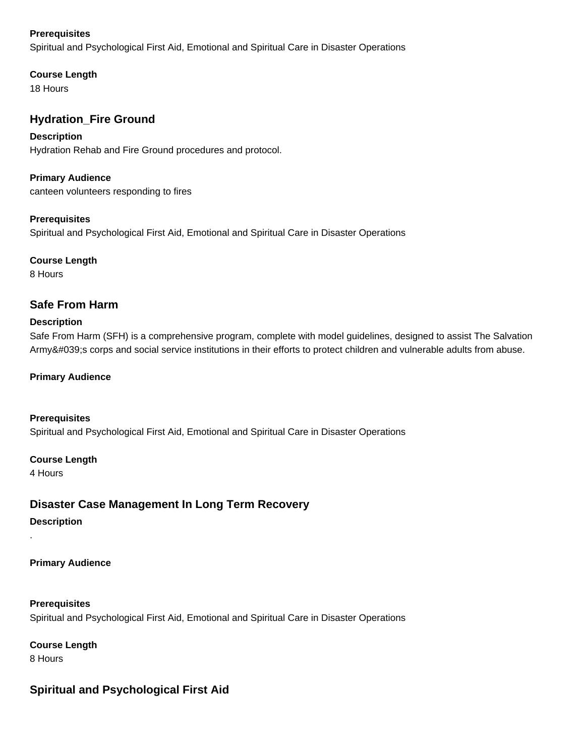**Prerequisites**
Spiritual and Psychological First Aid, Emotional and Spiritual Care in Disaster Operations

**Course Length**
18 Hours

## Hydration_Fire Ground

**Description**
Hydration Rehab and Fire Ground procedures and protocol.

**Primary Audience**
canteen volunteers responding to fires

**Prerequisites**
Spiritual and Psychological First Aid, Emotional and Spiritual Care in Disaster Operations

**Course Length**
8 Hours

## Safe From Harm

**Description**
Safe From Harm (SFH) is a comprehensive program, complete with model guidelines, designed to assist The Salvation Army&#039;s corps and social service institutions in their efforts to protect children and vulnerable adults from abuse.

**Primary Audience**

**Prerequisites**
Spiritual and Psychological First Aid, Emotional and Spiritual Care in Disaster Operations

**Course Length**
4 Hours

## Disaster Case Management In Long Term Recovery

**Description**
.

**Primary Audience**

**Prerequisites**
Spiritual and Psychological First Aid, Emotional and Spiritual Care in Disaster Operations

**Course Length**
8 Hours

## Spiritual and Psychological First Aid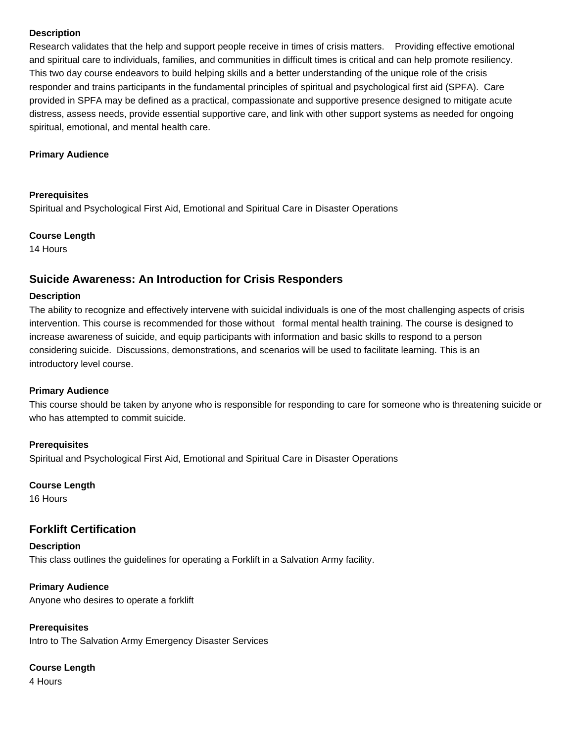**Description**

Research validates that the help and support people receive in times of crisis matters. Providing effective emotional and spiritual care to individuals, families, and communities in difficult times is critical and can help promote resiliency. This two day course endeavors to build helping skills and a better understanding of the unique role of the crisis responder and trains participants in the fundamental principles of spiritual and psychological first aid (SPFA). Care provided in SPFA may be defined as a practical, compassionate and supportive presence designed to mitigate acute distress, assess needs, provide essential supportive care, and link with other support systems as needed for ongoing spiritual, emotional, and mental health care.

**Primary Audience**

**Prerequisites**

Spiritual and Psychological First Aid, Emotional and Spiritual Care in Disaster Operations

**Course Length**

14 Hours

## Suicide Awareness: An Introduction for Crisis Responders

**Description**

The ability to recognize and effectively intervene with suicidal individuals is one of the most challenging aspects of crisis intervention. This course is recommended for those without formal mental health training. The course is designed to increase awareness of suicide, and equip participants with information and basic skills to respond to a person considering suicide. Discussions, demonstrations, and scenarios will be used to facilitate learning. This is an introductory level course.

**Primary Audience**

This course should be taken by anyone who is responsible for responding to care for someone who is threatening suicide or who has attempted to commit suicide.

**Prerequisites**

Spiritual and Psychological First Aid, Emotional and Spiritual Care in Disaster Operations

**Course Length**

16 Hours

## Forklift Certification

**Description**

This class outlines the guidelines for operating a Forklift in a Salvation Army facility.

**Primary Audience**

Anyone who desires to operate a forklift

**Prerequisites**

Intro to The Salvation Army Emergency Disaster Services

**Course Length**

4 Hours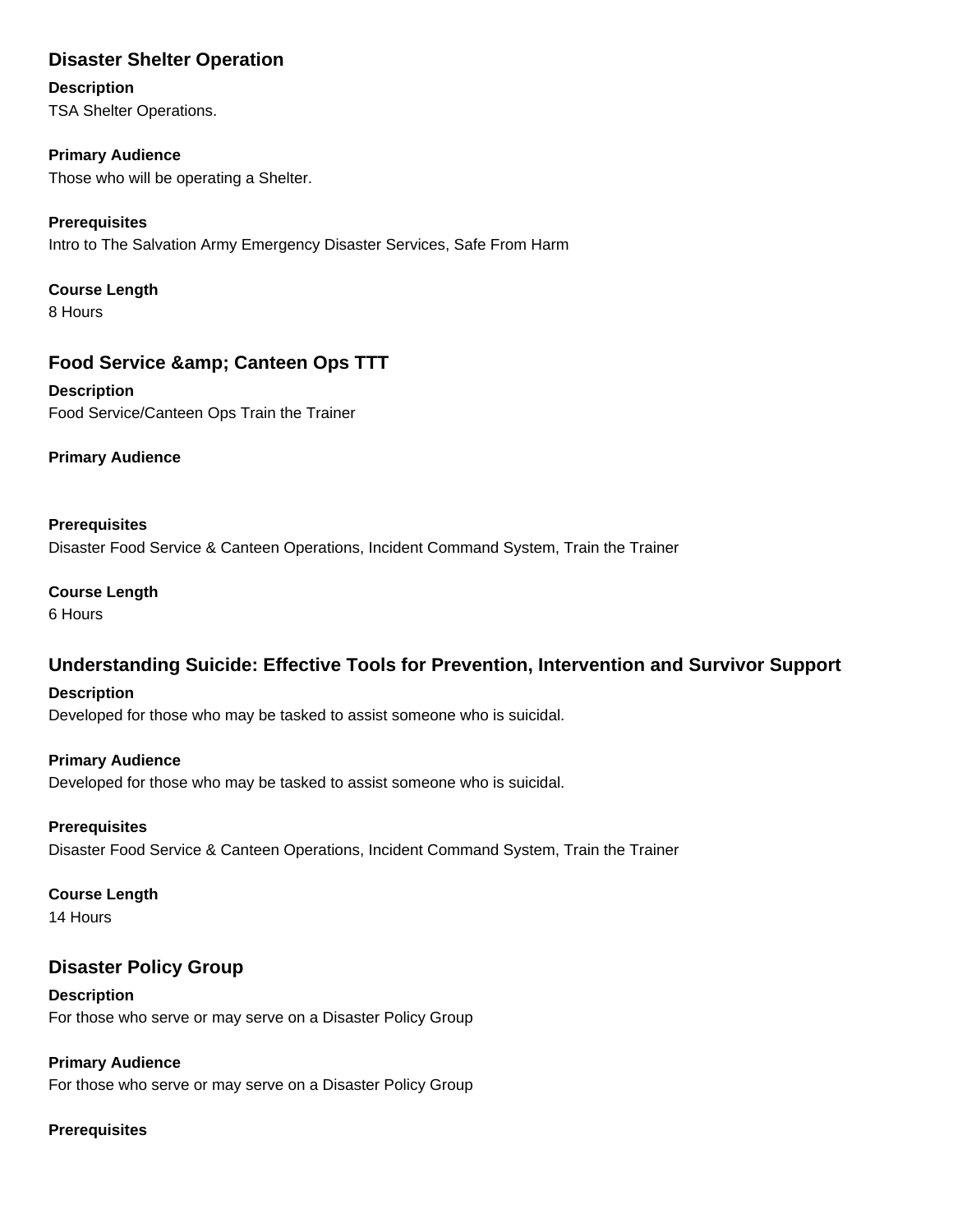## Disaster Shelter Operation

**Description**
TSA Shelter Operations.

**Primary Audience**
Those who will be operating a Shelter.

**Prerequisites**
Intro to The Salvation Army Emergency Disaster Services, Safe From Harm

**Course Length**
8 Hours

## Food Service &amp; Canteen Ops TTT

**Description**
Food Service/Canteen Ops Train the Trainer

**Primary Audience**

**Prerequisites**
Disaster Food Service & Canteen Operations, Incident Command System, Train the Trainer

**Course Length**
6 Hours

## Understanding Suicide: Effective Tools for Prevention, Intervention and Survivor Support

**Description**
Developed for those who may be tasked to assist someone who is suicidal.

**Primary Audience**
Developed for those who may be tasked to assist someone who is suicidal.

**Prerequisites**
Disaster Food Service & Canteen Operations, Incident Command System, Train the Trainer

**Course Length**
14 Hours

## Disaster Policy Group

**Description**
For those who serve or may serve on a Disaster Policy Group

**Primary Audience**
For those who serve or may serve on a Disaster Policy Group

**Prerequisites**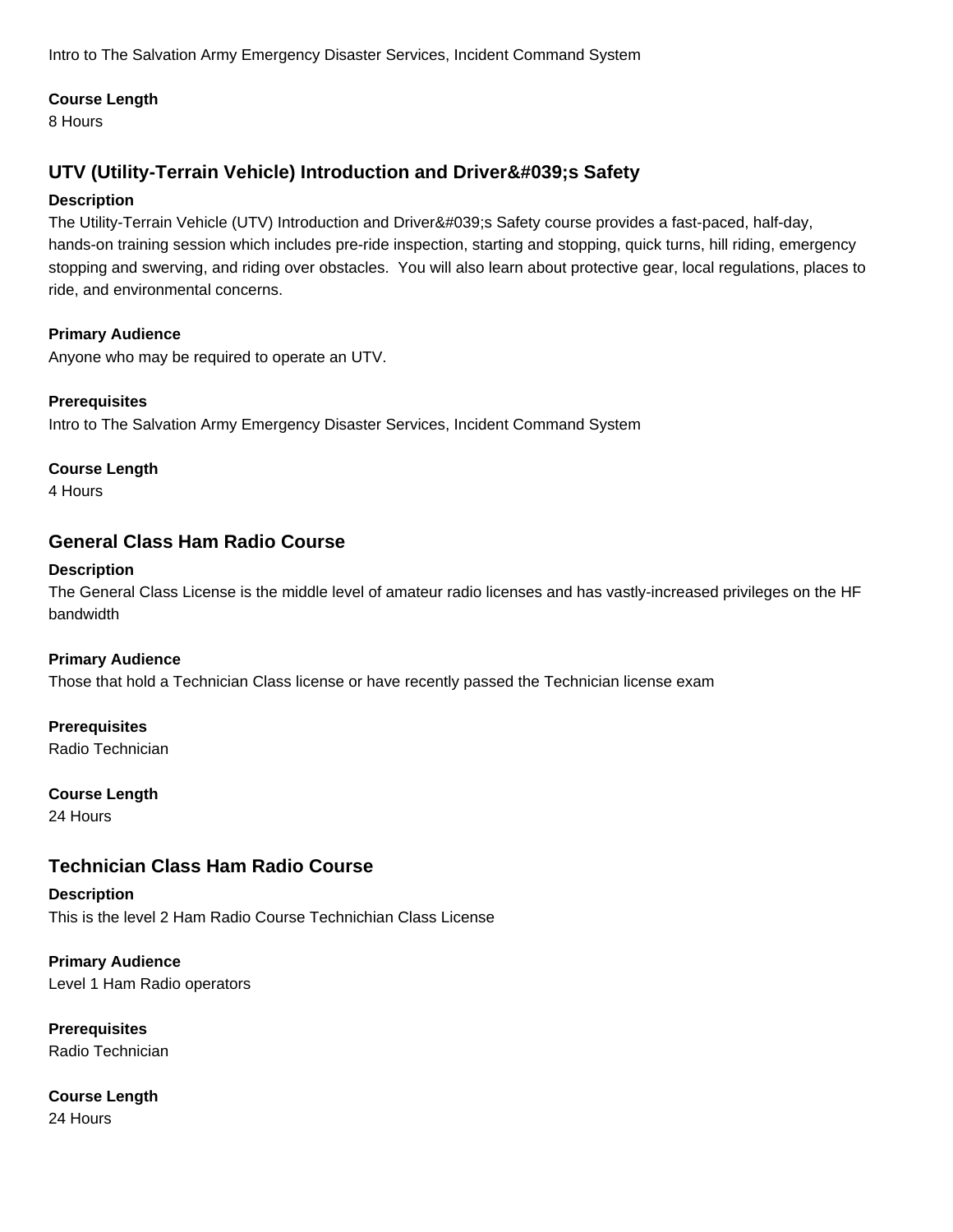Intro to The Salvation Army Emergency Disaster Services, Incident Command System

**Course Length**
8 Hours

## UTV (Utility-Terrain Vehicle) Introduction and Driver&#039;s Safety

**Description**
The Utility-Terrain Vehicle (UTV) Introduction and Driver&#039;s Safety course provides a fast-paced, half-day, hands-on training session which includes pre-ride inspection, starting and stopping, quick turns, hill riding, emergency stopping and swerving, and riding over obstacles.  You will also learn about protective gear, local regulations, places to ride, and environmental concerns.

**Primary Audience**
Anyone who may be required to operate an UTV.

**Prerequisites**
Intro to The Salvation Army Emergency Disaster Services, Incident Command System

**Course Length**
4 Hours

## General Class Ham Radio Course

**Description**
The General Class License is the middle level of amateur radio licenses and has vastly-increased privileges on the HF bandwidth

**Primary Audience**
Those that hold a Technician Class license or have recently passed the Technician license exam

**Prerequisites**
Radio Technician

**Course Length**
24 Hours

## Technician Class Ham Radio Course

**Description**
This is the level 2 Ham Radio Course Technichian Class License

**Primary Audience**
Level 1 Ham Radio operators

**Prerequisites**
Radio Technician

**Course Length**
24 Hours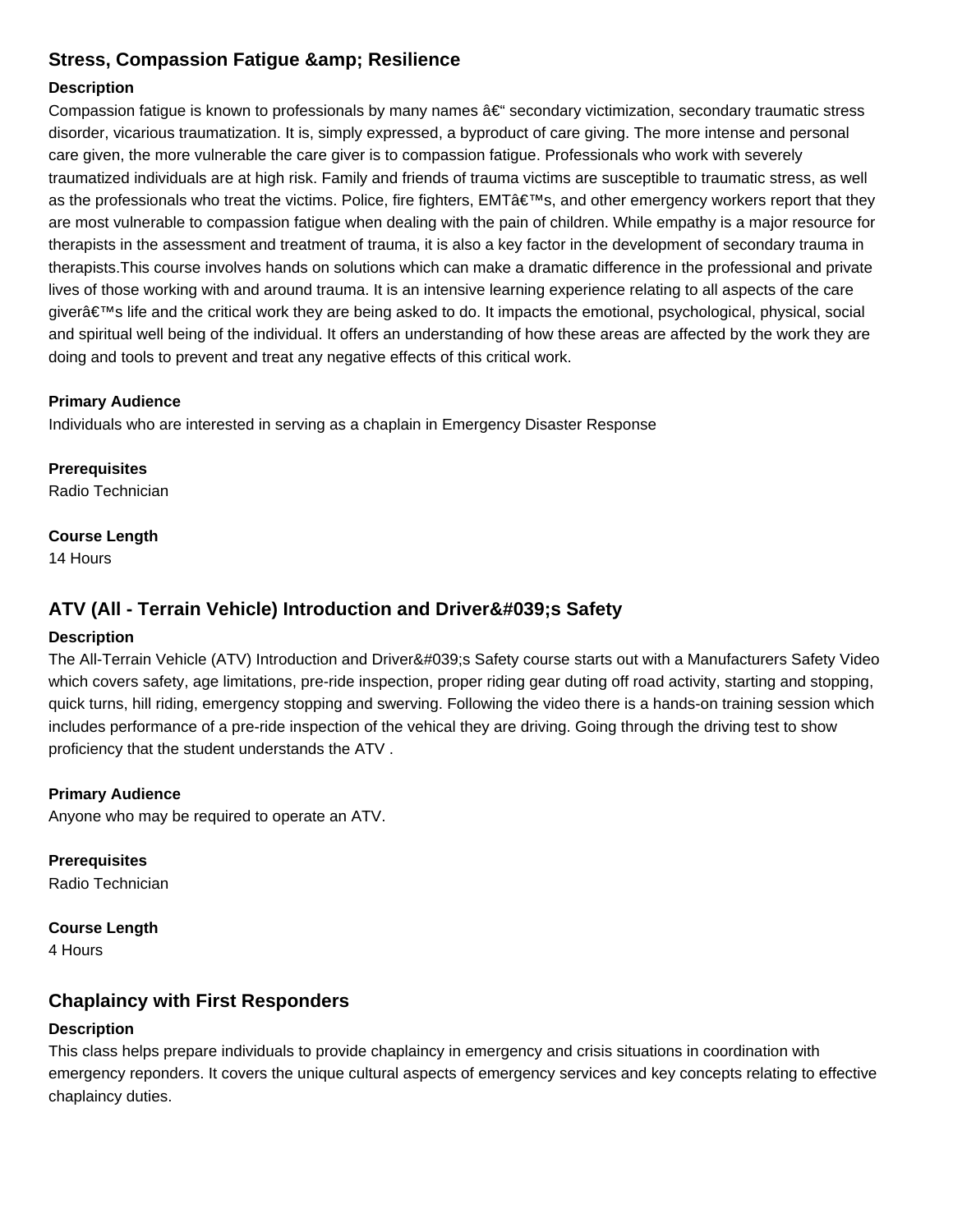## Stress, Compassion Fatigue &amp; Resilience

**Description**

Compassion fatigue is known to professionals by many names â€“ secondary victimization, secondary traumatic stress disorder, vicarious traumatization. It is, simply expressed, a byproduct of care giving. The more intense and personal care given, the more vulnerable the care giver is to compassion fatigue. Professionals who work with severely traumatized individuals are at high risk. Family and friends of trauma victims are susceptible to traumatic stress, as well as the professionals who treat the victims. Police, fire fighters, EMTâ€™s, and other emergency workers report that they are most vulnerable to compassion fatigue when dealing with the pain of children. While empathy is a major resource for therapists in the assessment and treatment of trauma, it is also a key factor in the development of secondary trauma in therapists.This course involves hands on solutions which can make a dramatic difference in the professional and private lives of those working with and around trauma. It is an intensive learning experience relating to all aspects of the care giverâ€™s life and the critical work they are being asked to do. It impacts the emotional, psychological, physical, social and spiritual well being of the individual. It offers an understanding of how these areas are affected by the work they are doing and tools to prevent and treat any negative effects of this critical work.

**Primary Audience**

Individuals who are interested in serving as a chaplain in Emergency Disaster Response

**Prerequisites**

Radio Technician

**Course Length**

14 Hours

## ATV (All - Terrain Vehicle) Introduction and Driver&#039;s Safety

**Description**

The All-Terrain Vehicle (ATV) Introduction and Driver&#039;s Safety course starts out with a Manufacturers Safety Video which covers safety, age limitations, pre-ride inspection, proper riding gear duting off road activity, starting and stopping, quick turns, hill riding, emergency stopping and swerving. Following the video there is a hands-on training session which includes performance of a pre-ride inspection of the vehical they are driving. Going through the driving test to show proficiency that the student understands the ATV .

**Primary Audience**

Anyone who may be required to operate an ATV.

**Prerequisites**

Radio Technician

**Course Length**

4 Hours

## Chaplaincy with First Responders

**Description**

This class helps prepare individuals to provide chaplaincy in emergency and crisis situations in coordination with emergency reponders. It covers the unique cultural aspects of emergency services and key concepts relating to effective chaplaincy duties.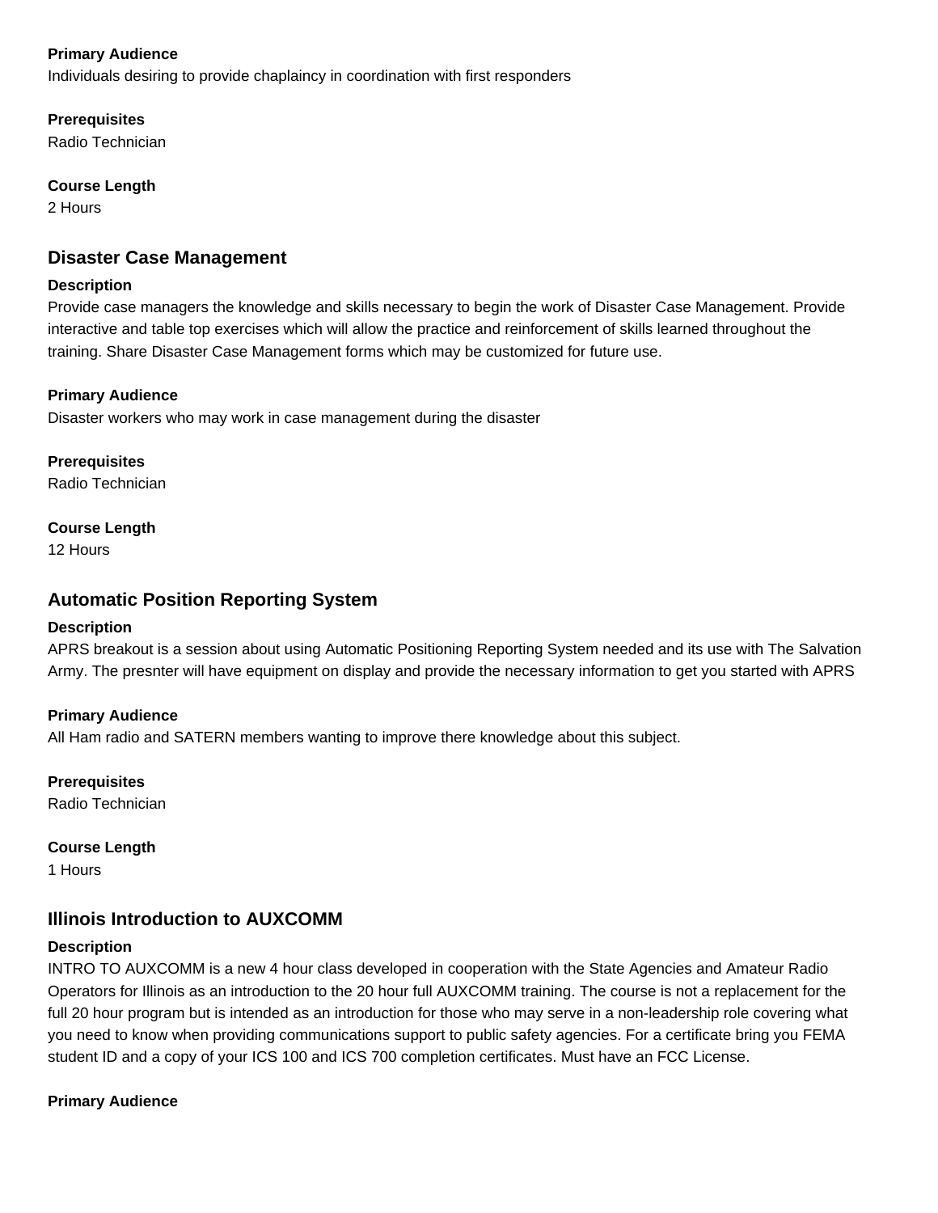**Primary Audience**
Individuals desiring to provide chaplaincy in coordination with first responders

**Prerequisites**
Radio Technician

**Course Length**
2 Hours

## Disaster Case Management

**Description**
Provide case managers the knowledge and skills necessary to begin the work of Disaster Case Management. Provide interactive and table top exercises which will allow the practice and reinforcement of skills learned throughout the training. Share Disaster Case Management forms which may be customized for future use.

**Primary Audience**
Disaster workers who may work in case management during the disaster

**Prerequisites**
Radio Technician

**Course Length**
12 Hours

## Automatic Position Reporting System

**Description**
APRS breakout is a session about using Automatic Positioning Reporting System needed and its use with The Salvation Army. The presnter will have equipment on display and provide the necessary information to get you started with APRS

**Primary Audience**
All Ham radio and SATERN members wanting to improve there knowledge about this subject.

**Prerequisites**
Radio Technician

**Course Length**
1 Hours

## Illinois Introduction to AUXCOMM

**Description**
INTRO TO AUXCOMM is a new 4 hour class developed in cooperation with the State Agencies and Amateur Radio Operators for Illinois as an introduction to the 20 hour full AUXCOMM training. The course is not a replacement for the full 20 hour program but is intended as an introduction for those who may serve in a non-leadership role covering what you need to know when providing communications support to public safety agencies. For a certificate bring you FEMA student ID and a copy of your ICS 100 and ICS 700 completion certificates. Must have an FCC License.

**Primary Audience**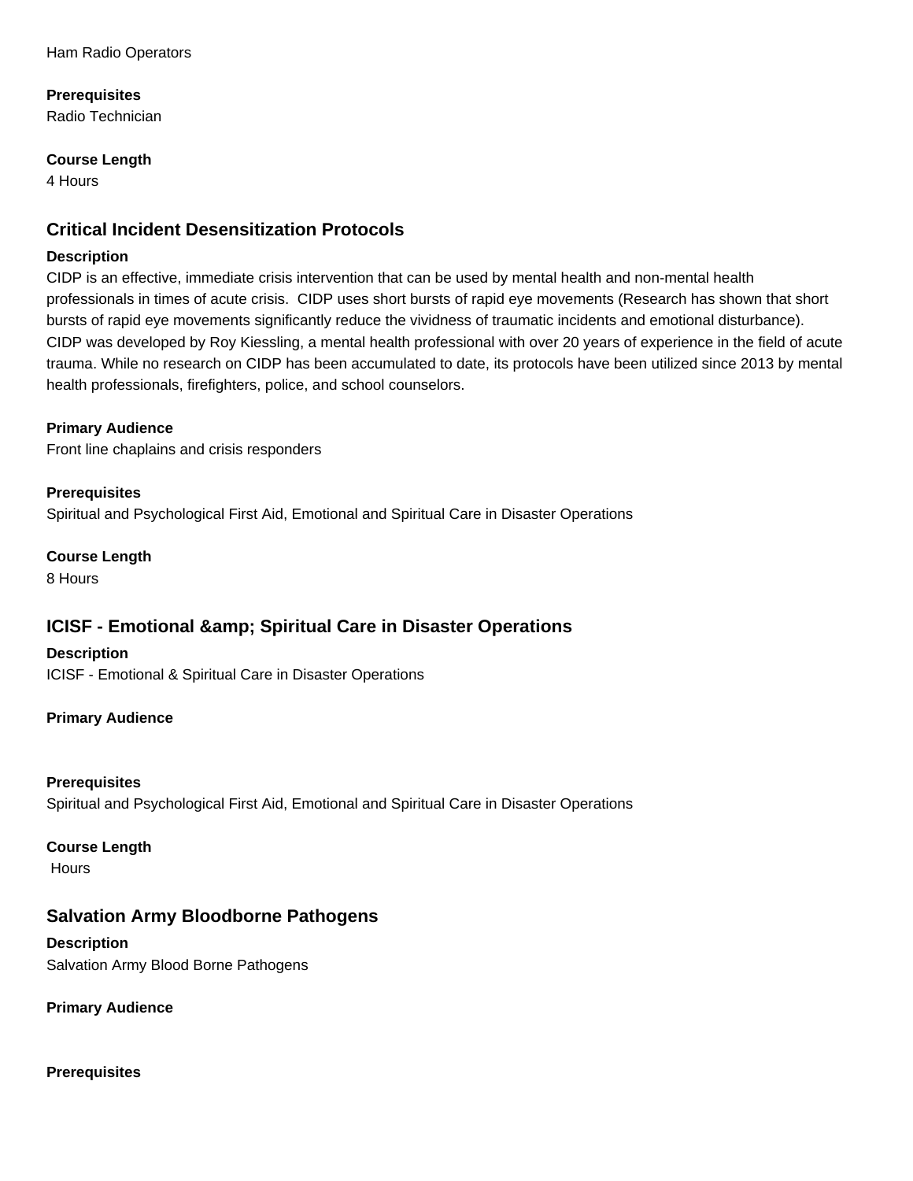Ham Radio Operators

**Prerequisites**
Radio Technician

**Course Length**
4 Hours

## Critical Incident Desensitization Protocols

**Description**
CIDP is an effective, immediate crisis intervention that can be used by mental health and non-mental health professionals in times of acute crisis.  CIDP uses short bursts of rapid eye movements (Research has shown that short bursts of rapid eye movements significantly reduce the vividness of traumatic incidents and emotional disturbance). CIDP was developed by Roy Kiessling, a mental health professional with over 20 years of experience in the field of acute trauma. While no research on CIDP has been accumulated to date, its protocols have been utilized since 2013 by mental health professionals, firefighters, police, and school counselors.

**Primary Audience**
Front line chaplains and crisis responders

**Prerequisites**
Spiritual and Psychological First Aid, Emotional and Spiritual Care in Disaster Operations

**Course Length**
8 Hours

## ICISF - Emotional &amp; Spiritual Care in Disaster Operations

**Description**
ICISF - Emotional & Spiritual Care in Disaster Operations

**Primary Audience**

**Prerequisites**
Spiritual and Psychological First Aid, Emotional and Spiritual Care in Disaster Operations

**Course Length**
Hours

## Salvation Army Bloodborne Pathogens

**Description**
Salvation Army Blood Borne Pathogens

**Primary Audience**

**Prerequisites**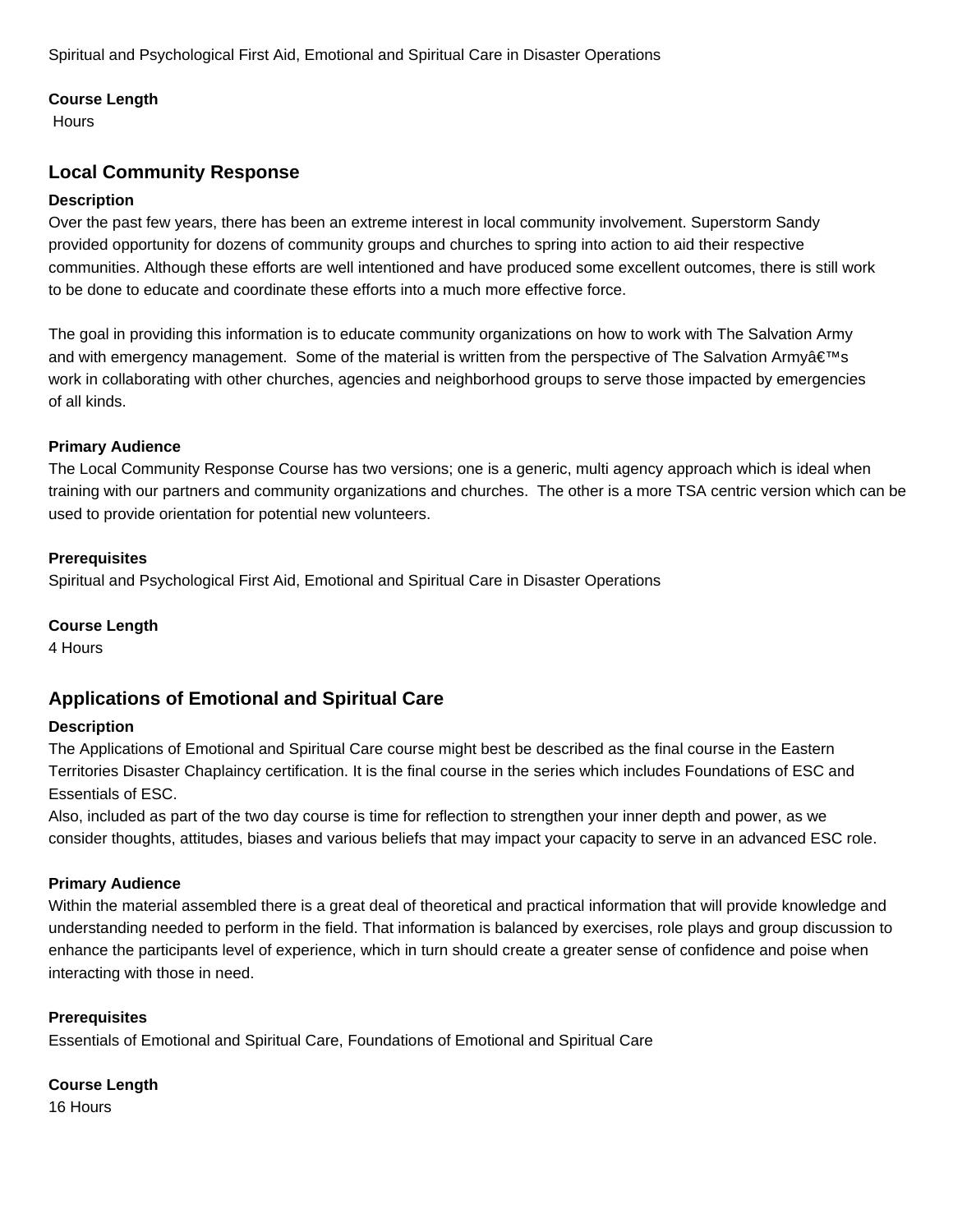Spiritual and Psychological First Aid, Emotional and Spiritual Care in Disaster Operations

**Course Length**
Hours

## Local Community Response

**Description**
Over the past few years, there has been an extreme interest in local community involvement. Superstorm Sandy provided opportunity for dozens of community groups and churches to spring into action to aid their respective communities. Although these efforts are well intentioned and have produced some excellent outcomes, there is still work to be done to educate and coordinate these efforts into a much more effective force.

The goal in providing this information is to educate community organizations on how to work with The Salvation Army and with emergency management. Some of the material is written from the perspective of The Salvation Armyâ€™s work in collaborating with other churches, agencies and neighborhood groups to serve those impacted by emergencies of all kinds.

**Primary Audience**
The Local Community Response Course has two versions; one is a generic, multi agency approach which is ideal when training with our partners and community organizations and churches. The other is a more TSA centric version which can be used to provide orientation for potential new volunteers.

**Prerequisites**
Spiritual and Psychological First Aid, Emotional and Spiritual Care in Disaster Operations

**Course Length**
4 Hours

## Applications of Emotional and Spiritual Care

**Description**
The Applications of Emotional and Spiritual Care course might best be described as the final course in the Eastern Territories Disaster Chaplaincy certification. It is the final course in the series which includes Foundations of ESC and Essentials of ESC.
Also, included as part of the two day course is time for reflection to strengthen your inner depth and power, as we consider thoughts, attitudes, biases and various beliefs that may impact your capacity to serve in an advanced ESC role.

**Primary Audience**
Within the material assembled there is a great deal of theoretical and practical information that will provide knowledge and understanding needed to perform in the field. That information is balanced by exercises, role plays and group discussion to enhance the participants level of experience, which in turn should create a greater sense of confidence and poise when interacting with those in need.

**Prerequisites**
Essentials of Emotional and Spiritual Care, Foundations of Emotional and Spiritual Care

**Course Length**
16 Hours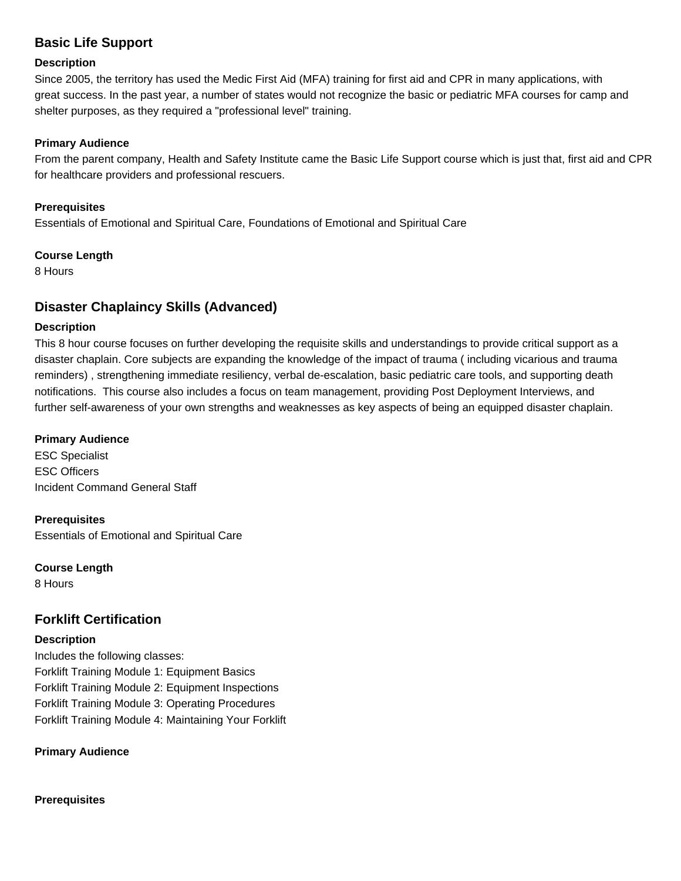## Basic Life Support

**Description**

Since 2005, the territory has used the Medic First Aid (MFA) training for first aid and CPR in many applications, with great success. In the past year, a number of states would not recognize the basic or pediatric MFA courses for camp and shelter purposes, as they required a "professional level" training.

**Primary Audience**

From the parent company, Health and Safety Institute came the Basic Life Support course which is just that, first aid and CPR for healthcare providers and professional rescuers.

**Prerequisites**

Essentials of Emotional and Spiritual Care, Foundations of Emotional and Spiritual Care

**Course Length**

8 Hours

## Disaster Chaplaincy Skills (Advanced)

**Description**

This 8 hour course focuses on further developing the requisite skills and understandings to provide critical support as a disaster chaplain. Core subjects are expanding the knowledge of the impact of trauma ( including vicarious and trauma reminders) , strengthening immediate resiliency, verbal de-escalation, basic pediatric care tools, and supporting death notifications.  This course also includes a focus on team management, providing Post Deployment Interviews, and further self-awareness of your own strengths and weaknesses as key aspects of being an equipped disaster chaplain.

**Primary Audience**

ESC Specialist
ESC Officers
Incident Command General Staff

**Prerequisites**

Essentials of Emotional and Spiritual Care

**Course Length**

8 Hours

## Forklift Certification

**Description**

Includes the following classes:
Forklift Training Module 1: Equipment Basics
Forklift Training Module 2: Equipment Inspections
Forklift Training Module 3: Operating Procedures
Forklift Training Module 4: Maintaining Your Forklift

**Primary Audience**

**Prerequisites**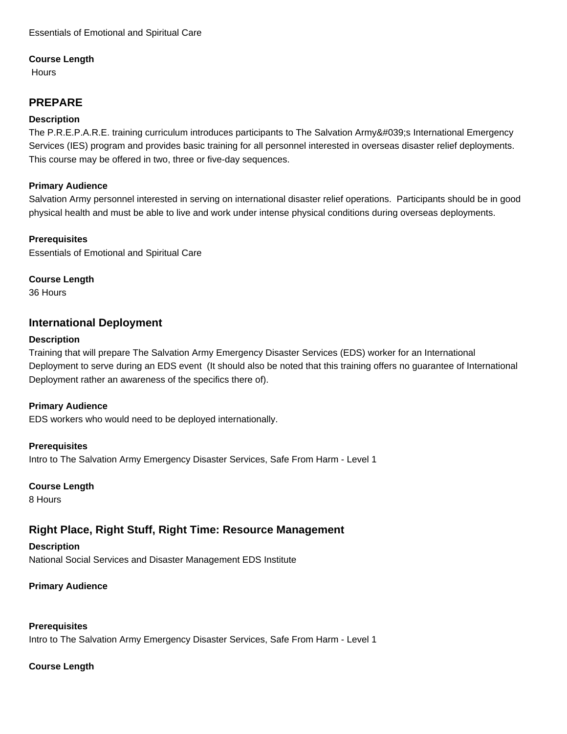Essentials of Emotional and Spiritual Care

**Course Length**
Hours

## PREPARE

**Description**
The P.R.E.P.A.R.E. training curriculum introduces participants to The Salvation Army&#039;s International Emergency Services (IES) program and provides basic training for all personnel interested in overseas disaster relief deployments. This course may be offered in two, three or five-day sequences.

**Primary Audience**
Salvation Army personnel interested in serving on international disaster relief operations. Participants should be in good physical health and must be able to live and work under intense physical conditions during overseas deployments.

**Prerequisites**
Essentials of Emotional and Spiritual Care

**Course Length**
36 Hours

## International Deployment

**Description**
Training that will prepare The Salvation Army Emergency Disaster Services (EDS) worker for an International Deployment to serve during an EDS event (It should also be noted that this training offers no guarantee of International Deployment rather an awareness of the specifics there of).

**Primary Audience**
EDS workers who would need to be deployed internationally.

**Prerequisites**
Intro to The Salvation Army Emergency Disaster Services, Safe From Harm - Level 1

**Course Length**
8 Hours

## Right Place, Right Stuff, Right Time: Resource Management

**Description**
National Social Services and Disaster Management EDS Institute

**Primary Audience**

**Prerequisites**
Intro to The Salvation Army Emergency Disaster Services, Safe From Harm - Level 1

**Course Length**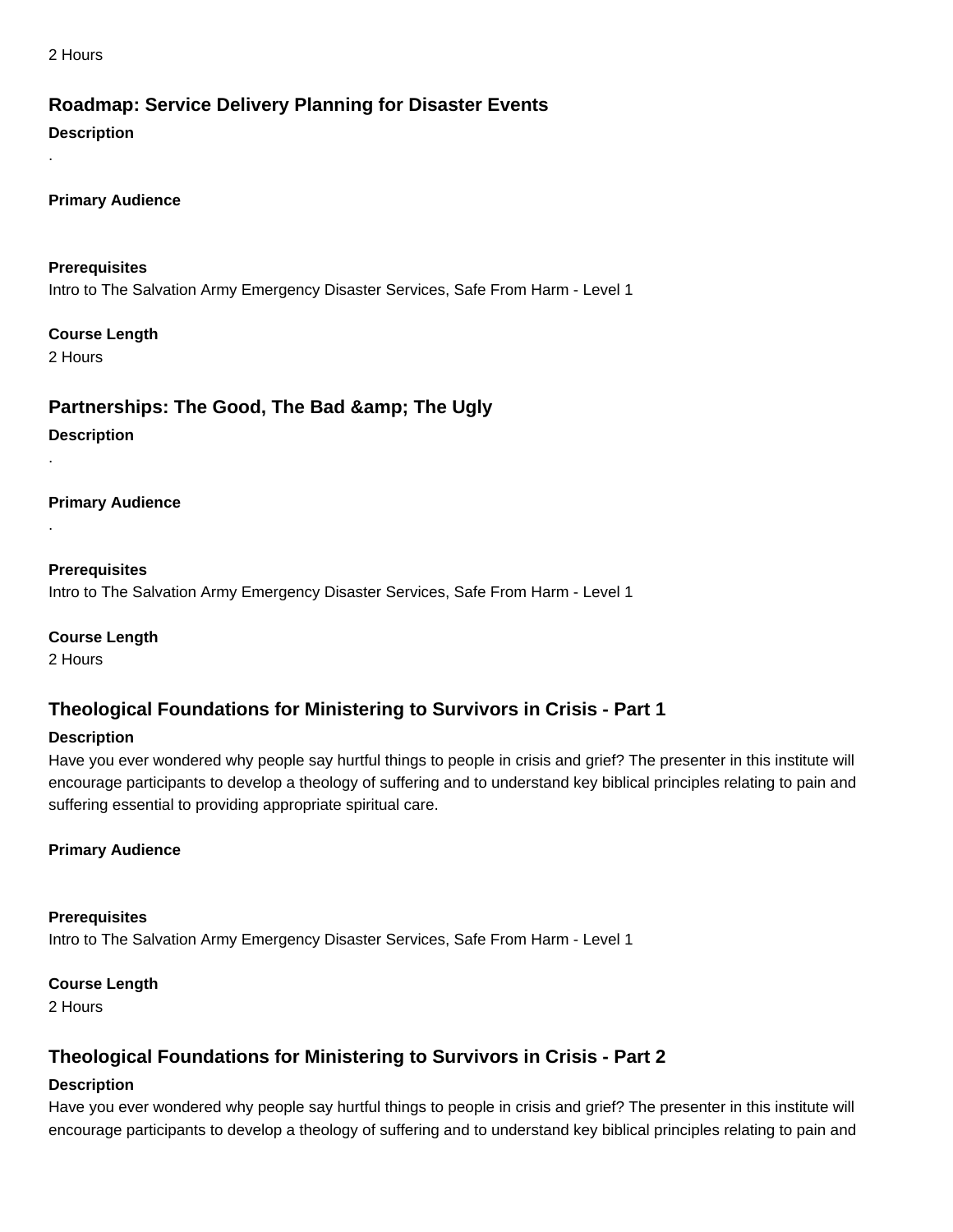2 Hours

### Roadmap: Service Delivery Planning for Disaster Events

**Description**

.

**Primary Audience**

**Prerequisites**

Intro to The Salvation Army Emergency Disaster Services, Safe From Harm - Level 1

**Course Length**

2 Hours

### Partnerships: The Good, The Bad &amp; The Ugly

**Description**

.

**Primary Audience**

.

**Prerequisites**

Intro to The Salvation Army Emergency Disaster Services, Safe From Harm - Level 1

**Course Length**

2 Hours

### Theological Foundations for Ministering to Survivors in Crisis - Part 1

**Description**

Have you ever wondered why people say hurtful things to people in crisis and grief? The presenter in this institute will encourage participants to develop a theology of suffering and to understand key biblical principles relating to pain and suffering essential to providing appropriate spiritual care.

**Primary Audience**

**Prerequisites**

Intro to The Salvation Army Emergency Disaster Services, Safe From Harm - Level 1

**Course Length**

2 Hours

### Theological Foundations for Ministering to Survivors in Crisis - Part 2

**Description**

Have you ever wondered why people say hurtful things to people in crisis and grief? The presenter in this institute will encourage participants to develop a theology of suffering and to understand key biblical principles relating to pain and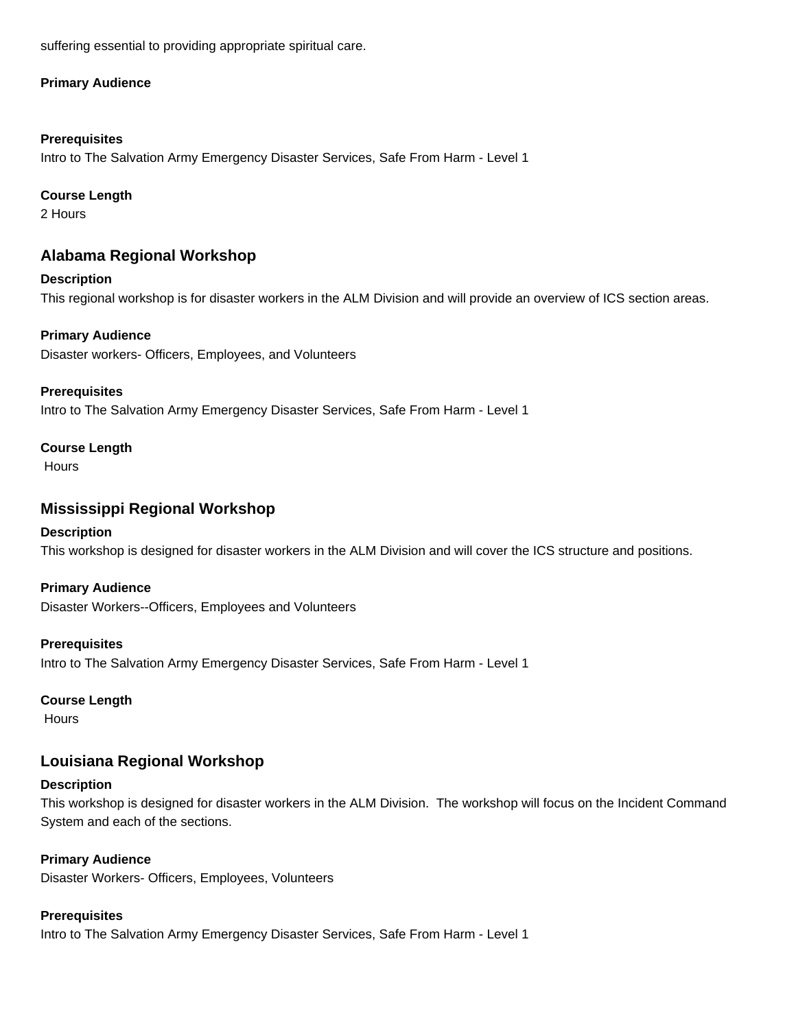suffering essential to providing appropriate spiritual care.

**Primary Audience**

**Prerequisites**

Intro to The Salvation Army Emergency Disaster Services, Safe From Harm - Level 1

**Course Length**

2 Hours

## Alabama Regional Workshop

**Description**

This regional workshop is for disaster workers in the ALM Division and will provide an overview of ICS section areas.

**Primary Audience**

Disaster workers- Officers, Employees, and Volunteers

**Prerequisites**

Intro to The Salvation Army Emergency Disaster Services, Safe From Harm - Level 1

**Course Length**

Hours

## Mississippi Regional Workshop

**Description**

This workshop is designed for disaster workers in the ALM Division and will cover the ICS structure and positions.

**Primary Audience**

Disaster Workers--Officers, Employees and Volunteers

**Prerequisites**

Intro to The Salvation Army Emergency Disaster Services, Safe From Harm - Level 1

**Course Length**

Hours

## Louisiana Regional Workshop

**Description**

This workshop is designed for disaster workers in the ALM Division. The workshop will focus on the Incident Command System and each of the sections.

**Primary Audience**

Disaster Workers- Officers, Employees, Volunteers

**Prerequisites**

Intro to The Salvation Army Emergency Disaster Services, Safe From Harm - Level 1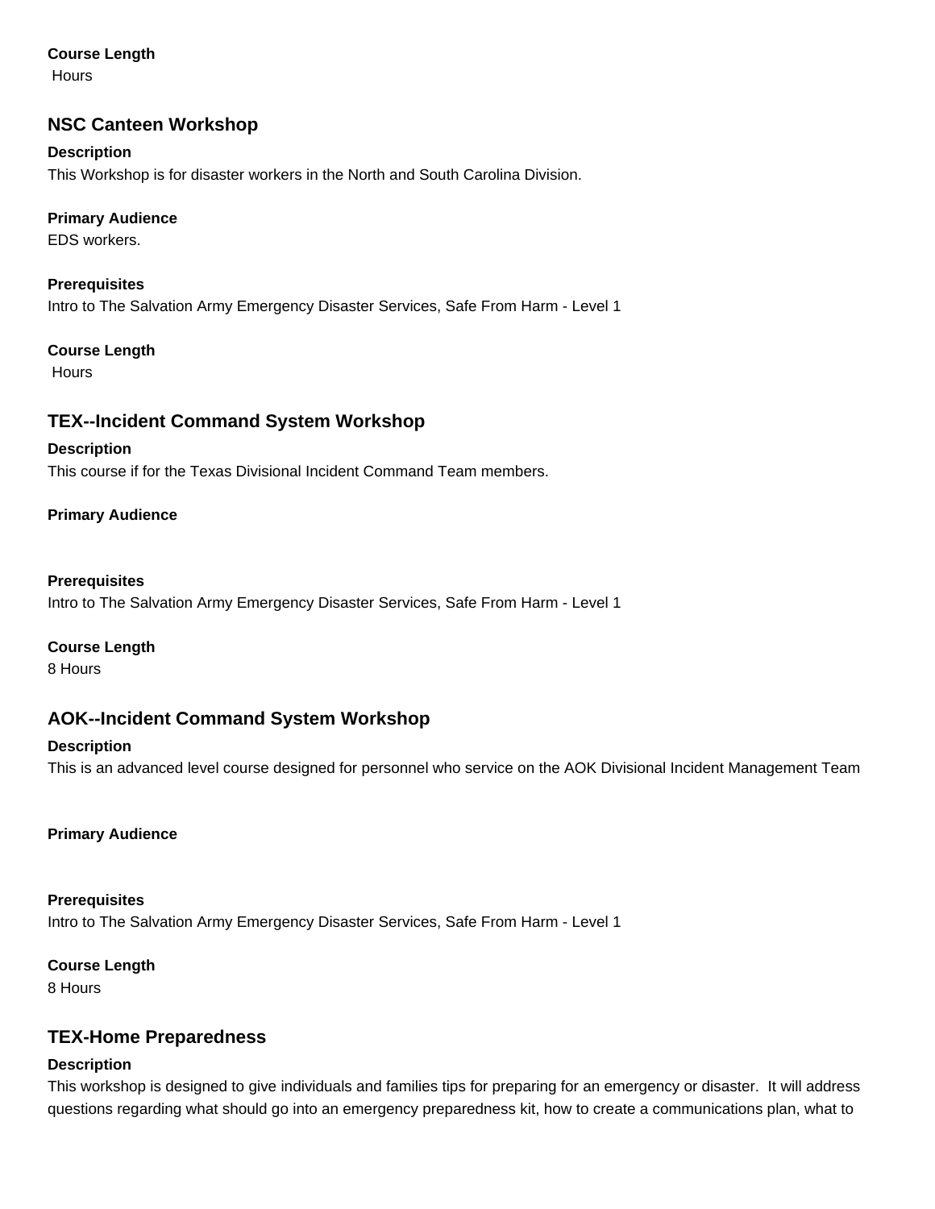**Course Length**
Hours

## NSC Canteen Workshop

**Description**
This Workshop is for disaster workers in the North and South Carolina Division.

**Primary Audience**
EDS workers.

**Prerequisites**
Intro to The Salvation Army Emergency Disaster Services, Safe From Harm - Level 1

**Course Length**
Hours

## TEX--Incident Command System Workshop

**Description**
This course if for the Texas Divisional Incident Command Team members.

**Primary Audience**

**Prerequisites**
Intro to The Salvation Army Emergency Disaster Services, Safe From Harm - Level 1

**Course Length**
8 Hours

## AOK--Incident Command System Workshop

**Description**
This is an advanced level course designed for personnel who service on the AOK Divisional Incident Management Team

**Primary Audience**

**Prerequisites**
Intro to The Salvation Army Emergency Disaster Services, Safe From Harm - Level 1

**Course Length**
8 Hours

## TEX-Home Preparedness

**Description**
This workshop is designed to give individuals and families tips for preparing for an emergency or disaster. It will address questions regarding what should go into an emergency preparedness kit, how to create a communications plan, what to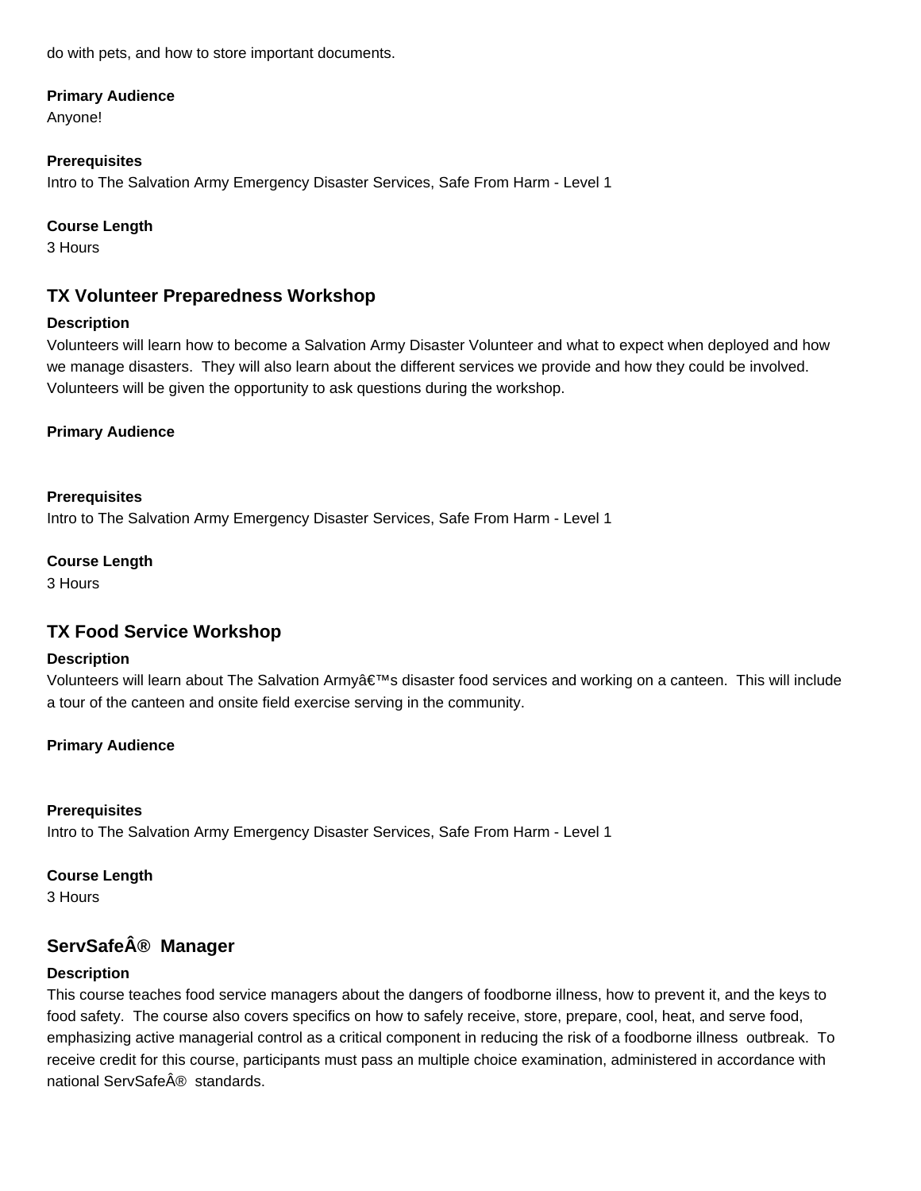do with pets, and how to store important documents.

**Primary Audience**

Anyone!

**Prerequisites**

Intro to The Salvation Army Emergency Disaster Services, Safe From Harm - Level 1

**Course Length**

3 Hours

## TX Volunteer Preparedness Workshop

**Description**

Volunteers will learn how to become a Salvation Army Disaster Volunteer and what to expect when deployed and how we manage disasters. They will also learn about the different services we provide and how they could be involved. Volunteers will be given the opportunity to ask questions during the workshop.

**Primary Audience**

**Prerequisites**

Intro to The Salvation Army Emergency Disaster Services, Safe From Harm - Level 1

**Course Length**

3 Hours

## TX Food Service Workshop

**Description**

Volunteers will learn about The Salvation Armyâ€™s disaster food services and working on a canteen. This will include a tour of the canteen and onsite field exercise serving in the community.

**Primary Audience**

**Prerequisites**

Intro to The Salvation Army Emergency Disaster Services, Safe From Harm - Level 1

**Course Length**

3 Hours

## ServSafeÂ® Manager

**Description**

This course teaches food service managers about the dangers of foodborne illness, how to prevent it, and the keys to food safety. The course also covers specifics on how to safely receive, store, prepare, cool, heat, and serve food, emphasizing active managerial control as a critical component in reducing the risk of a foodborne illness outbreak. To receive credit for this course, participants must pass an multiple choice examination, administered in accordance with national ServSafeÂ® standards.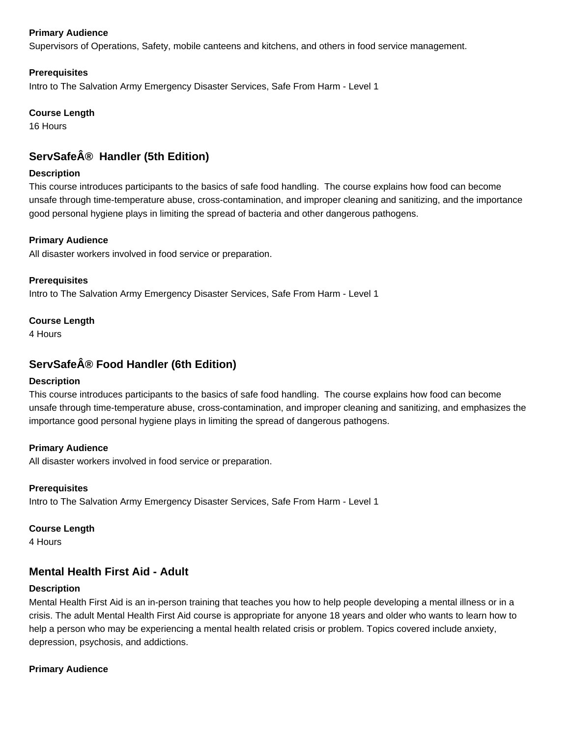**Primary Audience**

Supervisors of Operations, Safety, mobile canteens and kitchens, and others in food service management.

**Prerequisites**

Intro to The Salvation Army Emergency Disaster Services, Safe From Harm - Level 1

**Course Length**

16 Hours

## ServSafeÂ® Handler (5th Edition)

**Description**

This course introduces participants to the basics of safe food handling. The course explains how food can become unsafe through time-temperature abuse, cross-contamination, and improper cleaning and sanitizing, and the importance good personal hygiene plays in limiting the spread of bacteria and other dangerous pathogens.

**Primary Audience**

All disaster workers involved in food service or preparation.

**Prerequisites**

Intro to The Salvation Army Emergency Disaster Services, Safe From Harm - Level 1

**Course Length**

4 Hours

## ServSafeÂ® Food Handler (6th Edition)

**Description**

This course introduces participants to the basics of safe food handling. The course explains how food can become unsafe through time-temperature abuse, cross-contamination, and improper cleaning and sanitizing, and emphasizes the importance good personal hygiene plays in limiting the spread of dangerous pathogens.

**Primary Audience**

All disaster workers involved in food service or preparation.

**Prerequisites**

Intro to The Salvation Army Emergency Disaster Services, Safe From Harm - Level 1

**Course Length**

4 Hours

## Mental Health First Aid - Adult

**Description**

Mental Health First Aid is an in-person training that teaches you how to help people developing a mental illness or in a crisis. The adult Mental Health First Aid course is appropriate for anyone 18 years and older who wants to learn how to help a person who may be experiencing a mental health related crisis or problem. Topics covered include anxiety, depression, psychosis, and addictions.

**Primary Audience**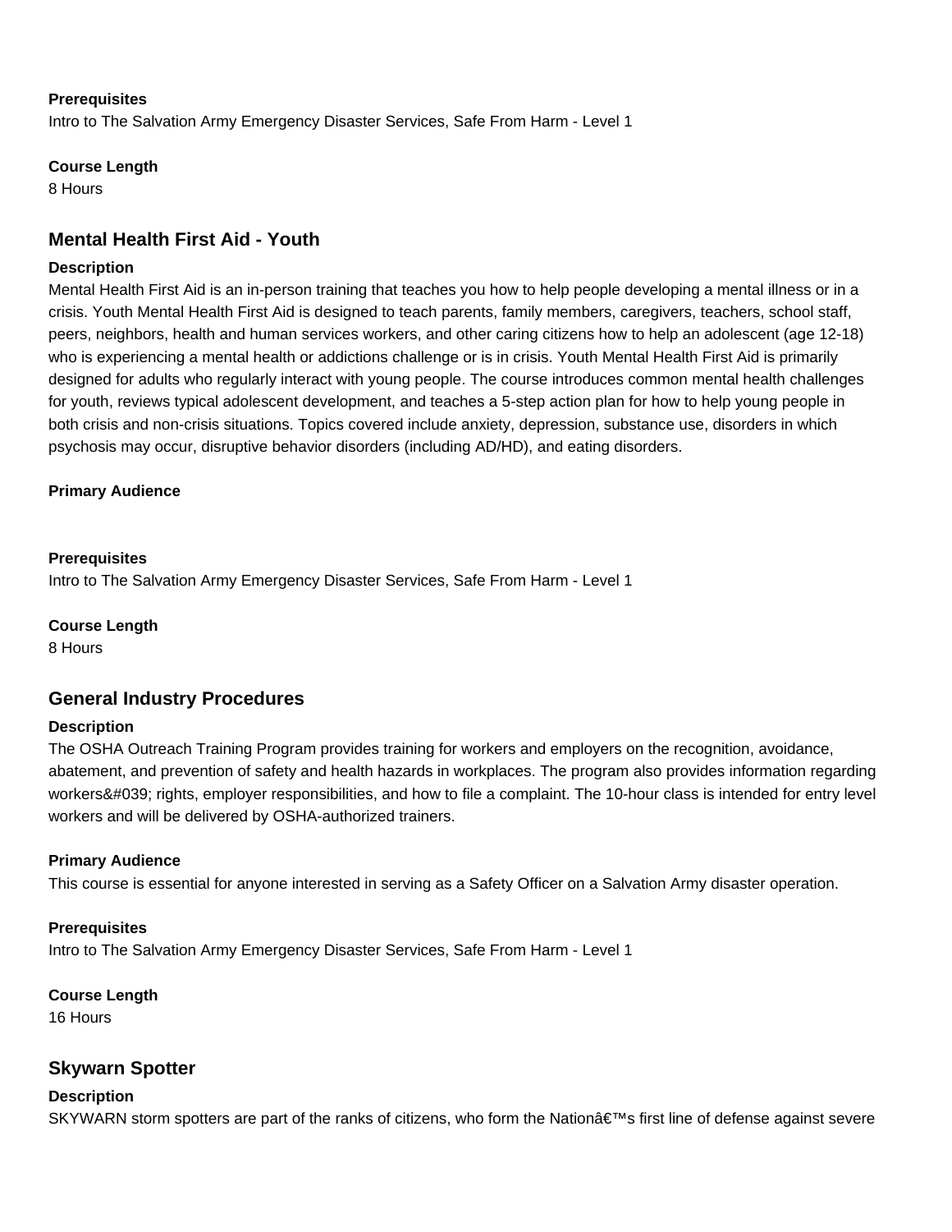**Prerequisites**
Intro to The Salvation Army Emergency Disaster Services, Safe From Harm - Level 1

**Course Length**
8 Hours

## Mental Health First Aid - Youth

**Description**
Mental Health First Aid is an in-person training that teaches you how to help people developing a mental illness or in a crisis. Youth Mental Health First Aid is designed to teach parents, family members, caregivers, teachers, school staff, peers, neighbors, health and human services workers, and other caring citizens how to help an adolescent (age 12-18) who is experiencing a mental health or addictions challenge or is in crisis. Youth Mental Health First Aid is primarily designed for adults who regularly interact with young people. The course introduces common mental health challenges for youth, reviews typical adolescent development, and teaches a 5-step action plan for how to help young people in both crisis and non-crisis situations. Topics covered include anxiety, depression, substance use, disorders in which psychosis may occur, disruptive behavior disorders (including AD/HD), and eating disorders.

**Primary Audience**

**Prerequisites**
Intro to The Salvation Army Emergency Disaster Services, Safe From Harm - Level 1

**Course Length**
8 Hours

## General Industry Procedures

**Description**
The OSHA Outreach Training Program provides training for workers and employers on the recognition, avoidance, abatement, and prevention of safety and health hazards in workplaces. The program also provides information regarding workers&#039; rights, employer responsibilities, and how to file a complaint. The 10-hour class is intended for entry level workers and will be delivered by OSHA-authorized trainers.

**Primary Audience**
This course is essential for anyone interested in serving as a Safety Officer on a Salvation Army disaster operation.

**Prerequisites**
Intro to The Salvation Army Emergency Disaster Services, Safe From Harm - Level 1

**Course Length**
16 Hours

## Skywarn Spotter

**Description**
SKYWARN storm spotters are part of the ranks of citizens, who form the Nationâ€™s first line of defense against severe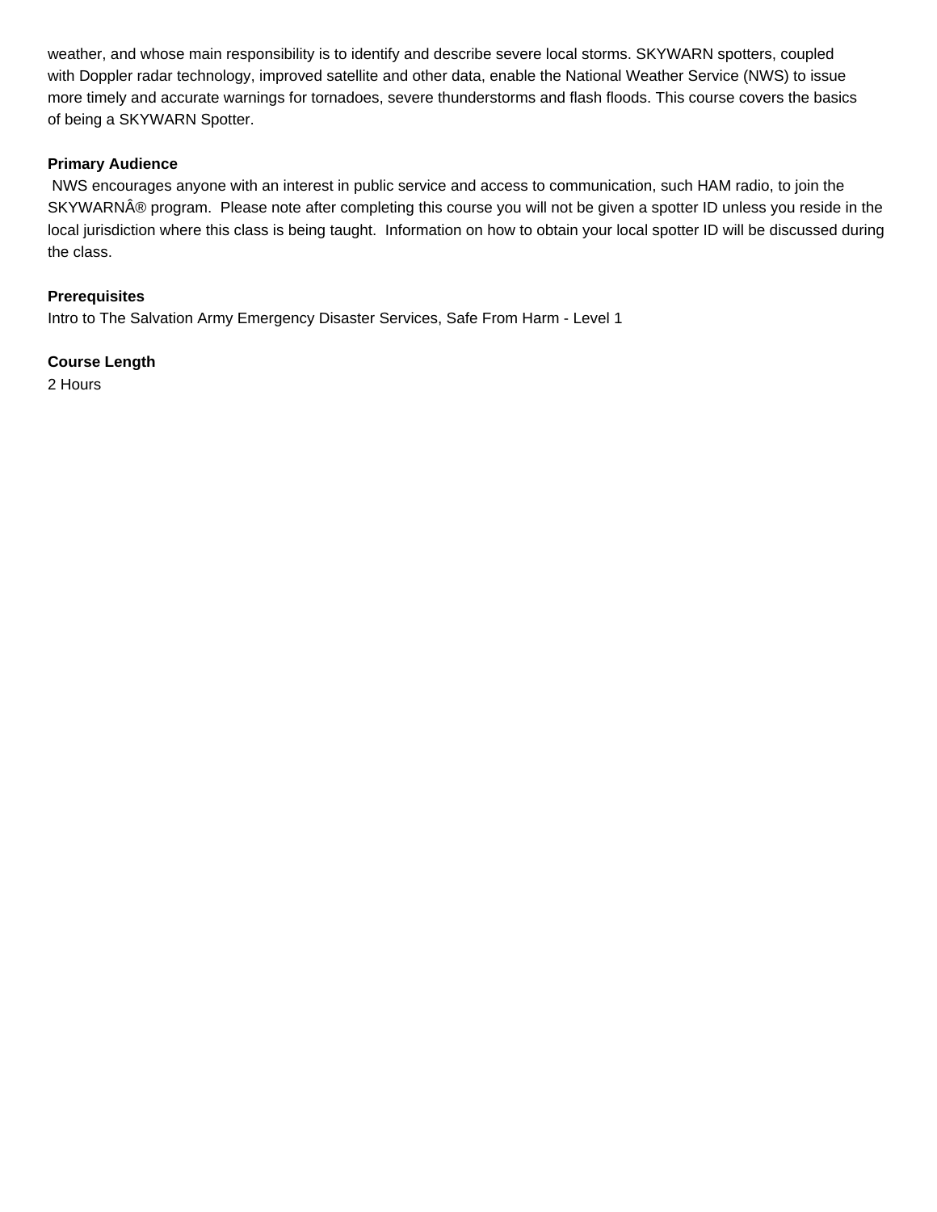weather, and whose main responsibility is to identify and describe severe local storms. SKYWARN spotters, coupled with Doppler radar technology, improved satellite and other data, enable the National Weather Service (NWS) to issue more timely and accurate warnings for tornadoes, severe thunderstorms and flash floods. This course covers the basics of being a SKYWARN Spotter.

**Primary Audience**

NWS encourages anyone with an interest in public service and access to communication, such HAM radio, to join the SKYWARNÂ® program.  Please note after completing this course you will not be given a spotter ID unless you reside in the local jurisdiction where this class is being taught.  Information on how to obtain your local spotter ID will be discussed during the class.

**Prerequisites**

Intro to The Salvation Army Emergency Disaster Services, Safe From Harm - Level 1

**Course Length**

2 Hours